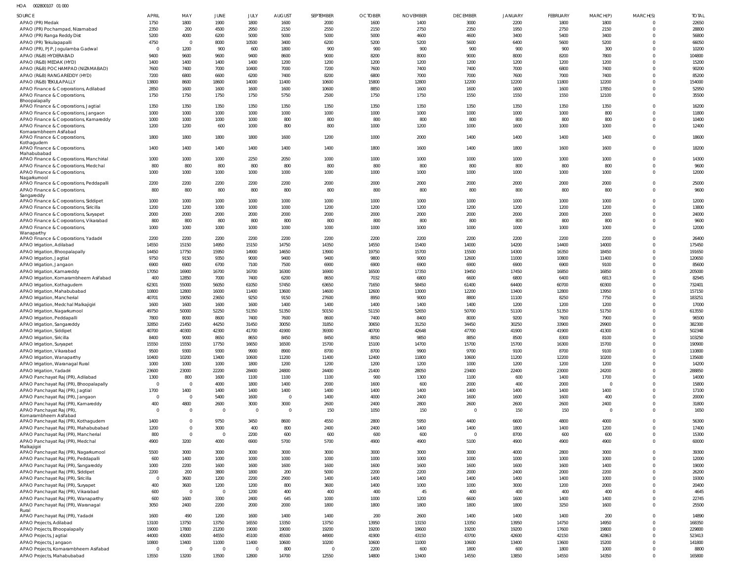HOA 002800107 01 000

| SOURCE | APRIL | MAY | JUNE | JULY | AUGUST | SEPTEMBER | OCTOBER | NOVEMBER | DECEMBER | JANUARY | FEBRUARY | MARCH(P) | MARCH(S) | TOTAL |
|---|---|---|---|---|---|---|---|---|---|---|---|---|---|---|
| APAO (PR) Medak | 1750 | 1800 | 1900 | 1800 | 1600 | 2000 | 1600 | 1400 | 3000 | 2200 | 1800 | 1800 | 0 | 22650 |
| APAO (PR) Pochampad, Nizamabad | 2350 | 200 | 4500 | 2950 | 2150 | 2550 | 2150 | 2750 | 2350 | 1950 | 2750 | 2150 | 0 | 28800 |
| APAO (PR) Ranga Reddy Dist | 5200 | 4000 | 6200 | 5000 | 5000 | 5000 | 5000 | 4600 | 4600 | 3400 | 5400 | 3400 | 0 | 56800 |
| APAO (PR) Tekulapapalli | 4750 | 0 | 8000 | 10500 | 3400 | 6200 | 5200 | 5200 | 5600 | 6400 | 5600 | 5200 | 0 | 66050 |
| APAO (PR), PJP, Jogulamba Gadwal | 0 | 1200 | 900 | 600 | 1800 | 900 | 900 | 900 | 900 | 900 | 900 | 300 | 0 | 10200 |
| APAO (R&B) HYDERABAD | 9400 | 9600 | 9600 | 9400 | 8600 | 9000 | 8200 | 8000 | 9000 | 8000 | 8200 | 7800 | 0 | 104800 |
| APAO (R&B) MEDAK (HYD) | 1400 | 1400 | 1400 | 1400 | 1200 | 1200 | 1200 | 1200 | 1200 | 1200 | 1200 | 1200 | 0 | 15200 |
| APAO (R&B) POCHAMPAD (NIZAMABAD) | 7600 | 7400 | 7000 | 10400 | 7000 | 7200 | 7600 | 7400 | 7400 | 7000 | 6800 | 7400 | 0 | 90200 |
| APAO (R&B) RANGAREDDY (HYD) | 7200 | 6800 | 6600 | 6200 | 7400 | 8200 | 6800 | 7000 | 7000 | 7600 | 7000 | 7400 | 0 | 85200 |
| APAO (R&B) TEKULAPALLY | 13800 | 8600 | 18600 | 14000 | 11400 | 10600 | 15800 | 12800 | 12200 | 12200 | 11800 | 12200 | 0 | 154000 |
| APAO Finance & Corporations, Adilabad | 2850 | 1600 | 1600 | 1600 | 1600 | 10600 | 8850 | 1600 | 1600 | 1600 | 1600 | 17850 | 0 | 52950 |
| APAO Finance & Corporations, Bhoopalapally | 1750 | 1750 | 1750 | 1750 | 5750 | 2500 | 1750 | 1750 | 1550 | 1550 | 1550 | 12100 | 0 | 35500 |
| APAO Finance & Corporations, Jagtial | 1350 | 1350 | 1350 | 1350 | 1350 | 1350 | 1350 | 1350 | 1350 | 1350 | 1350 | 1350 | 0 | 16200 |
| APAO Finance & Corporations, Jangaon | 1000 | 1000 | 1000 | 1000 | 1000 | 1000 | 1000 | 1000 | 1000 | 1000 | 1000 | 800 | 0 | 11800 |
| APAO Finance & Corporations, Kamareddy | 1000 | 1000 | 1000 | 1000 | 800 | 800 | 800 | 800 | 800 | 800 | 800 | 800 | 0 | 10400 |
| APAO Finance & Corporations, Komarambheem Asifabad | 1200 | 1200 | 600 | 1000 | 800 | 800 | 1000 | 1200 | 1000 | 1600 | 1000 | 1000 | 0 | 12400 |
| APAO Finance & Corporations, Kothagudem | 1800 | 1800 | 1800 | 1800 | 1600 | 1200 | 1000 | 2000 | 1400 | 1400 | 1400 | 1400 | 0 | 18600 |
| APAO Finance & Corporations, Mahabubabad | 1400 | 1400 | 1400 | 1400 | 1400 | 1400 | 1800 | 1600 | 1400 | 1800 | 1600 | 1600 | 0 | 18200 |
| APAO Finance & Corporations, Manchirial | 1000 | 1000 | 1000 | 2250 | 2050 | 1000 | 1000 | 1000 | 1000 | 1000 | 1000 | 1000 | 0 | 14300 |
| APAO Finance & Corporations, Medchal | 800 | 800 | 800 | 800 | 800 | 800 | 800 | 800 | 800 | 800 | 800 | 800 | 0 | 9600 |
| APAO Finance & Corporations, Nagarkurnool | 1000 | 1000 | 1000 | 1000 | 1000 | 1000 | 1000 | 1000 | 1000 | 1000 | 1000 | 1000 | 0 | 12000 |
| APAO Finance & Corporations, Peddapalli | 2200 | 2200 | 2200 | 2200 | 2200 | 2000 | 2000 | 2000 | 2000 | 2000 | 2000 | 2000 | 0 | 25000 |
| APAO Finance & Corporations, Sangareddy | 800 | 800 | 800 | 800 | 800 | 800 | 800 | 800 | 800 | 800 | 800 | 800 | 0 | 9600 |
| APAO Finance & Corporations, Siddipet | 1000 | 1000 | 1000 | 1000 | 1000 | 1000 | 1000 | 1000 | 1000 | 1000 | 1000 | 1000 | 0 | 12000 |
| APAO Finance & Corporations, Siricilla | 1200 | 1200 | 1200 | 1000 | 1000 | 1200 | 1200 | 1200 | 1200 | 1200 | 1200 | 1200 | 0 | 13800 |
| APAO Finance & Corporations, Suryapet | 2000 | 2000 | 2000 | 2000 | 2000 | 2000 | 2000 | 2000 | 2000 | 2000 | 2000 | 2000 | 0 | 24000 |
| APAO Finance & Corporations, Vikarabad | 800 | 800 | 800 | 800 | 800 | 800 | 800 | 800 | 800 | 800 | 800 | 800 | 0 | 9600 |
| APAO Finance & Corporations, Wanaparthy | 1000 | 1000 | 1000 | 1000 | 1000 | 1000 | 1000 | 1000 | 1000 | 1000 | 1000 | 1000 | 0 | 12000 |
| APAO Finance & Corporations, Yadadri | 2200 | 2200 | 2200 | 2200 | 2200 | 2200 | 2200 | 2200 | 2200 | 2200 | 2200 | 2200 | 0 | 26400 |
| APAO Irrigation, Adilabad | 14550 | 15150 | 14950 | 15150 | 14750 | 14350 | 14550 | 15400 | 14000 | 14200 | 14400 | 14000 | 0 | 175450 |
| APAO Irrigation, Bhoopalapally | 14450 | 17750 | 15950 | 14900 | 14650 | 13900 | 19750 | 15700 | 15500 | 14300 | 16350 | 18450 | 0 | 191650 |
| APAO Irrigation, Jagtial | 9750 | 9150 | 9350 | 9000 | 9400 | 9400 | 9800 | 9000 | 12600 | 11000 | 10800 | 11400 | 0 | 120650 |
| APAO Irrigation, Jangaon | 6900 | 6900 | 6700 | 7100 | 7500 | 6900 | 6900 | 6900 | 6900 | 6900 | 6900 | 9100 | 0 | 85600 |
| APAO Irrigation, Kamareddy | 17050 | 16900 | 16700 | 16700 | 16300 | 16900 | 16500 | 17350 | 19450 | 17450 | 16850 | 16850 | 0 | 205000 |
| APAO Irrigation, Komarambheem Asifabad | 400 | 12850 | 7000 | 7400 | 6200 | 8650 | 7032 | 6800 | 6600 | 6800 | 6400 | 6813 | 0 | 82945 |
| APAO Irrigation, Kothagudem | 62301 | 55000 | 56050 | 61050 | 57450 | 63650 | 71650 | 58450 | 61400 | 64400 | 60700 | 60300 | 0 | 732401 |
| APAO Irrigation, Mahabubabad | 10800 | 12800 | 16000 | 11400 | 13600 | 14600 | 12600 | 13000 | 12200 | 13400 | 12800 | 13950 | 0 | 157150 |
| APAO Irrigation, Mancherial | 40701 | 19050 | 23650 | 9250 | 9150 | 27600 | 8950 | 9000 | 8800 | 11100 | 8250 | 7750 | 0 | 183251 |
| APAO Irrigation, Medchal Malkajigiri | 1600 | 1600 | 1600 | 1600 | 1400 | 1400 | 1400 | 1400 | 1400 | 1200 | 1200 | 1200 | 0 | 17000 |
| APAO Irrigation, Nagarkurnool | 49750 | 50000 | 52250 | 51350 | 51350 | 50150 | 51150 | 52650 | 50700 | 51100 | 51350 | 51750 | 0 | 613550 |
| APAO Irrigation, Peddapalli | 7800 | 8000 | 8600 | 7400 | 7600 | 8600 | 7400 | 8400 | 8000 | 9200 | 7600 | 7900 | 0 | 96500 |
| APAO Irrigation, Sangareddy | 32850 | 21450 | 44250 | 31450 | 30050 | 31850 | 30650 | 31250 | 34450 | 30250 | 33900 | 29900 | 0 | 382300 |
| APAO Irrigation, Siddipet | 40700 | 40300 | 42300 | 41700 | 41900 | 39300 | 40700 | 42648 | 47700 | 41900 | 41900 | 41300 | 0 | 502348 |
| APAO Irrigation, Siricilla | 8400 | 9000 | 8650 | 8650 | 8450 | 8450 | 8050 | 9850 | 8850 | 8500 | 8300 | 8100 | 0 | 103250 |
| APAO Irrigation, Suryapet | 15550 | 15550 | 17750 | 16650 | 16500 | 15700 | 15100 | 14700 | 15700 | 15700 | 16300 | 15700 | 0 | 190900 |
| APAO Irrigation, Vikarabad | 9500 | 9300 | 9300 | 9900 | 8900 | 8700 | 8700 | 9900 | 9700 | 9100 | 8700 | 9100 | 0 | 110800 |
| APAO Irrigation, Wanaparthy | 10400 | 10200 | 13400 | 10600 | 11200 | 11400 | 12400 | 11800 | 10600 | 11200 | 12200 | 10200 | 0 | 135600 |
| APAO Irrigation, Waranagal Rural | 1000 | 1000 | 1000 | 1800 | 1200 | 1200 | 1200 | 1200 | 1000 | 1200 | 1200 | 1200 | 0 | 14200 |
| APAO Irrigation, Yadadri | 23600 | 23000 | 22200 | 28400 | 24800 | 24400 | 21400 | 28050 | 23400 | 22400 | 23000 | 24200 | 0 | 288850 |
| APAO Panchayat Raj (PR), Adilabad | 1300 | 800 | 1600 | 1100 | 1100 | 1100 | 900 | 1300 | 1100 | 600 | 1400 | 1700 | 0 | 14000 |
| APAO Panchayat Raj (PR), Bhoopalapally | 0 | 0 | 4000 | 1800 | 1400 | 2000 | 1600 | 600 | 2000 | 400 | 2000 | 0 | 0 | 15800 |
| APAO Panchayat Raj (PR), Jagtial | 1700 | 1400 | 1400 | 1400 | 1400 | 1400 | 1400 | 1400 | 1400 | 1400 | 1400 | 1400 | 0 | 17100 |
| APAO Panchayat Raj (PR), Jangaon | 0 | 0 | 5400 | 1600 | 0 | 1400 | 4000 | 2400 | 1600 | 1600 | 1600 | 400 | 0 | 20000 |
| APAO Panchayat Raj (PR), Kamareddy | 400 | 4800 | 2600 | 3000 | 3000 | 2600 | 2400 | 2800 | 2600 | 2600 | 2600 | 2400 | 0 | 31800 |
| APAO Panchayat Raj (PR), Komarambheem Asifabad | 0 | 0 | 0 | 0 | 0 | 150 | 1050 | 150 | 0 | 150 | 150 | 0 | 0 | 1650 |
| APAO Panchayat Raj (PR), Kothagudem | 1400 | 0 | 9750 | 3450 | 8600 | 4550 | 2800 | 5950 | 4400 | 6600 | 4800 | 4000 | 0 | 56300 |
| APAO Panchayat Raj (PR), Mahabubabad | 1200 | 0 | 3000 | 400 | 800 | 2400 | 2400 | 1400 | 1400 | 1800 | 1400 | 1200 | 0 | 17400 |
| APAO Panchayat Raj (PR), Mancherial | 800 | 0 | 0 | 2200 | 600 | 600 | 600 | 600 | 0 | 8700 | 600 | 600 | 0 | 15300 |
| APAO Panchayat Raj (PR), Medchal Malkajigiri | 4900 | 3200 | 4000 | 6900 | 5700 | 5700 | 4900 | 4900 | 5100 | 4900 | 4900 | 4900 | 0 | 60000 |
| APAO Panchayat Raj (PR), Nagarkurnool | 5500 | 3000 | 3000 | 3000 | 3000 | 3000 | 3000 | 3000 | 3000 | 4000 | 2800 | 3000 | 0 | 39300 |
| APAO Panchayat Raj (PR), Peddapalli | 600 | 1400 | 1000 | 1000 | 1000 | 1000 | 1000 | 1000 | 1000 | 1000 | 1000 | 1000 | 0 | 12000 |
| APAO Panchayat Raj (PR), Sangareddy | 1000 | 2200 | 1600 | 1600 | 1600 | 1600 | 1600 | 1600 | 1600 | 1600 | 1600 | 1400 | 0 | 19000 |
| APAO Panchayat Raj (PR), Siddipet | 2200 | 200 | 3800 | 1800 | 200 | 5000 | 2200 | 2200 | 2000 | 2400 | 2000 | 2200 | 0 | 26200 |
| APAO Panchayat Raj (PR), Siricilla | 0 | 3600 | 1200 | 2200 | 2900 | 1400 | 1400 | 1400 | 1400 | 1400 | 1400 | 1000 | 0 | 19300 |
| APAO Panchayat Raj (PR), Suryapet | 400 | 3600 | 1200 | 1200 | 800 | 3600 | 1400 | 1000 | 1000 | 3000 | 1200 | 2000 | 0 | 20400 |
| APAO Panchayat Raj (PR), Vikarabad | 600 | 0 | 0 | 1200 | 400 | 400 | 400 | 45 | 400 | 400 | 400 | 400 | 0 | 4645 |
| APAO Panchayat Raj (PR), Wanaparthy | 600 | 1600 | 3300 | 2400 | 645 | 1000 | 1000 | 1200 | 6600 | 1600 | 1400 | 1400 | 0 | 22745 |
| APAO Panchayat Raj (PR), Waranagal Rural | 3050 | 2400 | 2200 | 2000 | 2000 | 1800 | 1800 | 1800 | 1800 | 1800 | 3250 | 1600 | 0 | 25500 |
| APAO Panchayat Raj (PR), Yadadri | 1600 | 490 | 1200 | 1600 | 1400 | 1400 | 200 | 2600 | 1400 | 1400 | 1400 | 200 | 0 | 14890 |
| APAO Projects, Adilabad | 13100 | 13750 | 13750 | 16550 | 13350 | 13750 | 13950 | 13150 | 13350 | 13950 | 14750 | 14950 | 0 | 168350 |
| APAO Projects, Bhoopalapally | 19000 | 17800 | 21200 | 19000 | 19000 | 19200 | 19200 | 19600 | 19200 | 19200 | 17600 | 19800 | 0 | 229800 |
| APAO Projects, Jagtial | 44000 | 43000 | 44550 | 45100 | 45500 | 44900 | 41900 | 43150 | 43700 | 42600 | 42150 | 42863 | 0 | 523413 |
| APAO Projects, Jangaon | 10800 | 13400 | 11000 | 11400 | 10600 | 10200 | 10600 | 11000 | 10600 | 13400 | 13600 | 15200 | 0 | 141800 |
| APAO Projects, Komarambheem Asifabad | 0 | 0 | 0 | 0 | 800 | 0 | 2200 | 600 | 1800 | 600 | 1800 | 1000 | 0 | 8800 |
| APAO Projects, Mahabubabad | 13550 | 13200 | 13500 | 12800 | 14700 | 12550 | 14800 | 13400 | 14550 | 13850 | 14550 | 14350 | 0 | 165800 |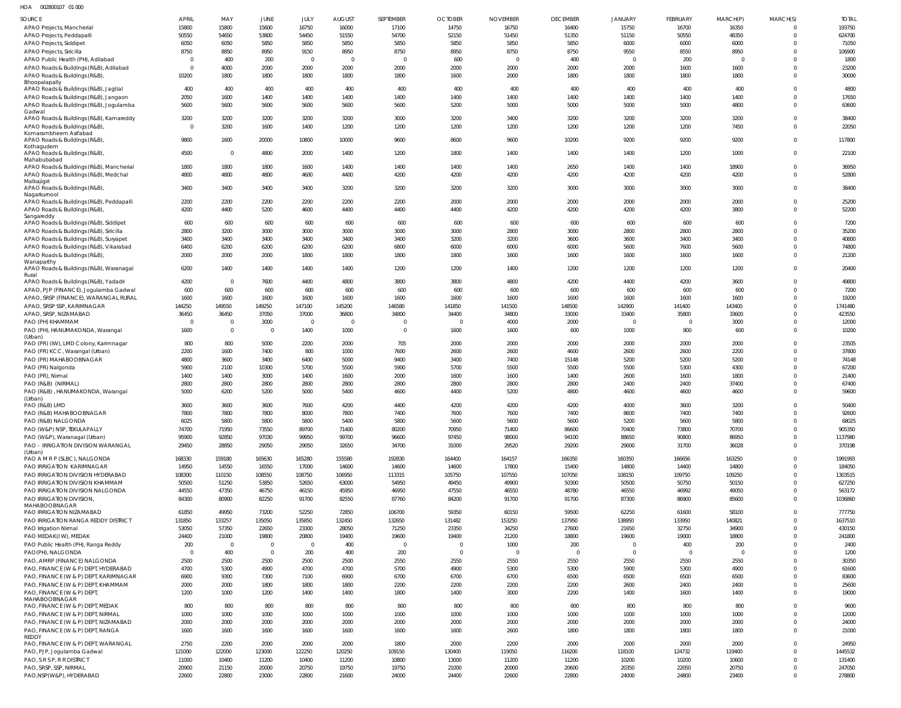HOA 002800107 01 000

| SOURCE | APRIL | MAY | JUNE | JULY | AUGUST | SEPTEMBER | OCTOBER | NOVEMBER | DECEMBER | JANUARY | FEBRUARY | MARCH(P) | MARCH(S) | TOTAL |
|---|---|---|---|---|---|---|---|---|---|---|---|---|---|---|
| APAO Projects, Mancherial | 15800 | 15800 | 15600 | 16750 | 16000 | 17100 | 14750 | 16750 | 16400 | 15750 | 16700 | 16350 | 0 | 193750 |
| APAO Projects, Peddapalli | 50550 | 54650 | 53800 | 54450 | 51550 | 54700 | 52150 | 51450 | 51350 | 51150 | 50550 | 48350 | 0 | 624700 |
| APAO Projects, Siddipet | 6050 | 6050 | 5850 | 5850 | 5850 | 5850 | 5850 | 5850 | 5850 | 6000 | 6000 | 6000 | 0 | 71050 |
| APAO Projects, Siricilla | 8750 | 8850 | 8950 | 9150 | 8950 | 8750 | 8950 | 8750 | 8750 | 9550 | 8550 | 8950 | 0 | 106900 |
| APAO Public Health (PH), Adilabad | 0 | 400 | 200 | 0 | 0 | 0 | 600 | 0 | 400 | 0 | 200 | 0 | 0 | 1800 |
| APAO Roads & Buildings (R&B), Adilabad | 0 | 4000 | 2000 | 2000 | 2000 | 2000 | 2000 | 2000 | 2000 | 2000 | 1600 | 1600 | 0 | 23200 |
| APAO Roads & Buildings (R&B), Bhoopalapally | 10200 | 1800 | 1800 | 1800 | 1800 | 1800 | 1600 | 2000 | 1800 | 1800 | 1800 | 1800 | 0 | 30000 |
| APAO Roads & Buildings (R&B), Jagtial | 400 | 400 | 400 | 400 | 400 | 400 | 400 | 400 | 400 | 400 | 400 | 400 | 0 | 4800 |
| APAO Roads & Buildings (R&B), Jangaon | 2050 | 1600 | 1400 | 1400 | 1400 | 1400 | 1400 | 1400 | 1400 | 1400 | 1400 | 1400 | 0 | 17650 |
| APAO Roads & Buildings (R&B), Jogulamba Gadwal | 5600 | 5600 | 5600 | 5600 | 5600 | 5600 | 5200 | 5000 | 5000 | 5000 | 5000 | 4800 | 0 | 63600 |
| APAO Roads & Buildings (R&B), Kamareddy | 3200 | 3200 | 3200 | 3200 | 3200 | 3000 | 3200 | 3400 | 3200 | 3200 | 3200 | 3200 | 0 | 38400 |
| APAO Roads & Buildings (R&B), Komarambheem Asifabad | 0 | 3200 | 1600 | 1400 | 1200 | 1200 | 1200 | 1200 | 1200 | 1200 | 1200 | 7450 | 0 | 22050 |
| APAO Roads & Buildings (R&B), Kothagudem | 9800 | 1600 | 20000 | 10800 | 10000 | 9600 | 8600 | 9600 | 10200 | 9200 | 9200 | 9200 | 0 | 117800 |
| APAO Roads & Buildings (R&B), Mahabubabad | 4500 | 0 | 4800 | 2000 | 1400 | 1200 | 1800 | 1400 | 1400 | 1400 | 1200 | 1000 | 0 | 22100 |
| APAO Roads & Buildings (R&B), Mancherial | 1800 | 1800 | 1800 | 1600 | 1400 | 1400 | 1400 | 1400 | 2650 | 1400 | 1400 | 18900 | 0 | 36950 |
| APAO Roads & Buildings (R&B), Medchal Malkajigiri | 4800 | 4800 | 4800 | 4600 | 4400 | 4200 | 4200 | 4200 | 4200 | 4200 | 4200 | 4200 | 0 | 52800 |
| APAO Roads & Buildings (R&B), Nagarkurnool | 3400 | 3400 | 3400 | 3400 | 3200 | 3200 | 3200 | 3200 | 3000 | 3000 | 3000 | 3000 | 0 | 38400 |
| APAO Roads & Buildings (R&B), Peddapalli | 2200 | 2200 | 2200 | 2200 | 2200 | 2200 | 2000 | 2000 | 2000 | 2000 | 2000 | 2000 | 0 | 25200 |
| APAO Roads & Buildings (R&B), Sangareddy | 4200 | 4400 | 5200 | 4600 | 4400 | 4400 | 4400 | 4200 | 4200 | 4200 | 4200 | 3800 | 0 | 52200 |
| APAO Roads & Buildings (R&B), Siddipet | 600 | 600 | 600 | 600 | 600 | 600 | 600 | 600 | 600 | 600 | 600 | 600 | 0 | 7200 |
| APAO Roads & Buildings (R&B), Siricilla | 2800 | 3200 | 3000 | 3000 | 3000 | 3000 | 3000 | 2800 | 3000 | 2800 | 2800 | 2800 | 0 | 35200 |
| APAO Roads & Buildings (R&B), Suryapet | 3400 | 3400 | 3400 | 3400 | 3400 | 3400 | 3200 | 3200 | 3600 | 3600 | 3400 | 3400 | 0 | 40800 |
| APAO Roads & Buildings (R&B), Vikarabad | 6400 | 6200 | 6200 | 6200 | 6200 | 6800 | 6000 | 6000 | 6000 | 5600 | 7600 | 5600 | 0 | 74800 |
| APAO Roads & Buildings (R&B), Wanaparthy | 2000 | 2000 | 2000 | 1800 | 1800 | 1800 | 1800 | 1600 | 1600 | 1600 | 1600 | 1600 | 0 | 21200 |
| APAO Roads & Buildings (R&B), Waranagal Rural | 6200 | 1400 | 1400 | 1400 | 1400 | 1200 | 1200 | 1400 | 1200 | 1200 | 1200 | 1200 | 0 | 20400 |
| APAO Roads & Buildings (R&B), Yadadri | 4200 | 0 | 7600 | 4400 | 4800 | 3800 | 3800 | 4800 | 4200 | 4400 | 4200 | 3600 | 0 | 49800 |
| APAO, PJP (FINANCE), Jogulamba Gadwal | 600 | 600 | 600 | 600 | 600 | 600 | 600 | 600 | 600 | 600 | 600 | 600 | 0 | 7200 |
| APAO, SRSP (FINANCE), WARANGAL RURAL | 1600 | 1600 | 1600 | 1600 | 1600 | 1600 | 1600 | 1600 | 1600 | 1600 | 1600 | 1600 | 0 | 19200 |
| APAO, SRSP SSP, KARIMNAGAR | 144250 | 149550 | 149250 | 147100 | 145200 | 146580 | 141850 | 141500 | 148500 | 142900 | 141400 | 143400 | 0 | 1741480 |
| APAO, SRSP, NIZAMABAD | 36450 | 36450 | 37050 | 37000 | 36800 | 34800 | 34400 | 34800 | 33000 | 33400 | 35800 | 33600 | 0 | 423550 |
| PAO (PH) KHAMMAM | 0 | 0 | 3000 | 0 | 0 | 0 | 0 | 4000 | 2000 | 0 | 0 | 3000 | 0 | 12000 |
| PAO (PH), HANUMAKONDA, Warangal (Urban) | 1600 | 0 | 0 | 1400 | 1000 | 0 | 1600 | 1600 | 600 | 1000 | 800 | 600 | 0 | 10200 |
| PAO (PR) (IW), LMD Colony, Karimnagar | 800 | 800 | 5000 | 2200 | 2000 | 705 | 2000 | 2000 | 2000 | 2000 | 2000 | 2000 | 0 | 23505 |
| PAO (PR) KCC, Warangal (Urban) | 2200 | 1600 | 7400 | 800 | 1000 | 7600 | 2600 | 2600 | 4600 | 2600 | 2600 | 2200 | 0 | 37800 |
| PAO (PR) MAHABOOBNAGAR | 4800 | 3600 | 3400 | 6400 | 5000 | 9400 | 3400 | 7400 | 15148 | 5200 | 5200 | 5200 | 0 | 74148 |
| PAO (PR) Nalgonda | 5900 | 2100 | 10300 | 5700 | 5500 | 5900 | 5700 | 5500 | 5500 | 5500 | 5300 | 4300 | 0 | 67200 |
| PAO (PR), Nirmal | 1400 | 1400 | 3000 | 1400 | 1600 | 2000 | 1600 | 1600 | 1400 | 2600 | 1600 | 1800 | 0 | 21400 |
| PAO (R&B) (NIRMAL) | 2800 | 2800 | 2800 | 2800 | 2800 | 2800 | 2800 | 2800 | 2800 | 2400 | 2400 | 37400 | 0 | 67400 |
| PAO (R&B), HANUMAKONDA, Warangal (Urban) | 5000 | 6200 | 5200 | 5000 | 5400 | 4600 | 4400 | 5200 | 4800 | 4600 | 4600 | 4600 | 0 | 59600 |
| PAO (R&B) LMD | 3600 | 3600 | 3600 | 7600 | 4200 | 4400 | 4200 | 4200 | 4200 | 4000 | 3600 | 3200 | 0 | 50400 |
| PAO (R&B) MAHABOOBNAGAR | 7800 | 7800 | 7800 | 8000 | 7800 | 7400 | 7600 | 7600 | 7400 | 8600 | 7400 | 7400 | 0 | 92600 |
| PAO (R&B) NALGONDA | 6025 | 5800 | 5800 | 5800 | 5400 | 5800 | 5600 | 5600 | 5600 | 5200 | 5600 | 5800 | 0 | 68025 |
| PAO (W&P) NSP, TEKULAPALLY | 74700 | 71950 | 73550 | 89700 | 71400 | 80200 | 70950 | 71400 | 86600 | 70400 | 73800 | 70700 | 0 | 905350 |
| PAO (W&P), Waranagal (Urban) | 95900 | 92850 | 97030 | 99950 | 99700 | 96600 | 97450 | 98000 | 94100 | 88650 | 90800 | 86950 | 0 | 1137980 |
| PAO - IRRIGATION DIVISION WARANGAL (Urban) | 29450 | 28850 | 29050 | 29050 | 32650 | 34700 | 31000 | 29520 | 29200 | 29000 | 31700 | 36028 | 0 | 370198 |
| PAO A M R P (SLBC), NALGONDA | 168330 | 159180 | 165630 | 165280 | 155580 | 192830 | 164400 | 164157 | 166350 | 160350 | 166656 | 163250 | 0 | 1991993 |
| PAO IRRIGATION KARIMNAGAR | 14950 | 14550 | 16550 | 17000 | 14600 | 14600 | 14600 | 17800 | 15400 | 14800 | 14400 | 14800 | 0 | 184050 |
| PAO IRRIGATION DIVISION HYDERABAD | 108300 | 110150 | 108550 | 108750 | 106950 | 113315 | 105750 | 107550 | 107050 | 108150 | 109750 | 109250 | 0 | 1303515 |
| PAO IRRIGATION DIVISION KHAMMAM | 50500 | 51250 | 53850 | 52650 | 63000 | 54950 | 49450 | 49900 | 50300 | 50500 | 50750 | 50150 | 0 | 627250 |
| PAO IRRIGATION DIVISION NALGONDA | 44550 | 47350 | 46750 | 46150 | 45950 | 46950 | 47550 | 46550 | 48780 | 46550 | 46992 | 49050 | 0 | 563172 |
| PAO IRRIGATION DIVISION, MAHABOOBNAGAR | 84300 | 80900 | 82250 | 91700 | 82550 | 87760 | 84200 | 91700 | 91700 | 87300 | 86900 | 85600 | 0 | 1036860 |
| PAO IRRIGATION NIZAMABAD | 61850 | 49950 | 73200 | 52250 | 72850 | 106700 | 59350 | 60150 | 59500 | 62250 | 61600 | 58100 | 0 | 777750 |
| PAO IRRIGATION RANGA REDDY DISTRICT | 131850 | 133257 | 135050 | 135850 | 132450 | 132650 | 131482 | 153250 | 137950 | 138950 | 133950 | 140821 | 0 | 1637510 |
| PAO Irrigation Nirmal | 53050 | 57350 | 22650 | 23300 | 28050 | 71250 | 23350 | 34250 | 27600 | 21650 | 32750 | 34900 | 0 | 430150 |
| PAO MEDAK(IW), MEDAK | 24400 | 21000 | 19800 | 20800 | 19400 | 19600 | 19400 | 21200 | 18800 | 19600 | 19000 | 18800 | 0 | 241800 |
| PAO Public Health (PH), Ranga Reddy | 200 | 0 | 0 | 0 | 400 | 0 | 0 | 1000 | 200 | 0 | 400 | 200 | 0 | 2400 |
| PAO(PH), NALGONDA | 0 | 400 | 0 | 200 | 400 | 200 | 0 | 0 | 0 | 0 | 0 | 0 | 0 | 1200 |
| PAO, AMRP (FINANCE) NALGONDA | 2500 | 2500 | 2500 | 2500 | 2500 | 2550 | 2550 | 2550 | 2550 | 2550 | 2550 | 2550 | 0 | 30350 |
| PAO, FINANCE (W & P) DEPT, HYDERABAD | 4700 | 5300 | 4900 | 4700 | 4700 | 5700 | 4900 | 5300 | 5300 | 5900 | 5300 | 4900 | 0 | 61600 |
| PAO, FINANCE (W & P) DEPT, KARIMNAGAR | 6900 | 9300 | 7300 | 7100 | 6900 | 6700 | 6700 | 6700 | 6500 | 6500 | 6500 | 6500 | 0 | 83600 |
| PAO, FINANCE (W & P) DEPT, KHAMMAM | 2000 | 2000 | 1800 | 1800 | 1800 | 2200 | 2200 | 2200 | 2200 | 2600 | 2400 | 2400 | 0 | 25600 |
| PAO, FINANCE (W & P) DEPT, MAHABOOBNAGAR | 1200 | 1000 | 1200 | 1400 | 1400 | 1800 | 1400 | 3000 | 2200 | 1400 | 1600 | 1400 | 0 | 19000 |
| PAO, FINANCE (W & P) DEPT, MEDAK | 800 | 800 | 800 | 800 | 800 | 800 | 800 | 800 | 800 | 800 | 800 | 800 | 0 | 9600 |
| PAO, FINANCE (W & P) DEPT, NIRMAL | 1000 | 1000 | 1000 | 1000 | 1000 | 1000 | 1000 | 1000 | 1000 | 1000 | 1000 | 1000 | 0 | 12000 |
| PAO, FINANCE (W & P) DEPT, NIZAMABAD | 2000 | 2000 | 2000 | 2000 | 2000 | 2000 | 2000 | 2000 | 2000 | 2000 | 2000 | 2000 | 0 | 24000 |
| PAO, FINANCE (W & P) DEPT, RANGA REDDY | 1600 | 1600 | 1600 | 1600 | 1600 | 1600 | 1600 | 2600 | 1800 | 1800 | 1800 | 1800 | 0 | 21000 |
| PAO, FINANCE (W & P) DEPT, WARANGAL | 2750 | 2200 | 2000 | 2000 | 2000 | 1800 | 2000 | 2200 | 2000 | 2000 | 2000 | 2000 | 0 | 24950 |
| PAO, PJP, Jogulamba Gadwal | 121000 | 122000 | 123000 | 122250 | 120250 | 109150 | 130400 | 119050 | 116200 | 118100 | 124732 | 119400 | 0 | 1445532 |
| PAO, S R S P, R R DISTRICT | 11000 | 10400 | 11200 | 10400 | 11200 | 10800 | 13000 | 11200 | 11200 | 10200 | 10200 | 10600 | 0 | 131400 |
| PAO, SRSP, SSP, NIRMAL | 20900 | 21150 | 20000 | 20750 | 19750 | 19750 | 21000 | 20000 | 20600 | 20350 | 22050 | 20750 | 0 | 247050 |
| PAO,NSP(W&P), HYDERABAD | 22600 | 22800 | 23000 | 22800 | 21600 | 24000 | 24400 | 22600 | 22800 | 24000 | 24800 | 23400 | 0 | 278800 |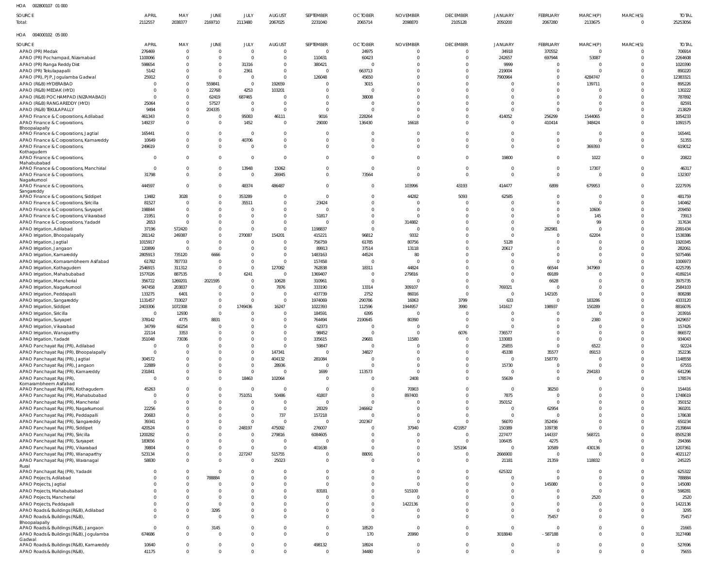HOA 002800107 01 000

| SOURCE | APRIL | MAY | JUNE | JULY | AUGUST | SEPTEMBER | OCTOBER | NOVEMBER | DECEMBER | JANUARY | FEBRUARY | MARCH(P) | MARCH(S) | TOTAL |
|---|---|---|---|---|---|---|---|---|---|---|---|---|---|---|
| Total: | 2112557 | 2038377 | 2169710 | 2113480 | 2067025 | 2231040 | 2065714 | 2098870 | 2105128 | 2050200 | 2067280 | 2133675 | 0 | 25253056 |

HOA 004000102 05 000

| SOURCE | APRIL | MAY | JUNE | JULY | AUGUST | SEPTEMBER | OCTOBER | NOVEMBER | DECEMBER | JANUARY | FEBRUARY | MARCH(P) | MARCH(S) | TOTAL |
|---|---|---|---|---|---|---|---|---|---|---|---|---|---|---|
| APAO (PR) Medak | 276469 | 0 | 0 | 0 | 0 | 0 | 24975 | 0 | 0 | 34918 | 370552 | 0 | 0 | 706914 |
| APAO (PR) Pochampad, Nizamabad | 1100066 | 0 | 0 | 0 | 0 | 110431 | 60423 | 0 | 0 | 242657 | 697944 | 53087 | 0 | 2264608 |
| APAO (PR) Ranga Reddy Dist | 598654 | 0 | 0 | 31316 | 0 | 380421 | 0 | 0 | 0 | 9999 | 0 | 0 | 0 | 1020390 |
| APAO (PR) Tekulapapalli | 5142 | 0 | 0 | 2361 | 0 | 0 | 663713 | 0 | 0 | 219004 | 0 | 0 | 0 | 890220 |
| APAO (PR), PJP, Jogulamba Gadwal | 25912 | 0 | 0 | 0 | 0 | 126048 | 45650 | 0 | 0 | 7900964 | 0 | 4284747 | 0 | 12383321 |
| APAO (R&B) HYDERABAD | 0 | 0 | 559841 | 0 | 192659 | 0 | 3015 | 0 | 0 | 0 | 0 | 139711 | 0 | 895226 |
| APAO (R&B) MEDAK (HYD) | 0 | 0 | 22768 | 4253 | 103201 | 0 | 0 | 0 | 0 | 0 | 0 | 0 | 0 | 130222 |
| APAO (R&B) POCHAMPAD (NIZAMABAD) | 0 | 0 | 62419 | 687465 | 0 | 0 | 38008 | 0 | 0 | 0 | 0 | 0 | 0 | 787892 |
| APAO (R&B) RANGAREDDY (HYD) | 25064 | 0 | 57527 | 0 | 0 | 0 | 0 | 0 | 0 | 0 | 0 | 0 | 0 | 82591 |
| APAO (R&B) TEKULAPALLY | 9494 | 0 | 204335 | 0 | 0 | 0 | 0 | 0 | 0 | 0 | 0 | 0 | 0 | 213829 |
| APAO Finance & Corporations, Adilabad | 461343 | 0 | 0 | 95083 | 46111 | 9016 | 228264 | 0 | 0 | 414052 | 256299 | 1544065 | 0 | 3054233 |
| APAO Finance & Corporations, Bhoopalapally | 149237 | 0 | 0 | 1452 | 0 | 29000 | 136430 | 16618 | 0 | 0 | 410414 | 348424 | 0 | 1091575 |
| APAO Finance & Corporations, Jagtial | 165441 | 0 | 0 | 0 | 0 | 0 | 0 | 0 | 0 | 0 | 0 | 0 | 0 | 165441 |
| APAO Finance & Corporations, Kamareddy | 10649 | 0 | 0 | 40706 | 0 | 0 | 0 | 0 | 0 | 0 | 0 | 0 | 0 | 51355 |
| APAO Finance & Corporations, Kothagudem | 249619 | 0 | 0 | 0 | 0 | 0 | 0 | 0 | 0 | 0 | 0 | 369393 | 0 | 619012 |
| APAO Finance & Corporations, Mahabubabad | 0 | 0 | 0 | 0 | 0 | 0 | 0 | 0 | 0 | 19800 | 0 | 1022 | 0 | 20822 |
| APAO Finance & Corporations, Manchirial | 0 | 0 | 0 | 13948 | 15062 | 0 | 0 | 0 | 0 | 0 | 0 | 17307 | 0 | 46317 |
| APAO Finance & Corporations, Nagarkurnool | 31798 | 0 | 0 | 0 | 26945 | 0 | 73564 | 0 | 0 | 0 | 0 | 0 | 0 | 132307 |
| APAO Finance & Corporations, Sangareddy | 444597 | 0 | 0 | 48374 | 486487 | 0 | 0 | 103996 | 43193 | 414477 | 6899 | 679953 | 0 | 2227976 |
| APAO Finance & Corporations, Siddipet | 13482 | 3028 | 0 | 353289 | 0 | 0 | 0 | 44282 | 5093 | 62585 | 0 | 0 | 0 | 481759 |
| APAO Finance & Corporations, Siricilla | 81527 | 0 | 0 | 35511 | 0 | 23424 | 0 | 0 | 0 | 0 | 0 | 0 | 0 | 140462 |
| APAO Finance & Corporations, Suryapet | 198844 | 0 | 0 | 0 | 0 | 0 | 0 | 0 | 0 | 0 | 0 | 10606 | 0 | 209450 |
| APAO Finance & Corporations, Vikarabad | 21951 | 0 | 0 | 0 | 0 | 51817 | 0 | 0 | 0 | 0 | 0 | 145 | 0 | 73913 |
| APAO Finance & Corporations, Yadadri | 2653 | 0 | 0 | 0 | 0 | 0 | 0 | 314882 | 0 | 0 | 0 | 99 | 0 | 317634 |
| APAO Irrigation, Adilabad | 37196 | 572420 | 0 | 0 | 0 | 1198837 | 0 | 0 | 0 | 0 | 282981 | 0 | 0 | 2091434 |
| APAO Irrigation, Bhoopalapally | 281142 | 249387 | 0 | 270087 | 154201 | 415221 | 96812 | 9332 | 0 | 0 | 0 | 62204 | 0 | 1538386 |
| APAO Irrigation, Jagtial | 1015917 | 0 | 0 | 0 | 0 | 756759 | 61785 | 80756 | 0 | 5128 | 0 | 0 | 0 | 1920345 |
| APAO Irrigation, Jangaon | 120899 | 0 | 0 | 0 | 0 | 89913 | 37514 | 13118 | 0 | 20617 | 0 | 0 | 0 | 282061 |
| APAO Irrigation, Kamareddy | 2805913 | 735120 | 6666 | 0 | 0 | 1483163 | 44524 | 80 | 0 | 0 | 0 | 0 | 0 | 5075466 |
| APAO Irrigation, Komarambheem Asifabad | 61782 | 787733 | 0 | 0 | 0 | 157458 | 0 | 0 | 0 | 0 | 0 | 0 | 0 | 1006973 |
| APAO Irrigation, Kothagudem | 2546915 | 311312 | 0 | 0 | 127082 | 762838 | 18311 | 44824 | 0 | 0 | 66544 | 347969 | 0 | 4225795 |
| APAO Irrigation, Mahabubabad | 1577026 | 887535 | 0 | 6241 | 0 | 1369407 | 0 | 279816 | 0 | 0 | 69189 | 0 | 0 | 4189214 |
| APAO Irrigation, Mancherial | 356722 | 1269201 | 2021595 | 0 | 10628 | 310961 | 0 | 0 | 0 | 0 | 6628 | 0 | 0 | 3975735 |
| APAO Irrigation, Nagarkurnool | 947458 | 203837 | 0 | 0 | 7876 | 333190 | 13314 | 309107 | 0 | 769321 | 0 | 0 | 0 | 2584103 |
| APAO Irrigation, Peddapalli | 133275 | 6401 | 0 | 0 | 0 | 437739 | 2752 | 86016 | 0 | 0 | 142105 | 0 | 0 | 808288 |
| APAO Irrigation, Sangareddy | 1131457 | 733027 | 0 | 0 | 0 | 1974069 | 290786 | 16063 | 3799 | 633 | 0 | 183286 | 0 | 4333120 |
| APAO Irrigation, Siddipet | 2403306 | 1072308 | 0 | 1749436 | 16247 | 1022393 | 112596 | 1944957 | 3990 | 141617 | 198937 | 150289 | 0 | 8816076 |
| APAO Irrigation, Siricilla | 0 | 12930 | 0 | 0 | 0 | 184591 | 6395 | 0 | 0 | 0 | 0 | 0 | 0 | 203916 |
| APAO Irrigation, Suryapet | 378142 | 4775 | 8831 | 0 | 0 | 764494 | 2190645 | 80390 | 0 | 0 | 0 | 2380 | 0 | 3429657 |
| APAO Irrigation, Vikarabad | 34799 | 60254 | 0 | 0 | 0 | 62373 | 0 | 0 | 0 | 0 | 0 | 0 | 0 | 157426 |
| APAO Irrigation, Wanaparthy | 22114 | 3353 | 0 | 0 | 0 | 98452 | 0 | 0 | 6076 | 736577 | 0 | 0 | 0 | 866572 |
| APAO Irrigation, Yadadri | 351048 | 73036 | 0 | 0 | 0 | 335615 | 29681 | 11580 | 0 | 133083 | 0 | 0 | 0 | 934043 |
| APAO Panchayat Raj (PR), Adilabad | 0 | 0 | 0 | 0 | 0 | 59847 | 0 | 0 | 0 | 25855 | 0 | 6522 | 0 | 92224 |
| APAO Panchayat Raj (PR), Bhoopalapally | 0 | 0 | 0 | 0 | 147341 | 0 | 34827 | 0 | 0 | 45338 | 35577 | 89153 | 0 | 352236 |
| APAO Panchayat Raj (PR), Jagtial | 304572 | 0 | 0 | 0 | 404132 | 281084 | 0 | 0 | 0 | 0 | 158770 | 0 | 0 | 1148558 |
| APAO Panchayat Raj (PR), Jangaon | 22889 | 0 | 0 | 0 | 28936 | 0 | 0 | 0 | 0 | 15730 | 0 | 0 | 0 | 67555 |
| APAO Panchayat Raj (PR), Kamareddy | 231841 | 0 | 0 | 0 | 0 | 1699 | 113573 | 0 | 0 | 0 | 0 | 294183 | 0 | 641296 |
| APAO Panchayat Raj (PR), Komarambheem Asifabad | 0 | 0 | 0 | 18463 | 102064 | 0 | 0 | 2408 | 0 | 55639 | 0 | 0 | 0 | 178574 |
| APAO Panchayat Raj (PR), Kothagudem | 45263 | 0 | 0 | 0 | 0 | 0 | 0 | 70903 | 0 | 0 | 38250 | 0 | 0 | 154416 |
| APAO Panchayat Raj (PR), Mahabubabad | 0 | 0 | 0 | 751051 | 50486 | 41807 | 0 | 897400 | 0 | 7875 | 0 | 0 | 0 | 1748619 |
| APAO Panchayat Raj (PR), Mancherial | 0 | 0 | 0 | 0 | 0 | 0 | 0 | 0 | 0 | 350152 | 0 | 0 | 0 | 350152 |
| APAO Panchayat Raj (PR), Nagarkurnool | 22256 | 0 | 0 | 0 | 0 | 28329 | 246662 | 0 | 0 | 0 | 62954 | 0 | 0 | 360201 |
| APAO Panchayat Raj (PR), Peddapalli | 20683 | 0 | 0 | 0 | 737 | 157218 | 0 | 0 | 0 | 0 | 0 | 0 | 0 | 178638 |
| APAO Panchayat Raj (PR), Sangareddy | 39341 | 0 | 0 | 0 | 0 | 0 | 202367 | 0 | 0 | 56070 | 352456 | 0 | 0 | 650234 |
| APAO Panchayat Raj (PR), Siddipet | 420524 | 0 | 0 | 248197 | 475092 | 276007 | 0 | 37940 | 421957 | 150389 | 109738 | 0 | 0 | 2139844 |
| APAO Panchayat Raj (PR), Siricilla | 1200282 | 0 | 0 | 0 | 279816 | 6084605 | 0 | 0 | 0 | 227477 | 144337 | 568721 | 0 | 8505238 |
| APAO Panchayat Raj (PR), Suryapet | 183656 | 0 | 0 | 0 | 0 | 0 | 0 | 0 | 0 | 106435 | 4275 | 0 | 0 | 294366 |
| APAO Panchayat Raj (PR), Vikarabad | 39804 | 0 | 0 | 0 | 0 | 401638 | 0 | 0 | 325194 | 0 | 10589 | 430136 | 0 | 1207361 |
| APAO Panchayat Raj (PR), Wanaparthy | 523134 | 0 | 0 | 227247 | 515755 | 0 | 88091 | 0 | 0 | 2666900 | 0 | 0 | 0 | 4021127 |
| APAO Panchayat Raj (PR), Waranagal Rural | 58830 | 0 | 0 | 0 | 25023 | 0 | 0 | 0 | 0 | 21181 | 21359 | 118832 | 0 | 245225 |
| APAO Panchayat Raj (PR), Yadadri | 0 | 0 | 0 | 0 | 0 | 0 | 0 | 0 | 0 | 625322 | 0 | 0 | 0 | 625322 |
| APAO Projects, Adilabad | 0 | 0 | 788884 | 0 | 0 | 0 | 0 | 0 | 0 | 0 | 0 | 0 | 0 | 788884 |
| APAO Projects, Jagtial | 0 | 0 | 0 | 0 | 0 | 0 | 0 | 0 | 0 | 0 | 145080 | 0 | 0 | 145080 |
| APAO Projects, Mahabubabad | 0 | 0 | 0 | 0 | 0 | 83181 | 0 | 515100 | 0 | 0 | 0 | 0 | 0 | 598281 |
| APAO Projects, Mancherial | 0 | 0 | 0 | 0 | 0 | 0 | 0 | 0 | 0 | 0 | 0 | 2520 | 0 | 2520 |
| APAO Projects, Peddapalli | 0 | 0 | 0 | 0 | 0 | 0 | 0 | 1422136 | 0 | 0 | 0 | 0 | 0 | 1422136 |
| APAO Roads & Buildings (R&B), Adilabad | 0 | 0 | 3295 | 0 | 0 | 0 | 0 | 0 | 0 | 0 | 0 | 0 | 0 | 3295 |
| APAO Roads & Buildings (R&B), Bhoopalapally | 0 | 0 | 0 | 0 | 0 | 0 | 0 | 0 | 0 | 0 | 75457 | 0 | 0 | 75457 |
| APAO Roads & Buildings (R&B), Jangaon | 0 | 0 | 3145 | 0 | 0 | 0 | 18520 | 0 | 0 | 0 | 0 | 0 | 0 | 21665 |
| APAO Roads & Buildings (R&B), Jogulamba Gadwal | 674686 | 0 | 0 | 0 | 0 | 0 | 170 | 20990 | 0 | 3018840 | -587188 | 0 | 0 | 3127498 |
| APAO Roads & Buildings (R&B), Kamareddy | 10640 | 0 | 0 | 0 | 0 | 498132 | 18924 | 0 | 0 | 0 | 0 | 0 | 0 | 527696 |
| APAO Roads & Buildings (R&B), | 41175 | 0 | 0 | 0 | 0 | 0 | 34480 | 0 | 0 | 0 | 0 | 0 | 0 | 75655 |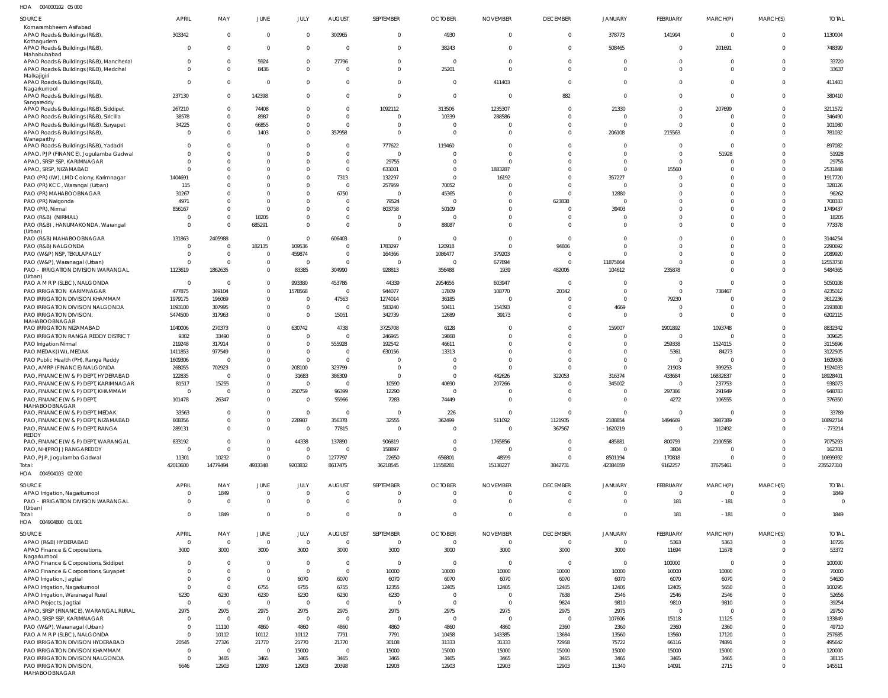HOA 004000102 05 000

| SOURCE | APRIL | MAY | JUNE | JULY | AUGUST | SEPTEMBER | OCTOBER | NOVEMBER | DECEMBER | JANUARY | FEBRUARY | MARCH(P) | MARCH(S) | TOTAL |
|---|---|---|---|---|---|---|---|---|---|---|---|---|---|---|
| Komarambheem Asifabad APAO Roads & Buildings (R&B), | 303342 | 0 | 0 | 0 | 300965 | 0 | 4930 | 0 | 0 | 378773 | 141994 | 0 | 0 | 1130004 |
| Kothagudem APAO Roads & Buildings (R&B), | 0 | 0 | 0 | 0 | 0 | 0 | 38243 | 0 | 0 | 508465 | 0 | 201691 | 0 | 748399 |
| Mahabubabad APAO Roads & Buildings (R&B), Mancherial | 0 | 0 | 5924 | 0 | 27796 | 0 | 0 | 0 | 0 | 0 | 0 | 0 | 0 | 33720 |
| APAO Roads & Buildings (R&B), Medchal | 0 | 0 | 8436 | 0 | 0 | 0 | 25201 | 0 | 0 | 0 | 0 | 0 | 0 | 33637 |
| Malkajigiri APAO Roads & Buildings (R&B), | 0 | 0 | 0 | 0 | 0 | 0 | 0 | 411403 | 0 | 0 | 0 | 0 | 0 | 411403 |
| Nagarkurnool APAO Roads & Buildings (R&B), | 237130 | 0 | 142398 | 0 | 0 | 0 | 0 | 0 | 882 | 0 | 0 | 0 | 0 | 380410 |
| Sangareddy APAO Roads & Buildings (R&B), Siddipet | 267210 | 0 | 74408 | 0 | 0 | 1092112 | 313506 | 1235307 | 0 | 21330 | 0 | 207699 | 0 | 3211572 |
| APAO Roads & Buildings (R&B), Siricilla | 38578 | 0 | 8987 | 0 | 0 | 0 | 10339 | 288586 | 0 | 0 | 0 | 0 | 0 | 346490 |
| APAO Roads & Buildings (R&B), Suryapet | 34225 | 0 | 66855 | 0 | 0 | 0 | 0 | 0 | 0 | 0 | 0 | 0 | 0 | 101080 |
| APAO Roads & Buildings (R&B), | 0 | 0 | 1403 | 0 | 357958 | 0 | 0 | 0 | 0 | 206108 | 215563 | 0 | 0 | 781032 |
| Wanaparthy APAO Roads & Buildings (R&B), Yadadri | 0 | 0 | 0 | 0 | 0 | 777622 | 119460 | 0 | 0 | 0 | 0 | 0 | 0 | 897082 |
| APAO, PJP (FINANCE), Jogulamba Gadwal | 0 | 0 | 0 | 0 | 0 | 0 | 0 | 0 | 0 | 0 | 0 | 51928 | 0 | 51928 |
| APAO, SRSP SSP, KARIMNAGAR | 0 | 0 | 0 | 0 | 0 | 29755 | 0 | 0 | 0 | 0 | 0 | 0 | 0 | 29755 |
| APAO, SRSP, NIZAMABAD | 0 | 0 | 0 | 0 | 0 | 633001 | 0 | 1883287 | 0 | 0 | 15560 | 0 | 0 | 2531848 |
| PAO (PR) (IW), LMD Colony, Karimnagar | 1404691 | 0 | 0 | 0 | 7313 | 132297 | 0 | 16192 | 0 | 357227 | 0 | 0 | 0 | 1917720 |
| PAO (PR) KCC, Warangal (Urban) | 115 | 0 | 0 | 0 | 0 | 257959 | 70052 | 0 | 0 | 0 | 0 | 0 | 0 | 328126 |
| PAO (PR) MAHABOOBNAGAR | 31267 | 0 | 0 | 0 | 6750 | 0 | 45365 | 0 | 0 | 12880 | 0 | 0 | 0 | 96262 |
| PAO (PR) Nalgonda | 4971 | 0 | 0 | 0 | 0 | 79524 | 0 | 0 | 623838 | 0 | 0 | 0 | 0 | 708333 |
| PAO (PR), Nirmal | 856167 | 0 | 0 | 0 | 0 | 803758 | 50109 | 0 | 0 | 39403 | 0 | 0 | 0 | 1749437 |
| PAO (R&B) (NIRMAL) | 0 | 0 | 18205 | 0 | 0 | 0 | 0 | 0 | 0 | 0 | 0 | 0 | 0 | 18205 |
| PAO (R&B), HANUMAKONDA, Warangal (Urban) | 0 | 0 | 685291 | 0 | 0 | 0 | 88087 | 0 | 0 | 0 | 0 | 0 | 0 | 773378 |
| PAO (R&B) MAHABOOBNAGAR | 131863 | 2405988 | 0 | 0 | 606403 | 0 | 0 | 0 | 0 | 0 | 0 | 0 | 0 | 3144254 |
| PAO (R&B) NALGONDA | 0 | 0 | 182135 | 109536 | 0 | 1783297 | 120918 | 0 | 94806 | 0 | 0 | 0 | 0 | 2290692 |
| PAO (W&P) NSP, TEKULAPALLY | 0 | 0 | 0 | 459874 | 0 | 164366 | 1086477 | 379203 | 0 | 0 | 0 | 0 | 0 | 2089920 |
| PAO (W&P), Waranagal (Urban) | 0 | 0 | 0 | 0 | 0 | 0 | 0 | 677894 | 0 | 11875864 | 0 | 0 | 0 | 12553758 |
| PAO - IRRIGATION DIVISION WARANGAL (Urban) | 1123619 | 1862635 | 0 | 83385 | 304990 | 928813 | 356488 | 1939 | 482006 | 104612 | 235878 | 0 | 0 | 5484365 |
| PAO A M R P (SLBC), NALGONDA | 0 | 0 | 0 | 993380 | 453786 | 44339 | 2954656 | 603947 | 0 | 0 | 0 | 0 | 0 | 5050108 |
| PAO IRRIGATION KARIMNAGAR | 477875 | 349104 | 0 | 1578568 | 0 | 944077 | 17809 | 108770 | 20342 | 0 | 0 | 738467 | 0 | 4235012 |
| PAO IRRIGATION DIVISION KHAMMAM | 1979175 | 196069 | 0 | 0 | 47563 | 1274014 | 36185 | 0 | 0 | 0 | 79230 | 0 | 0 | 3612236 |
| PAO IRRIGATION DIVISION NALGONDA | 1093100 | 307995 | 0 | 0 | 0 | 583240 | 50411 | 154393 | 0 | 4669 | 0 | 0 | 0 | 2193808 |
| PAO IRRIGATION DIVISION, MAHABOOBNAGAR | 5474500 | 317963 | 0 | 0 | 15051 | 342739 | 12689 | 39173 | 0 | 0 | 0 | 0 | 0 | 6202115 |
| PAO IRRIGATION NIZAMABAD | 1040006 | 270373 | 0 | 630742 | 4738 | 3725708 | 6128 | 0 | 0 | 159007 | 1901892 | 1093748 | 0 | 8832342 |
| PAO IRRIGATION RANGA REDDY DISTRICT | 9302 | 33490 | 0 | 0 | 0 | 246965 | 19868 | 0 | 0 | 0 | 0 | 0 | 0 | 309625 |
| PAO Irrigation Nirmal | 219248 | 317914 | 0 | 0 | 555928 | 192542 | 46611 | 0 | 0 | 0 | 259338 | 1524115 | 0 | 3115696 |
| PAO MEDAK(IW), MEDAK | 1411853 | 977549 | 0 | 0 | 0 | 630156 | 13313 | 0 | 0 | 0 | 5361 | 84273 | 0 | 3122505 |
| PAO Public Health (PH), Ranga Reddy | 1609306 | 0 | 0 | 0 | 0 | 0 | 0 | 0 | 0 | 0 | 0 | 0 | 0 | 1609306 |
| PAO, AMRP (FINANCE) NALGONDA | 268055 | 702923 | 0 | 208100 | 323799 | 0 | 0 | 0 | 0 | 0 | 21903 | 399253 | 0 | 1924033 |
| PAO, FINANCE (W & P) DEPT, HYDERABAD | 122835 | 0 | 0 | 31683 | 386309 | 0 | 0 | 482626 | 322053 | 316374 | 433684 | 16832837 | 0 | 18928401 |
| PAO, FINANCE (W & P) DEPT, KARIMNAGAR | 81517 | 15255 | 0 | 0 | 0 | 10590 | 40690 | 207266 | 0 | 345002 | 0 | 237753 | 0 | 938073 |
| PAO, FINANCE (W & P) DEPT, KHAMMAM | 0 | 0 | 0 | 250759 | 96399 | 12290 | 0 | 0 | 0 | 0 | 297386 | 291949 | 0 | 948783 |
| PAO, FINANCE (W & P) DEPT, MAHABOOBNAGAR | 101478 | 26347 | 0 | 0 | 55966 | 7283 | 74449 | 0 | 0 | 0 | 4272 | 106555 | 0 | 376350 |
| PAO, FINANCE (W & P) DEPT, MEDAK | 33563 | 0 | 0 | 0 | 0 | 0 | 226 | 0 | 0 | 0 | 0 | 0 | 0 | 33789 |
| PAO, FINANCE (W & P) DEPT, NIZAMABAD | 608356 | 0 | 0 | 228987 | 356378 | 32555 | 362499 | 511092 | 1121935 | 2188854 | 1494669 | 3987389 | 0 | 10892714 |
| PAO, FINANCE (W & P) DEPT, RANGA REDDY | 289131 | 0 | 0 | 0 | 77815 | 0 | 0 | 0 | 367567 | -1620219 | 0 | 112492 | 0 | -773214 |
| PAO, FINANCE (W & P) DEPT, WARANGAL | 833192 | 0 | 0 | 44338 | 137890 | 906819 | 0 | 1765856 | 0 | 485881 | 800759 | 2100558 | 0 | 7075293 |
| PAO, NH(PROJ) RANGAREDDY | 0 | 0 | 0 | 0 | 0 | 158897 | 0 | 0 | 0 | 0 | 3804 | 0 | 0 | 162701 |
| PAO, PJP, Jogulamba Gadwal | 11301 | 10232 | 0 | 0 | 1277797 | 22650 | 656801 | 48599 | 0 | 8501194 | 170818 | 0 | 0 | 10699392 |
| Total: | 42013600 | 14779494 | 4933348 | 9203832 | 8617475 | 36218545 | 11558281 | 15138227 | 3842731 | 42384059 | 9162257 | 37675461 | 0 | 235527310 |

HOA 004904103 02 000

| SOURCE | APRIL | MAY | JUNE | JULY | AUGUST | SEPTEMBER | OCTOBER | NOVEMBER | DECEMBER | JANUARY | FEBRUARY | MARCH(P) | MARCH(S) | TOTAL |
|---|---|---|---|---|---|---|---|---|---|---|---|---|---|---|
| APAO Irrigation, Nagarkurnool | 0 | 1849 | 0 | 0 | 0 | 0 | 0 | 0 | 0 | 0 | 0 | 0 | 0 | 1849 |
| PAO - IRRIGATION DIVISION WARANGAL (Urban) | 0 | 0 | 0 | 0 | 0 | 0 | 0 | 0 | 0 | 0 | 181 | -181 | 0 | 0 |
| Total: | 0 | 1849 | 0 | 0 | 0 | 0 | 0 | 0 | 0 | 0 | 181 | -181 | 0 | 1849 |

HOA 004904800 01 001

| SOURCE | APRIL | MAY | JUNE | JULY | AUGUST | SEPTEMBER | OCTOBER | NOVEMBER | DECEMBER | JANUARY | FEBRUARY | MARCH(P) | MARCH(S) | TOTAL |
|---|---|---|---|---|---|---|---|---|---|---|---|---|---|---|
| APAO (R&B) HYDERABAD | 0 | 0 | 0 | 0 | 0 | 0 | 0 | 0 | 0 | 0 | 5363 | 5363 | 0 | 10726 |
| APAO Finance & Corporations, Nagarkurnool | 3000 | 3000 | 3000 | 3000 | 3000 | 3000 | 3000 | 3000 | 3000 | 3000 | 11694 | 11678 | 0 | 53372 |
| APAO Finance & Corporations, Siddipet | 0 | 0 | 0 | 0 | 0 | 0 | 0 | 0 | 0 | 0 | 100000 | 0 | 0 | 100000 |
| APAO Finance & Corporations, Suryapet | 0 | 0 | 0 | 0 | 0 | 10000 | 10000 | 10000 | 10000 | 10000 | 10000 | 10000 | 0 | 70000 |
| APAO Irrigation, Jagtial | 0 | 0 | 0 | 6070 | 6070 | 6070 | 6070 | 6070 | 6070 | 6070 | 6070 | 6070 | 0 | 54630 |
| APAO Irrigation, Nagarkurnool | 0 | 0 | 6755 | 6755 | 6755 | 12355 | 12405 | 12405 | 12405 | 12405 | 12405 | 5650 | 0 | 100295 |
| APAO Irrigation, Waranagal Rural | 6230 | 6230 | 6230 | 6230 | 6230 | 6230 | 0 | 0 | 7638 | 2546 | 2546 | 2546 | 0 | 52656 |
| APAO Projects, Jagtial | 0 | 0 | 0 | 0 | 0 | 0 | 0 | 0 | 9824 | 9810 | 9810 | 9810 | 0 | 39254 |
| APAO, SRSP (FINANCE), WARANGAL RURAL | 2975 | 2975 | 2975 | 2975 | 2975 | 2975 | 2975 | 2975 | 2975 | 2975 | 0 | 0 | 0 | 29750 |
| APAO, SRSP SSP, KARIMNAGAR | 0 | 0 | 0 | 0 | 0 | 0 | 0 | 0 | 0 | 107606 | 15118 | 11125 | 0 | 133849 |
| PAO (W&P), Waranagal (Urban) | 0 | 11110 | 4860 | 4860 | 4860 | 4860 | 4860 | 4860 | 2360 | 2360 | 2360 | 2360 | 0 | 49710 |
| PAO A M R P (SLBC), NALGONDA | 0 | 10112 | 10112 | 10112 | 7791 | 7791 | 10458 | 143385 | 13684 | 13560 | 13560 | 17120 | 0 | 257685 |
| PAO IRRIGATION DIVISION HYDERABAD | 20545 | 27326 | 21770 | 21770 | 21770 | 30108 | 31333 | 31333 | 72958 | 75722 | 66116 | 74891 | 0 | 495642 |
| PAO IRRIGATION DIVISION KHAMMAM | 0 | 0 | 0 | 15000 | 0 | 15000 | 15000 | 15000 | 15000 | 15000 | 15000 | 15000 | 0 | 120000 |
| PAO IRRIGATION DIVISION NALGONDA | 0 | 3465 | 3465 | 3465 | 3465 | 3465 | 3465 | 3465 | 3465 | 3465 | 3465 | 3465 | 0 | 38115 |
| PAO IRRIGATION DIVISION, MAHABOOBNAGAR | 6646 | 12903 | 12903 | 12903 | 20398 | 12903 | 12903 | 12903 | 12903 | 11340 | 14091 | 2715 | 0 | 145511 |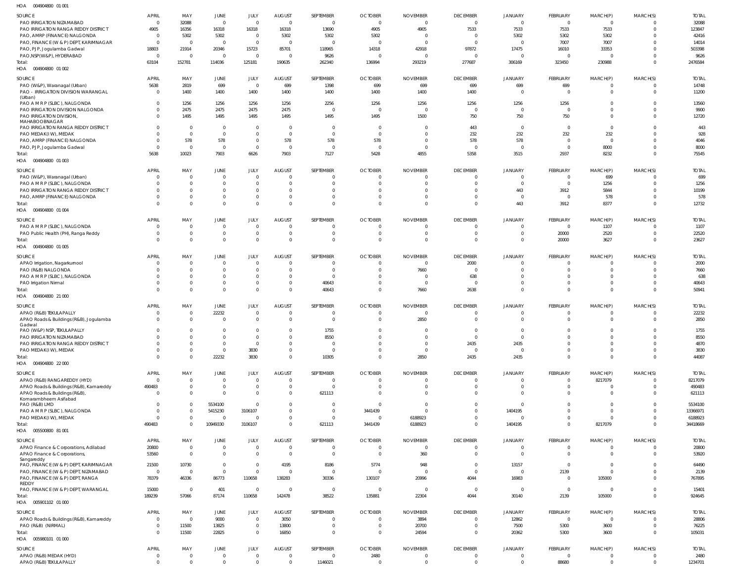HOA 004904800 01 001

| SOURCE | APRIL | MAY | JUNE | JULY | AUGUST | SEPTEMBER | OCTOBER | NOVEMBER | DECEMBER | JANUARY | FEBRUARY | MARCH(P) | MARCH(S) | TOTAL |
|---|---|---|---|---|---|---|---|---|---|---|---|---|---|---|
| PAO IRRIGATION NIZAMABAD | 0 | 32088 | 0 | 0 | 0 | 0 | 0 | 0 | 0 | 0 | 0 | 0 | 0 | 32088 |
| PAO IRRIGATION RANGA REDDY DISTRICT | 4905 | 16356 | 16318 | 16318 | 16318 | 13690 | 4905 | 4905 | 7533 | 7533 | 7533 | 7533 | 0 | 123847 |
| PAO, AMRP (FINANCE) NALGONDA | 0 | 5302 | 5302 | 0 | 5302 | 5302 | 5302 | 0 | 0 | 5302 | 5302 | 5302 | 0 | 42416 |
| PAO, FINANCE (W & P) DEPT, KARIMNAGAR | 0 | 0 | 0 | 0 | 0 | 0 | 0 | 0 | 0 | 0 | 7007 | 7007 | 0 | 14014 |
| PAO, PJP, Jogulamba Gadwal | 18803 | 21914 | 20346 | 15723 | 85701 | 118965 | 14318 | 42918 | 97872 | 17475 | 16010 | 33353 | 0 | 503398 |
| PAO,NSP(W&P), HYDERABAD | 0 | 0 | 0 | 0 | 0 | 9626 | 0 | 0 | 0 | 0 | 0 | 0 | 0 | 9626 |
| Total: | 63104 | 152781 | 114036 | 125181 | 190635 | 262340 | 136994 | 293219 | 277687 | 306169 | 323450 | 230988 | 0 | 2476584 |

HOA 004904800 01 002

| SOURCE | APRIL | MAY | JUNE | JULY | AUGUST | SEPTEMBER | OCTOBER | NOVEMBER | DECEMBER | JANUARY | FEBRUARY | MARCH(P) | MARCH(S) | TOTAL |
|---|---|---|---|---|---|---|---|---|---|---|---|---|---|---|
| PAO (W&P), Waranagal (Urban) | 5638 | 2819 | 699 | 0 | 699 | 1398 | 699 | 699 | 699 | 699 | 699 | 0 | 0 | 14748 |
| PAO - IRRIGATION DIVISION WARANGAL (Urban) | 0 | 1400 | 1400 | 1400 | 1400 | 1400 | 1400 | 1400 | 1400 | 0 | 0 | 0 | 0 | 11200 |
| PAO A M R P (SLBC), NALGONDA | 0 | 1256 | 1256 | 1256 | 1256 | 2256 | 1256 | 1256 | 1256 | 1256 | 1256 | 0 | 0 | 13560 |
| PAO IRRIGATION DIVISION NALGONDA | 0 | 2475 | 2475 | 2475 | 2475 | 0 | 0 | 0 | 0 | 0 | 0 | 0 | 0 | 9900 |
| PAO IRRIGATION DIVISION, MAHABOOBNAGAR | 0 | 1495 | 1495 | 1495 | 1495 | 1495 | 1495 | 1500 | 750 | 750 | 750 | 0 | 0 | 12720 |
| PAO IRRIGATION RANGA REDDY DISTRICT | 0 | 0 | 0 | 0 | 0 | 0 | 0 | 0 | 443 | 0 | 0 | 0 | 0 | 443 |
| PAO MEDAK(IW), MEDAK | 0 | 0 | 0 | 0 | 0 | 0 | 0 | 0 | 232 | 232 | 232 | 232 | 0 | 928 |
| PAO, AMRP (FINANCE) NALGONDA | 0 | 578 | 578 | 0 | 578 | 578 | 578 | 0 | 578 | 578 | 0 | 0 | 0 | 4046 |
| PAO, PJP, Jogulamba Gadwal | 0 | 0 | 0 | 0 | 0 | 0 | 0 | 0 | 0 | 0 | 0 | 8000 | 0 | 8000 |
| Total: | 5638 | 10023 | 7903 | 6626 | 7903 | 7127 | 5428 | 4855 | 5358 | 3515 | 2937 | 8232 | 0 | 75545 |

HOA 004904800 01 003

| SOURCE | APRIL | MAY | JUNE | JULY | AUGUST | SEPTEMBER | OCTOBER | NOVEMBER | DECEMBER | JANUARY | FEBRUARY | MARCH(P) | MARCH(S) | TOTAL |
|---|---|---|---|---|---|---|---|---|---|---|---|---|---|---|
| PAO (W&P), Waranagal (Urban) | 0 | 0 | 0 | 0 | 0 | 0 | 0 | 0 | 0 | 0 | 0 | 699 | 0 | 699 |
| PAO A M R P (SLBC), NALGONDA | 0 | 0 | 0 | 0 | 0 | 0 | 0 | 0 | 0 | 0 | 0 | 1256 | 0 | 1256 |
| PAO IRRIGATION RANGA REDDY DISTRICT | 0 | 0 | 0 | 0 | 0 | 0 | 0 | 0 | 0 | 443 | 3912 | 5844 | 0 | 10199 |
| PAO, AMRP (FINANCE) NALGONDA | 0 | 0 | 0 | 0 | 0 | 0 | 0 | 0 | 0 | 0 | 0 | 578 | 0 | 578 |
| Total: | 0 | 0 | 0 | 0 | 0 | 0 | 0 | 0 | 0 | 443 | 3912 | 8377 | 0 | 12732 |

HOA 004904800 01 004

| SOURCE | APRIL | MAY | JUNE | JULY | AUGUST | SEPTEMBER | OCTOBER | NOVEMBER | DECEMBER | JANUARY | FEBRUARY | MARCH(P) | MARCH(S) | TOTAL |
|---|---|---|---|---|---|---|---|---|---|---|---|---|---|---|
| PAO A M R P (SLBC), NALGONDA | 0 | 0 | 0 | 0 | 0 | 0 | 0 | 0 | 0 | 0 | 0 | 1107 | 0 | 1107 |
| PAO Public Health (PH), Ranga Reddy | 0 | 0 | 0 | 0 | 0 | 0 | 0 | 0 | 0 | 0 | 20000 | 2520 | 0 | 22520 |
| Total: | 0 | 0 | 0 | 0 | 0 | 0 | 0 | 0 | 0 | 0 | 20000 | 3627 | 0 | 23627 |

HOA 004904800 01 005

| SOURCE | APRIL | MAY | JUNE | JULY | AUGUST | SEPTEMBER | OCTOBER | NOVEMBER | DECEMBER | JANUARY | FEBRUARY | MARCH(P) | MARCH(S) | TOTAL |
|---|---|---|---|---|---|---|---|---|---|---|---|---|---|---|
| APAO Irrigation, Nagarkurnool | 0 | 0 | 0 | 0 | 0 | 0 | 0 | 0 | 2000 | 0 | 0 | 0 | 0 | 2000 |
| PAO (R&B) NALGONDA | 0 | 0 | 0 | 0 | 0 | 0 | 0 | 7660 | 0 | 0 | 0 | 0 | 0 | 7660 |
| PAO A M R P (SLBC), NALGONDA | 0 | 0 | 0 | 0 | 0 | 0 | 0 | 0 | 638 | 0 | 0 | 0 | 0 | 638 |
| PAO Irrigation Nirmal | 0 | 0 | 0 | 0 | 0 | 40643 | 0 | 0 | 0 | 0 | 0 | 0 | 0 | 40643 |
| Total: | 0 | 0 | 0 | 0 | 0 | 40643 | 0 | 7660 | 2638 | 0 | 0 | 0 | 0 | 50941 |

HOA 004904800 21 000

| SOURCE | APRIL | MAY | JUNE | JULY | AUGUST | SEPTEMBER | OCTOBER | NOVEMBER | DECEMBER | JANUARY | FEBRUARY | MARCH(P) | MARCH(S) | TOTAL |
|---|---|---|---|---|---|---|---|---|---|---|---|---|---|---|
| APAO (R&B) TEKULAPALLY | 0 | 0 | 22232 | 0 | 0 | 0 | 0 | 0 | 0 | 0 | 0 | 0 | 0 | 22232 |
| APAO Roads & Buildings (R&B), Jogulamba Gadwal | 0 | 0 | 0 | 0 | 0 | 0 | 0 | 2850 | 0 | 0 | 0 | 0 | 0 | 2850 |
| PAO (W&P) NSP, TEKULAPALLY | 0 | 0 | 0 | 0 | 0 | 1755 | 0 | 0 | 0 | 0 | 0 | 0 | 0 | 1755 |
| PAO IRRIGATION NIZAMABAD | 0 | 0 | 0 | 0 | 0 | 8550 | 0 | 0 | 0 | 0 | 0 | 0 | 0 | 8550 |
| PAO IRRIGATION RANGA REDDY DISTRICT | 0 | 0 | 0 | 0 | 0 | 0 | 0 | 0 | 2435 | 2435 | 0 | 0 | 0 | 4870 |
| PAO MEDAK(IW), MEDAK | 0 | 0 | 0 | 3830 | 0 | 0 | 0 | 0 | 0 | 0 | 0 | 0 | 0 | 3830 |
| Total: | 0 | 0 | 22232 | 3830 | 0 | 10305 | 0 | 2850 | 2435 | 2435 | 0 | 0 | 0 | 44087 |

HOA 004904800 22 000

| SOURCE | APRIL | MAY | JUNE | JULY | AUGUST | SEPTEMBER | OCTOBER | NOVEMBER | DECEMBER | JANUARY | FEBRUARY | MARCH(P) | MARCH(S) | TOTAL |
|---|---|---|---|---|---|---|---|---|---|---|---|---|---|---|
| APAO (R&B) RANGAREDDY (HYD) | 0 | 0 | 0 | 0 | 0 | 0 | 0 | 0 | 0 | 0 | 0 | 8217079 | 0 | 8217079 |
| APAO Roads & Buildings (R&B), Kamareddy | 490483 | 0 | 0 | 0 | 0 | 0 | 0 | 0 | 0 | 0 | 0 | 0 | 0 | 490483 |
| APAO Roads & Buildings (R&B), Komarambheem Asifabad | 0 | 0 | 0 | 0 | 0 | 621113 | 0 | 0 | 0 | 0 | 0 | 0 | 0 | 621113 |
| PAO (R&B) LMD | 0 | 0 | 5534100 | 0 | 0 | 0 | 0 | 0 | 0 | 0 | 0 | 0 | 0 | 5534100 |
| PAO A M R P (SLBC), NALGONDA | 0 | 0 | 5415230 | 3106107 | 0 | 0 | 3441439 | 0 | 0 | 1404195 | 0 | 0 | 0 | 13366971 |
| PAO MEDAK(IW), MEDAK | 0 | 0 | 0 | 0 | 0 | 0 | 0 | 6188923 | 0 | 0 | 0 | 0 | 0 | 6188923 |
| Total: | 490483 | 0 | 10949330 | 3106107 | 0 | 621113 | 3441439 | 6188923 | 0 | 1404195 | 0 | 8217079 | 0 | 34418669 |

HOA 005500800 81 001

| SOURCE | APRIL | MAY | JUNE | JULY | AUGUST | SEPTEMBER | OCTOBER | NOVEMBER | DECEMBER | JANUARY | FEBRUARY | MARCH(P) | MARCH(S) | TOTAL |
|---|---|---|---|---|---|---|---|---|---|---|---|---|---|---|
| APAO Finance & Corporations, Adilabad | 20800 | 0 | 0 | 0 | 0 | 0 | 0 | 0 | 0 | 0 | 0 | 0 | 0 | 20800 |
| APAO Finance & Corporations, Sangareddy | 53560 | 0 | 0 | 0 | 0 | 0 | 0 | 360 | 0 | 0 | 0 | 0 | 0 | 53920 |
| PAO, FINANCE (W & P) DEPT, KARIMNAGAR | 21500 | 10730 | 0 | 0 | 4195 | 8186 | 5774 | 948 | 0 | 13157 | 0 | 0 | 0 | 64490 |
| PAO, FINANCE (W & P) DEPT, NIZAMABAD | 0 | 0 | 0 | 0 | 0 | 0 | 0 | 0 | 0 | 0 | 2139 | 0 | 0 | 2139 |
| PAO, FINANCE (W & P) DEPT, RANGA REDDY | 78379 | 46336 | 86773 | 110658 | 138283 | 30336 | 130107 | 20996 | 4044 | 16983 | 0 | 105000 | 0 | 767895 |
| PAO, FINANCE (W & P) DEPT, WARANGAL | 15000 | 0 | 401 | 0 | 0 | 0 | 0 | 0 | 0 | 0 | 0 | 0 | 0 | 15401 |
| Total: | 189239 | 57066 | 87174 | 110658 | 142478 | 38522 | 135881 | 22304 | 4044 | 30140 | 2139 | 105000 | 0 | 924645 |

HOA 005901102 01 000

| SOURCE | APRIL | MAY | JUNE | JULY | AUGUST | SEPTEMBER | OCTOBER | NOVEMBER | DECEMBER | JANUARY | FEBRUARY | MARCH(P) | MARCH(S) | TOTAL |
|---|---|---|---|---|---|---|---|---|---|---|---|---|---|---|
| APAO Roads & Buildings (R&B), Kamareddy | 0 | 0 | 9000 | 0 | 3050 | 0 | 0 | 3894 | 0 | 12862 | 0 | 0 | 0 | 28806 |
| PAO (R&B) (NIRMAL) | 0 | 11500 | 13825 | 0 | 13800 | 0 | 0 | 20700 | 0 | 7500 | 5300 | 3600 | 0 | 76225 |
| Total: | 0 | 11500 | 22825 | 0 | 16850 | 0 | 0 | 24594 | 0 | 20362 | 5300 | 3600 | 0 | 105031 |

HOA 005980101 01 000

| SOURCE | APRIL | MAY | JUNE | JULY | AUGUST | SEPTEMBER | OCTOBER | NOVEMBER | DECEMBER | JANUARY | FEBRUARY | MARCH(P) | MARCH(S) | TOTAL |
|---|---|---|---|---|---|---|---|---|---|---|---|---|---|---|
| APAO (R&B) MEDAK (HYD) | 0 | 0 | 0 | 0 | 0 | 0 | 2480 | 0 | 0 | 0 | 0 | 0 | 0 | 2480 |
| APAO (R&B) TEKULAPALLY | 0 | 0 | 0 | 0 | 0 | 1146021 | 0 | 0 | 0 | 0 | 88680 | 0 | 0 | 1234701 |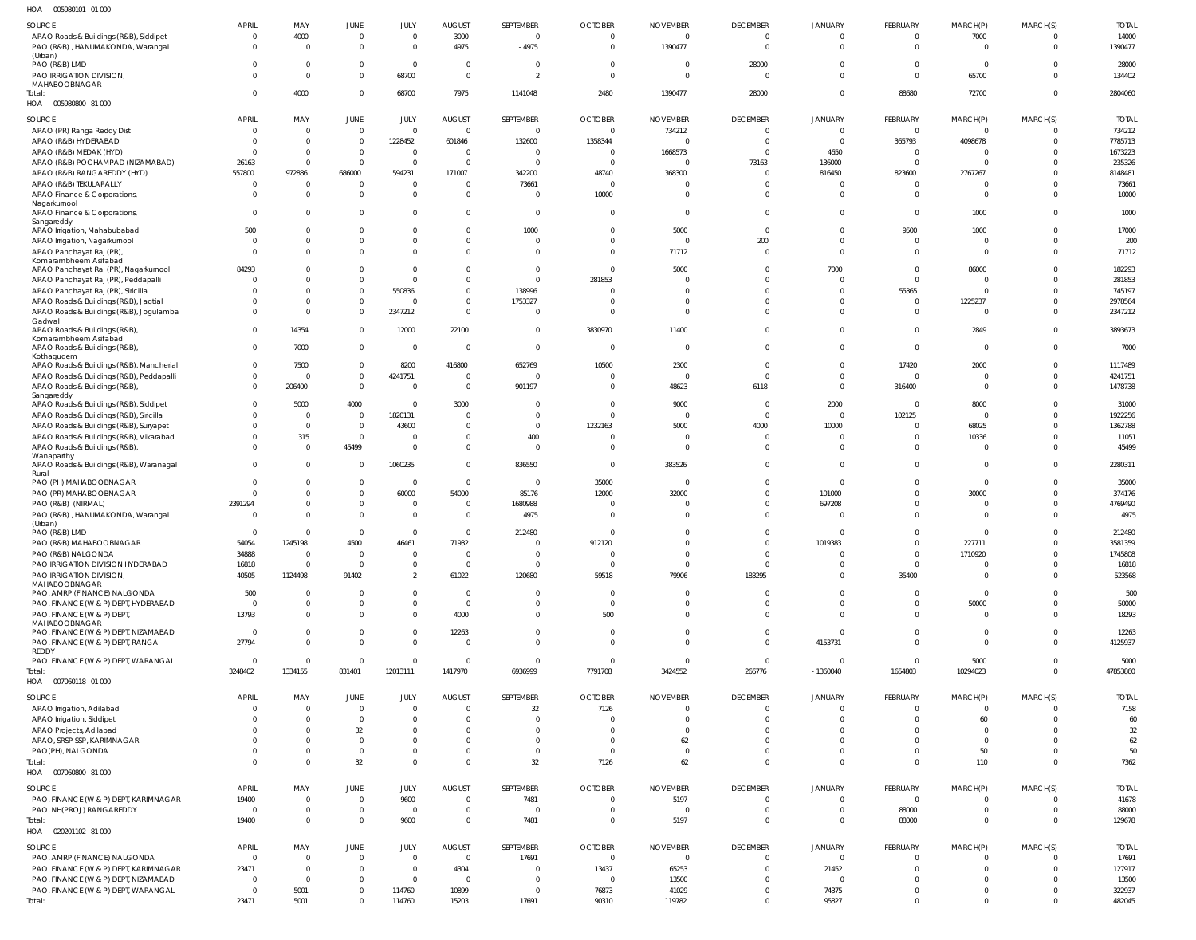HOA 005980101 01 000

| SOURCE | APRIL | MAY | JUNE | JULY | AUGUST | SEPTEMBER | OCTOBER | NOVEMBER | DECEMBER | JANUARY | FEBRUARY | MARCH(P) | MARCH(S) | TOTAL |
|---|---|---|---|---|---|---|---|---|---|---|---|---|---|---|
| APAO Roads & Buildings (R&B), Siddipet | 0 | 4000 | 0 | 0 | 3000 | 0 | 0 | 0 | 0 | 0 | 0 | 7000 | 0 | 14000 |
| PAO (R&B) , HANUMAKONDA, Warangal (Urban) | 0 | 0 | 0 | 0 | 4975 | -4975 | 0 | 1390477 | 0 | 0 | 0 | 0 | 0 | 1390477 |
| PAO (R&B) LMD | 0 | 0 | 0 | 0 | 0 | 0 | 0 | 0 | 28000 | 0 | 0 | 0 | 0 | 28000 |
| PAO IRRIGATION DIVISION, MAHABOOBNAGAR | 0 | 0 | 0 | 68700 | 0 | 2 | 0 | 0 | 0 | 0 | 0 | 65700 | 0 | 134402 |
| Total: | 0 | 4000 | 0 | 68700 | 7975 | 1141048 | 2480 | 1390477 | 28000 | 0 | 88680 | 72700 | 0 | 2804060 |

HOA 005980800 81 000

| SOURCE | APRIL | MAY | JUNE | JULY | AUGUST | SEPTEMBER | OCTOBER | NOVEMBER | DECEMBER | JANUARY | FEBRUARY | MARCH(P) | MARCH(S) | TOTAL |
|---|---|---|---|---|---|---|---|---|---|---|---|---|---|---|
| APAO (PR) Ranga Reddy Dist | 0 | 0 | 0 | 0 | 0 | 0 | 0 | 734212 | 0 | 0 | 0 | 0 | 0 | 734212 |
| APAO (R&B) HYDERABAD | 0 | 0 | 0 | 1228452 | 601846 | 132600 | 1358344 | 0 | 0 | 0 | 365793 | 4098678 | 0 | 7785713 |
| APAO (R&B) MEDAK (HYD) | 0 | 0 | 0 | 0 | 0 | 0 | 0 | 1668573 | 0 | 4650 | 0 | 0 | 0 | 1673223 |
| APAO (R&B) POCHAMPAD (NIZAMABAD) | 26163 | 0 | 0 | 0 | 0 | 0 | 0 | 0 | 73163 | 136000 | 0 | 0 | 0 | 235326 |
| APAO (R&B) RANGAREDDY (HYD) | 557800 | 972886 | 686000 | 594231 | 171007 | 342200 | 48740 | 368300 | 0 | 816450 | 823600 | 2767267 | 0 | 8148481 |
| APAO (R&B) TEKULAPALLY | 0 | 0 | 0 | 0 | 0 | 73661 | 0 | 0 | 0 | 0 | 0 | 0 | 0 | 73661 |
| APAO Finance & Corporations, Nagarkurnool | 0 | 0 | 0 | 0 | 0 | 0 | 10000 | 0 | 0 | 0 | 0 | 0 | 0 | 10000 |
| APAO Finance & Corporations, Sangareddy | 0 | 0 | 0 | 0 | 0 | 0 | 0 | 0 | 0 | 0 | 0 | 1000 | 0 | 1000 |
| APAO Irrigation, Mahabubabad | 500 | 0 | 0 | 0 | 0 | 1000 | 0 | 5000 | 0 | 0 | 9500 | 1000 | 0 | 17000 |
| APAO Irrigation, Nagarkurnool | 0 | 0 | 0 | 0 | 0 | 0 | 0 | 0 | 200 | 0 | 0 | 0 | 0 | 200 |
| APAO Panchayat Raj (PR), Komarambheem Asifabad | 0 | 0 | 0 | 0 | 0 | 0 | 0 | 71712 | 0 | 0 | 0 | 0 | 0 | 71712 |
| APAO Panchayat Raj (PR), Nagarkurnool | 84293 | 0 | 0 | 0 | 0 | 0 | 0 | 5000 | 0 | 7000 | 0 | 86000 | 0 | 182293 |
| APAO Panchayat Raj (PR), Peddapalli | 0 | 0 | 0 | 0 | 0 | 0 | 281853 | 0 | 0 | 0 | 0 | 0 | 0 | 281853 |
| APAO Panchayat Raj (PR), Siricilla | 0 | 0 | 0 | 550836 | 0 | 138996 | 0 | 0 | 0 | 0 | 55365 | 0 | 0 | 745197 |
| APAO Roads & Buildings (R&B), Jagtial | 0 | 0 | 0 | 0 | 0 | 1753327 | 0 | 0 | 0 | 0 | 0 | 1225237 | 0 | 2978564 |
| APAO Roads & Buildings (R&B), Jogulamba Gadwal | 0 | 0 | 0 | 2347212 | 0 | 0 | 0 | 0 | 0 | 0 | 0 | 0 | 0 | 2347212 |
| APAO Roads & Buildings (R&B), Komarambheem Asifabad | 0 | 14354 | 0 | 12000 | 22100 | 0 | 3830970 | 11400 | 0 | 0 | 0 | 2849 | 0 | 3893673 |
| APAO Roads & Buildings (R&B), Kothagudem | 0 | 7000 | 0 | 0 | 0 | 0 | 0 | 0 | 0 | 0 | 0 | 0 | 0 | 7000 |
| APAO Roads & Buildings (R&B), Mancherial | 0 | 7500 | 0 | 8200 | 416800 | 652769 | 10500 | 2300 | 0 | 0 | 17420 | 2000 | 0 | 1117489 |
| APAO Roads & Buildings (R&B), Peddapalli | 0 | 0 | 0 | 4241751 | 0 | 0 | 0 | 0 | 0 | 0 | 0 | 0 | 0 | 4241751 |
| APAO Roads & Buildings (R&B), Sangareddy | 0 | 206400 | 0 | 0 | 0 | 901197 | 0 | 48623 | 6118 | 0 | 316400 | 0 | 0 | 1478738 |
| APAO Roads & Buildings (R&B), Siddipet | 0 | 5000 | 4000 | 0 | 3000 | 0 | 0 | 9000 | 0 | 2000 | 0 | 8000 | 0 | 31000 |
| APAO Roads & Buildings (R&B), Siricilla | 0 | 0 | 0 | 1820131 | 0 | 0 | 0 | 0 | 0 | 0 | 102125 | 0 | 0 | 1922256 |
| APAO Roads & Buildings (R&B), Suryapet | 0 | 0 | 0 | 43600 | 0 | 0 | 1232163 | 5000 | 4000 | 10000 | 0 | 68025 | 0 | 1362788 |
| APAO Roads & Buildings (R&B), Vikarabad | 0 | 315 | 0 | 0 | 0 | 400 | 0 | 0 | 0 | 0 | 0 | 10336 | 0 | 11051 |
| APAO Roads & Buildings (R&B), Wanaparthy | 0 | 0 | 45499 | 0 | 0 | 0 | 0 | 0 | 0 | 0 | 0 | 0 | 0 | 45499 |
| APAO Roads & Buildings (R&B), Waranagal Rural | 0 | 0 | 0 | 1060235 | 0 | 836550 | 0 | 383526 | 0 | 0 | 0 | 0 | 0 | 2280311 |
| PAO (PH) MAHABOOBNAGAR | 0 | 0 | 0 | 0 | 0 | 0 | 35000 | 0 | 0 | 0 | 0 | 0 | 0 | 35000 |
| PAO (PR) MAHABOOBNAGAR | 0 | 0 | 0 | 60000 | 54000 | 85176 | 12000 | 32000 | 0 | 101000 | 0 | 30000 | 0 | 374176 |
| PAO (R&B) (NIRMAL) | 2391294 | 0 | 0 | 0 | 0 | 1680988 | 0 | 0 | 0 | 697208 | 0 | 0 | 0 | 4769490 |
| PAO (R&B) , HANUMAKONDA, Warangal (Urban) | 0 | 0 | 0 | 0 | 0 | 4975 | 0 | 0 | 0 | 0 | 0 | 0 | 0 | 4975 |
| PAO (R&B) LMD | 0 | 0 | 0 | 0 | 0 | 212480 | 0 | 0 | 0 | 0 | 0 | 0 | 0 | 212480 |
| PAO (R&B) MAHABOOBNAGAR | 54054 | 1245198 | 4500 | 46461 | 71932 | 0 | 912120 | 0 | 0 | 1019383 | 0 | 227711 | 0 | 3581359 |
| PAO (R&B) NALGONDA | 34888 | 0 | 0 | 0 | 0 | 0 | 0 | 0 | 0 | 0 | 0 | 1710920 | 0 | 1745808 |
| PAO IRRIGATION DIVISION HYDERABAD | 16818 | 0 | 0 | 0 | 0 | 0 | 0 | 0 | 0 | 0 | 0 | 0 | 0 | 16818 |
| PAO IRRIGATION DIVISION, MAHABOOBNAGAR | 40505 | -1124498 | 91402 | 2 | 61022 | 120680 | 59518 | 79906 | 183295 | 0 | -35400 | 0 | 0 | -523568 |
| PAO, AMRP (FINANCE) NALGONDA | 500 | 0 | 0 | 0 | 0 | 0 | 0 | 0 | 0 | 0 | 0 | 0 | 0 | 500 |
| PAO, FINANCE (W & P) DEPT, HYDERABAD | 0 | 0 | 0 | 0 | 0 | 0 | 0 | 0 | 0 | 0 | 0 | 50000 | 0 | 50000 |
| PAO, FINANCE (W & P) DEPT, MAHABOOBNAGAR | 13793 | 0 | 0 | 0 | 4000 | 0 | 500 | 0 | 0 | 0 | 0 | 0 | 0 | 18293 |
| PAO, FINANCE (W & P) DEPT, NIZAMABAD | 0 | 0 | 0 | 0 | 12263 | 0 | 0 | 0 | 0 | 0 | 0 | 0 | 0 | 12263 |
| PAO, FINANCE (W & P) DEPT, RANGA REDDY | 27794 | 0 | 0 | 0 | 0 | 0 | 0 | 0 | 0 | -4153731 | 0 | 0 | 0 | -4125937 |
| PAO, FINANCE (W & P) DEPT, WARANGAL | 0 | 0 | 0 | 0 | 0 | 0 | 0 | 0 | 0 | 0 | 0 | 5000 | 0 | 5000 |
| Total: | 3248402 | 1334155 | 831401 | 12013111 | 1417970 | 6936999 | 7791708 | 3424552 | 266776 | -1360040 | 1654803 | 10294023 | 0 | 47853860 |

HOA 007060118 01 000

| SOURCE | APRIL | MAY | JUNE | JULY | AUGUST | SEPTEMBER | OCTOBER | NOVEMBER | DECEMBER | JANUARY | FEBRUARY | MARCH(P) | MARCH(S) | TOTAL |
|---|---|---|---|---|---|---|---|---|---|---|---|---|---|---|
| APAO Irrigation, Adilabad | 0 | 0 | 0 | 0 | 0 | 32 | 7126 | 0 | 0 | 0 | 0 | 0 | 0 | 7158 |
| APAO Irrigation, Siddipet | 0 | 0 | 0 | 0 | 0 | 0 | 0 | 0 | 0 | 0 | 0 | 60 | 0 | 60 |
| APAO Projects, Adilabad | 0 | 0 | 32 | 0 | 0 | 0 | 0 | 0 | 0 | 0 | 0 | 0 | 0 | 32 |
| APAO, SRSP SSP, KARIMNAGAR | 0 | 0 | 0 | 0 | 0 | 0 | 0 | 62 | 0 | 0 | 0 | 0 | 0 | 62 |
| PAO(PH), NALGONDA | 0 | 0 | 0 | 0 | 0 | 0 | 0 | 0 | 0 | 0 | 0 | 50 | 0 | 50 |
| Total: | 0 | 0 | 32 | 0 | 0 | 32 | 7126 | 62 | 0 | 0 | 0 | 110 | 0 | 7362 |

HOA 007060800 81 000

| SOURCE | APRIL | MAY | JUNE | JULY | AUGUST | SEPTEMBER | OCTOBER | NOVEMBER | DECEMBER | JANUARY | FEBRUARY | MARCH(P) | MARCH(S) | TOTAL |
|---|---|---|---|---|---|---|---|---|---|---|---|---|---|---|
| PAO, FINANCE (W & P) DEPT, KARIMNAGAR | 19400 | 0 | 0 | 9600 | 0 | 7481 | 0 | 5197 | 0 | 0 | 0 | 0 | 0 | 41678 |
| PAO, NH(PROJ) RANGAREDDY | 0 | 0 | 0 | 0 | 0 | 0 | 0 | 0 | 0 | 0 | 88000 | 0 | 0 | 88000 |
| Total: | 19400 | 0 | 0 | 9600 | 0 | 7481 | 0 | 5197 | 0 | 0 | 88000 | 0 | 0 | 129678 |

HOA 020201102 81 000

| SOURCE | APRIL | MAY | JUNE | JULY | AUGUST | SEPTEMBER | OCTOBER | NOVEMBER | DECEMBER | JANUARY | FEBRUARY | MARCH(P) | MARCH(S) | TOTAL |
|---|---|---|---|---|---|---|---|---|---|---|---|---|---|---|
| PAO, AMRP (FINANCE) NALGONDA | 0 | 0 | 0 | 0 | 0 | 17691 | 0 | 0 | 0 | 0 | 0 | 0 | 0 | 17691 |
| PAO, FINANCE (W & P) DEPT, KARIMNAGAR | 23471 | 0 | 0 | 0 | 4304 | 0 | 13437 | 65253 | 0 | 21452 | 0 | 0 | 0 | 127917 |
| PAO, FINANCE (W & P) DEPT, NIZAMABAD | 0 | 0 | 0 | 0 | 0 | 0 | 0 | 13500 | 0 | 0 | 0 | 0 | 0 | 13500 |
| PAO, FINANCE (W & P) DEPT, WARANGAL | 0 | 5001 | 0 | 114760 | 10899 | 0 | 76873 | 41029 | 0 | 74375 | 0 | 0 | 0 | 322937 |
| Total: | 23471 | 5001 | 0 | 114760 | 15203 | 17691 | 90310 | 119782 | 0 | 95827 | 0 | 0 | 0 | 482045 |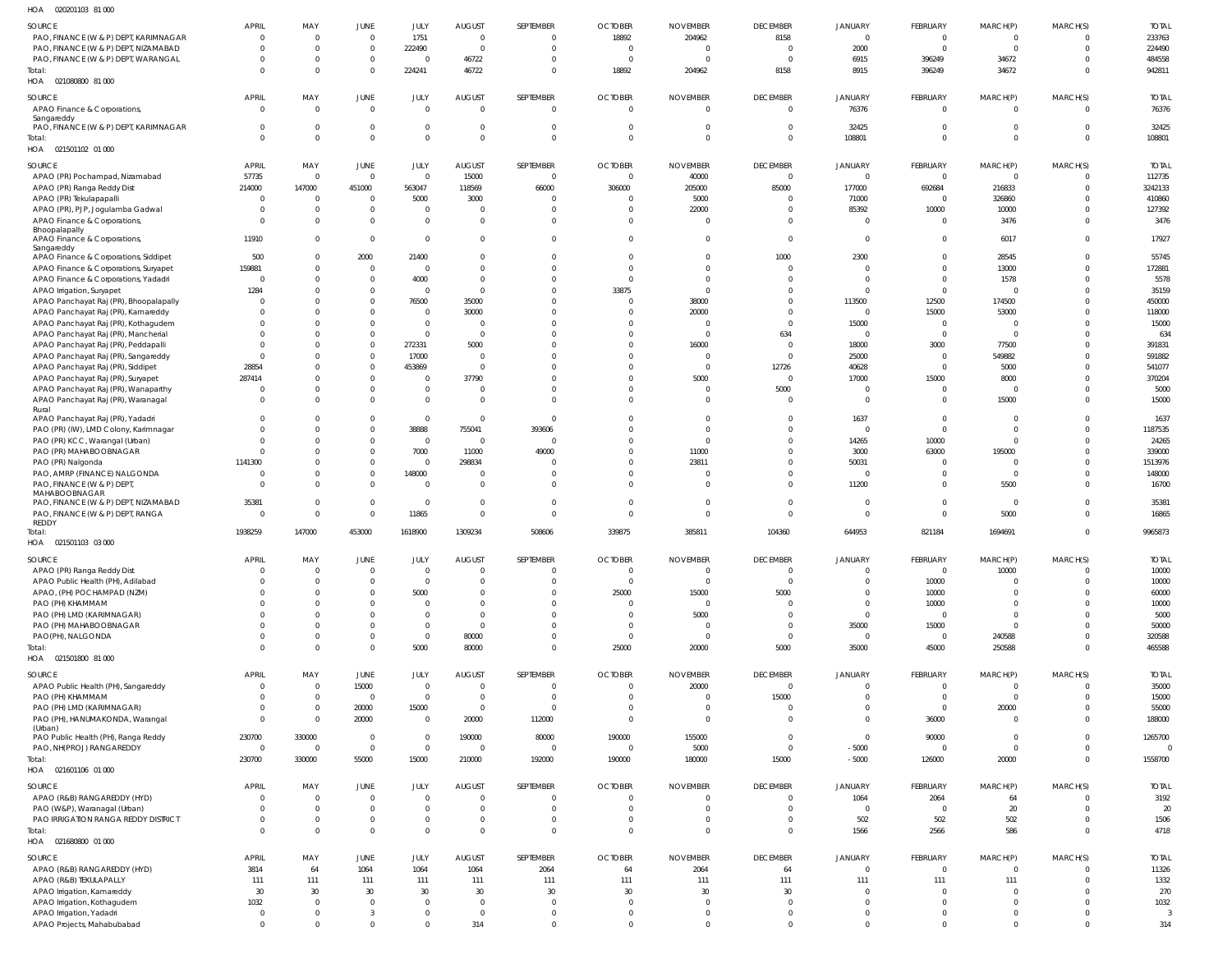HOA 020201103 81 000

| SOURCE | APRIL | MAY | JUNE | JULY | AUGUST | SEPTEMBER | OCTOBER | NOVEMBER | DECEMBER | JANUARY | FEBRUARY | MARCH(P) | MARCH(S) | TOTAL |
|---|---|---|---|---|---|---|---|---|---|---|---|---|---|---|
| PAO, FINANCE (W & P) DEPT, KARIMNAGAR | 0 | 0 | 0 | 1751 | 0 | 0 | 18892 | 204962 | 8158 | 0 | 0 | 0 | 0 | 233763 |
| PAO, FINANCE (W & P) DEPT, NIZAMABAD | 0 | 0 | 0 | 222490 | 0 | 0 | 0 | 0 | 0 | 2000 | 0 | 0 | 0 | 224490 |
| PAO, FINANCE (W & P) DEPT, WARANGAL | 0 | 0 | 0 | 0 | 46722 | 0 | 0 | 0 | 0 | 6915 | 396249 | 34672 | 0 | 484558 |
| Total: | 0 | 0 | 0 | 224241 | 46722 | 0 | 18892 | 204962 | 8158 | 8915 | 396249 | 34672 | 0 | 942811 |

HOA 021080800 81 000

| SOURCE | APRIL | MAY | JUNE | JULY | AUGUST | SEPTEMBER | OCTOBER | NOVEMBER | DECEMBER | JANUARY | FEBRUARY | MARCH(P) | MARCH(S) | TOTAL |
|---|---|---|---|---|---|---|---|---|---|---|---|---|---|---|
| APAO Finance & Corporations, Sangareddy | 0 | 0 | 0 | 0 | 0 | 0 | 0 | 0 | 0 | 76376 | 0 | 0 | 0 | 76376 |
| PAO, FINANCE (W & P) DEPT, KARIMNAGAR | 0 | 0 | 0 | 0 | 0 | 0 | 0 | 0 | 0 | 32425 | 0 | 0 | 0 | 32425 |
| Total: | 0 | 0 | 0 | 0 | 0 | 0 | 0 | 0 | 0 | 108801 | 0 | 0 | 0 | 108801 |

HOA 021501102 01 000

| SOURCE | APRIL | MAY | JUNE | JULY | AUGUST | SEPTEMBER | OCTOBER | NOVEMBER | DECEMBER | JANUARY | FEBRUARY | MARCH(P) | MARCH(S) | TOTAL |
|---|---|---|---|---|---|---|---|---|---|---|---|---|---|---|
| APAO (PR) Pochampad, Nizamabad | 57735 | 0 | 0 | 0 | 15000 | 0 | 0 | 40000 | 0 | 0 | 0 | 0 | 0 | 112735 |
| APAO (PR) Ranga Reddy Dist | 214000 | 147000 | 451000 | 563047 | 118569 | 66000 | 306000 | 205000 | 85000 | 177000 | 692684 | 216833 | 0 | 3242133 |
| APAO (PR) Tekulapalli | 0 | 0 | 0 | 5000 | 3000 | 0 | 0 | 5000 | 0 | 71000 | 0 | 326860 | 0 | 410860 |
| APAO (PR), PJP, Jogulamba Gadwal | 0 | 0 | 0 | 0 | 0 | 0 | 0 | 22000 | 0 | 85392 | 10000 | 10000 | 0 | 127392 |
| APAO Finance & Corporations, Bhoopalapally | 0 | 0 | 0 | 0 | 0 | 0 | 0 | 0 | 0 | 0 | 0 | 3476 | 0 | 3476 |
| APAO Finance & Corporations, Sangareddy | 11910 | 0 | 0 | 0 | 0 | 0 | 0 | 0 | 0 | 0 | 0 | 6017 | 0 | 17927 |
| APAO Finance & Corporations, Siddipet | 500 | 0 | 2000 | 21400 | 0 | 0 | 0 | 0 | 1000 | 2300 | 0 | 28545 | 0 | 55745 |
| APAO Finance & Corporations, Suryapet | 159881 | 0 | 0 | 0 | 0 | 0 | 0 | 0 | 0 | 0 | 0 | 13000 | 0 | 172881 |
| APAO Finance & Corporations, Yadadri | 0 | 0 | 0 | 4000 | 0 | 0 | 0 | 0 | 0 | 0 | 0 | 1578 | 0 | 5578 |
| APAO Irrigation, Suryapet | 1284 | 0 | 0 | 0 | 0 | 0 | 33875 | 0 | 0 | 0 | 0 | 0 | 0 | 35159 |
| APAO Panchayat Raj (PR), Bhoopalapally | 0 | 0 | 0 | 76500 | 35000 | 0 | 0 | 38000 | 0 | 113500 | 12500 | 174500 | 0 | 450000 |
| APAO Panchayat Raj (PR), Kamareddy | 0 | 0 | 0 | 0 | 30000 | 0 | 0 | 20000 | 0 | 0 | 15000 | 53000 | 0 | 118000 |
| APAO Panchayat Raj (PR), Kothagudem | 0 | 0 | 0 | 0 | 0 | 0 | 0 | 0 | 0 | 15000 | 0 | 0 | 0 | 15000 |
| APAO Panchayat Raj (PR), Mancherial | 0 | 0 | 0 | 0 | 0 | 0 | 0 | 0 | 634 | 0 | 0 | 0 | 0 | 634 |
| APAO Panchayat Raj (PR), Peddapalli | 0 | 0 | 0 | 272331 | 5000 | 0 | 0 | 16000 | 0 | 18000 | 3000 | 77500 | 0 | 391831 |
| APAO Panchayat Raj (PR), Sangareddy | 0 | 0 | 0 | 17000 | 0 | 0 | 0 | 0 | 0 | 25000 | 0 | 549882 | 0 | 591882 |
| APAO Panchayat Raj (PR), Siddipet | 28854 | 0 | 0 | 453869 | 0 | 0 | 0 | 0 | 12726 | 40628 | 0 | 5000 | 0 | 541077 |
| APAO Panchayat Raj (PR), Suryapet | 287414 | 0 | 0 | 0 | 37790 | 0 | 0 | 5000 | 0 | 17000 | 15000 | 8000 | 0 | 370204 |
| APAO Panchayat Raj (PR), Wanaparthy | 0 | 0 | 0 | 0 | 0 | 0 | 0 | 0 | 5000 | 0 | 0 | 0 | 0 | 5000 |
| APAO Panchayat Raj (PR), Waranagal Rural | 0 | 0 | 0 | 0 | 0 | 0 | 0 | 0 | 0 | 0 | 0 | 15000 | 0 | 15000 |
| APAO Panchayat Raj (PR), Yadadri | 0 | 0 | 0 | 0 | 0 | 0 | 0 | 0 | 0 | 1637 | 0 | 0 | 0 | 1637 |
| PAO (PR) (IW), LMD Colony, Karimnagar | 0 | 0 | 0 | 38888 | 755041 | 393606 | 0 | 0 | 0 | 0 | 0 | 0 | 0 | 1187535 |
| PAO (PR) KCC, Warangal (Urban) | 0 | 0 | 0 | 0 | 0 | 0 | 0 | 0 | 0 | 14265 | 10000 | 0 | 0 | 24265 |
| PAO (PR) MAHABOOBNAGAR | 0 | 0 | 0 | 7000 | 11000 | 49000 | 0 | 11000 | 0 | 3000 | 63000 | 195000 | 0 | 339000 |
| PAO (PR) Nalgonda | 1141300 | 0 | 0 | 0 | 298834 | 0 | 0 | 23811 | 0 | 50031 | 0 | 0 | 0 | 1513976 |
| PAO, AMRP (FINANCE) NALGONDA | 0 | 0 | 0 | 148000 | 0 | 0 | 0 | 0 | 0 | 0 | 0 | 0 | 0 | 148000 |
| PAO, FINANCE (W & P) DEPT, MAHABOOBNAGAR | 0 | 0 | 0 | 0 | 0 | 0 | 0 | 0 | 0 | 11200 | 0 | 5500 | 0 | 16700 |
| PAO, FINANCE (W & P) DEPT, NIZAMABAD | 35381 | 0 | 0 | 0 | 0 | 0 | 0 | 0 | 0 | 0 | 0 | 0 | 0 | 35381 |
| PAO, FINANCE (W & P) DEPT, RANGA REDDY | 0 | 0 | 0 | 11865 | 0 | 0 | 0 | 0 | 0 | 0 | 0 | 5000 | 0 | 16865 |
| Total: | 1938259 | 147000 | 453000 | 1618900 | 1309234 | 508606 | 339875 | 385811 | 104360 | 644953 | 821184 | 1694691 | 0 | 9965873 |

HOA 021501103 03 000

| SOURCE | APRIL | MAY | JUNE | JULY | AUGUST | SEPTEMBER | OCTOBER | NOVEMBER | DECEMBER | JANUARY | FEBRUARY | MARCH(P) | MARCH(S) | TOTAL |
|---|---|---|---|---|---|---|---|---|---|---|---|---|---|---|
| APAO (PR) Ranga Reddy Dist | 0 | 0 | 0 | 0 | 0 | 0 | 0 | 0 | 0 | 0 | 0 | 10000 | 0 | 10000 |
| APAO Public Health (PH), Adilabad | 0 | 0 | 0 | 0 | 0 | 0 | 0 | 0 | 0 | 0 | 10000 | 0 | 0 | 10000 |
| APAO, (PH) POCHAMPAD (NZM) | 0 | 0 | 0 | 5000 | 0 | 0 | 25000 | 15000 | 5000 | 0 | 10000 | 0 | 0 | 60000 |
| PAO (PH) KHAMMAM | 0 | 0 | 0 | 0 | 0 | 0 | 0 | 0 | 0 | 0 | 10000 | 0 | 0 | 10000 |
| PAO (PH) LMD (KARIMNAGAR) | 0 | 0 | 0 | 0 | 0 | 0 | 0 | 5000 | 0 | 0 | 0 | 0 | 0 | 5000 |
| PAO (PH) MAHABOOBNAGAR | 0 | 0 | 0 | 0 | 0 | 0 | 0 | 0 | 0 | 35000 | 15000 | 0 | 0 | 50000 |
| PAO(PH), NALGONDA | 0 | 0 | 0 | 0 | 80000 | 0 | 0 | 0 | 0 | 0 | 0 | 240588 | 0 | 320588 |
| Total: | 0 | 0 | 0 | 5000 | 80000 | 0 | 25000 | 20000 | 5000 | 35000 | 45000 | 250588 | 0 | 465588 |

HOA 021501800 81 000

| SOURCE | APRIL | MAY | JUNE | JULY | AUGUST | SEPTEMBER | OCTOBER | NOVEMBER | DECEMBER | JANUARY | FEBRUARY | MARCH(P) | MARCH(S) | TOTAL |
|---|---|---|---|---|---|---|---|---|---|---|---|---|---|---|
| APAO Public Health (PH), Sangareddy | 0 | 0 | 15000 | 0 | 0 | 0 | 0 | 20000 | 0 | 0 | 0 | 0 | 0 | 35000 |
| PAO (PH) KHAMMAM | 0 | 0 | 0 | 0 | 0 | 0 | 0 | 0 | 15000 | 0 | 0 | 0 | 0 | 15000 |
| PAO (PH) LMD (KARIMNAGAR) | 0 | 0 | 20000 | 15000 | 0 | 0 | 0 | 0 | 0 | 0 | 0 | 20000 | 0 | 55000 |
| PAO (PH), HANUMAKONDA, Warangal (Urban) | 0 | 0 | 20000 | 0 | 20000 | 112000 | 0 | 0 | 0 | 0 | 36000 | 0 | 0 | 188000 |
| PAO Public Health (PH), Ranga Reddy | 230700 | 330000 | 0 | 0 | 190000 | 80000 | 190000 | 155000 | 0 | 0 | 90000 | 0 | 0 | 1265700 |
| PAO, NH(PROJ) RANGAREDDY | 0 | 0 | 0 | 0 | 0 | 0 | 0 | 5000 | 0 | -5000 | 0 | 0 | 0 | 0 |
| Total: | 230700 | 330000 | 55000 | 15000 | 210000 | 192000 | 190000 | 180000 | 15000 | -5000 | 126000 | 20000 | 0 | 1558700 |

HOA 021601106 01 000

| SOURCE | APRIL | MAY | JUNE | JULY | AUGUST | SEPTEMBER | OCTOBER | NOVEMBER | DECEMBER | JANUARY | FEBRUARY | MARCH(P) | MARCH(S) | TOTAL |
|---|---|---|---|---|---|---|---|---|---|---|---|---|---|---|
| APAO (R&B) RANGAREDDY (HYD) | 0 | 0 | 0 | 0 | 0 | 0 | 0 | 0 | 0 | 1064 | 2064 | 64 | 0 | 3192 |
| PAO (W&P), Waranagal (Urban) | 0 | 0 | 0 | 0 | 0 | 0 | 0 | 0 | 0 | 0 | 0 | 20 | 0 | 20 |
| PAO IRRIGATION RANGA REDDY DISTRICT | 0 | 0 | 0 | 0 | 0 | 0 | 0 | 0 | 0 | 502 | 502 | 502 | 0 | 1506 |
| Total: | 0 | 0 | 0 | 0 | 0 | 0 | 0 | 0 | 0 | 1566 | 2566 | 586 | 0 | 4718 |

HOA 021680800 01 000

| SOURCE | APRIL | MAY | JUNE | JULY | AUGUST | SEPTEMBER | OCTOBER | NOVEMBER | DECEMBER | JANUARY | FEBRUARY | MARCH(P) | MARCH(S) | TOTAL |
|---|---|---|---|---|---|---|---|---|---|---|---|---|---|---|
| APAO (R&B) RANGAREDDY (HYD) | 3814 | 64 | 1064 | 1064 | 1064 | 2064 | 64 | 2064 | 64 | 0 | 0 | 0 | 0 | 11326 |
| APAO (R&B) TEKULAPALLY | 111 | 111 | 111 | 111 | 111 | 111 | 111 | 111 | 111 | 111 | 111 | 111 | 0 | 1332 |
| APAO Irrigation, Kamareddy | 30 | 30 | 30 | 30 | 30 | 30 | 30 | 30 | 30 | 0 | 0 | 0 | 0 | 270 |
| APAO Irrigation, Kothagudem | 1032 | 0 | 0 | 0 | 0 | 0 | 0 | 0 | 0 | 0 | 0 | 0 | 0 | 1032 |
| APAO Irrigation, Yadadri | 0 | 0 | 3 | 0 | 0 | 0 | 0 | 0 | 0 | 0 | 0 | 0 | 0 | 3 |
| APAO Projects, Mahabubabad | 0 | 0 | 0 | 0 | 314 | 0 | 0 | 0 | 0 | 0 | 0 | 0 | 0 | 314 |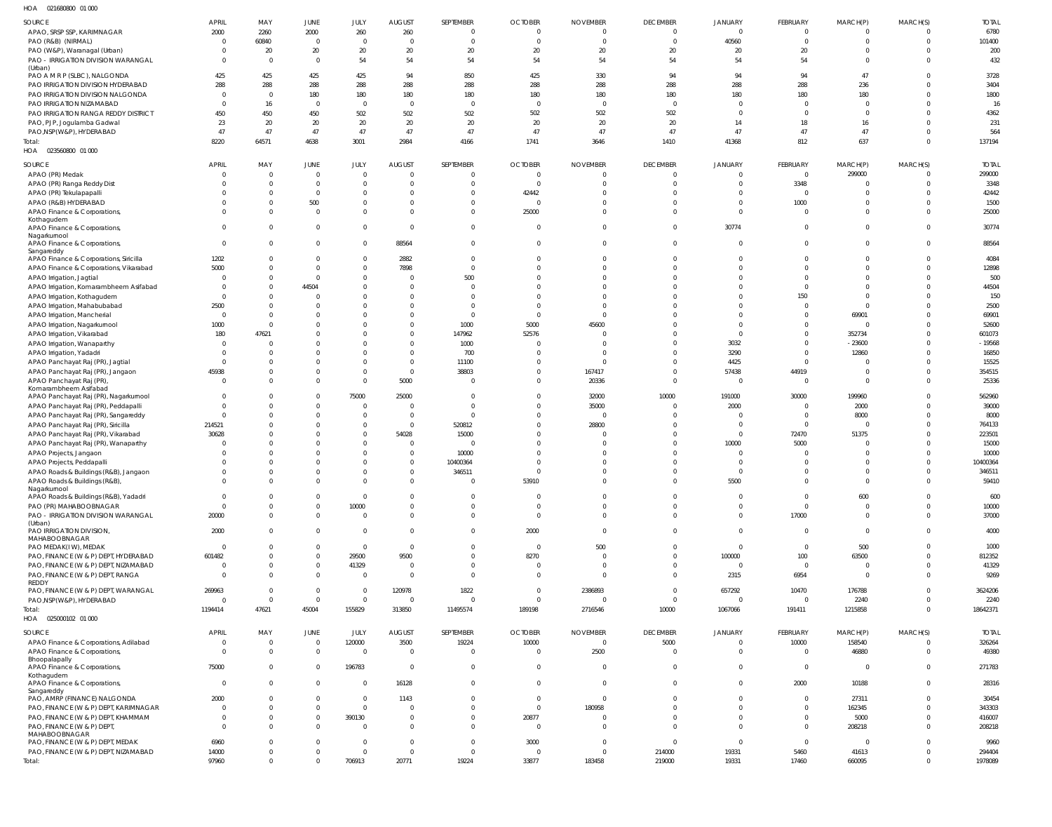HOA 021680800 01 000

| SOURCE | APRIL | MAY | JUNE | JULY | AUGUST | SEPTEMBER | OCTOBER | NOVEMBER | DECEMBER | JANUARY | FEBRUARY | MARCH(P) | MARCH(S) | TOTAL |
|---|---|---|---|---|---|---|---|---|---|---|---|---|---|---|
| APAO, SRSP SSP, KARIMNAGAR | 2000 | 2260 | 2000 | 260 | 260 | 0 | 0 | 0 | 0 | 0 | 0 | 0 | 0 | 6780 |
| PAO (R&B) (NIRMAL) | 0 | 60840 | 0 | 0 | 0 | 0 | 0 | 0 | 0 | 40560 | 0 | 0 | 0 | 101400 |
| PAO (W&P), Waranagal (Urban) | 0 | 20 | 20 | 20 | 20 | 20 | 20 | 20 | 20 | 20 | 20 | 0 | 0 | 200 |
| PAO - IRRIGATION DIVISION WARANGAL (Urban) | 0 | 0 | 0 | 54 | 54 | 54 | 54 | 54 | 54 | 54 | 54 | 0 | 0 | 432 |
| PAO A M R P (SLBC), NALGONDA | 425 | 425 | 425 | 425 | 94 | 850 | 425 | 330 | 94 | 94 | 94 | 47 | 0 | 3728 |
| PAO IRRIGATION DIVISION HYDERABAD | 288 | 288 | 288 | 288 | 288 | 288 | 288 | 288 | 288 | 288 | 288 | 236 | 0 | 3404 |
| PAO IRRIGATION DIVISION NALGONDA | 0 | 0 | 180 | 180 | 180 | 180 | 180 | 180 | 180 | 180 | 180 | 180 | 0 | 1800 |
| PAO IRRIGATION NIZAMABAD | 0 | 16 | 0 | 0 | 0 | 0 | 0 | 0 | 0 | 0 | 0 | 0 | 0 | 16 |
| PAO IRRIGATION RANGA REDDY DISTRICT | 450 | 450 | 450 | 502 | 502 | 502 | 502 | 502 | 502 | 0 | 0 | 0 | 0 | 4362 |
| PAO, PJP, Jogulamba Gadwal | 23 | 20 | 20 | 20 | 20 | 20 | 20 | 20 | 20 | 14 | 18 | 16 | 0 | 231 |
| PAO,NSP(W&P), HYDERABAD | 47 | 47 | 47 | 47 | 47 | 47 | 47 | 47 | 47 | 47 | 47 | 47 | 0 | 564 |
| Total: | 8220 | 64571 | 4638 | 3001 | 2984 | 4166 | 1741 | 3646 | 1410 | 41368 | 812 | 637 | 0 | 137194 |

HOA 023560800 01 000

| SOURCE | APRIL | MAY | JUNE | JULY | AUGUST | SEPTEMBER | OCTOBER | NOVEMBER | DECEMBER | JANUARY | FEBRUARY | MARCH(P) | MARCH(S) | TOTAL |
|---|---|---|---|---|---|---|---|---|---|---|---|---|---|---|
| APAO (PR) Medak | 0 | 0 | 0 | 0 | 0 | 0 | 0 | 0 | 0 | 0 | 0 | 299000 | 0 | 299000 |
| APAO (PR) Ranga Reddy Dist | 0 | 0 | 0 | 0 | 0 | 0 | 0 | 0 | 0 | 0 | 3348 | 0 | 0 | 3348 |
| APAO (PR) Tekulapapalli | 0 | 0 | 0 | 0 | 0 | 0 | 42442 | 0 | 0 | 0 | 0 | 0 | 0 | 42442 |
| APAO (R&B) HYDERABAD | 0 | 0 | 500 | 0 | 0 | 0 | 0 | 0 | 0 | 0 | 1000 | 0 | 0 | 1500 |
| APAO Finance & Corporations, Kothagudem | 0 | 0 | 0 | 0 | 0 | 0 | 25000 | 0 | 0 | 0 | 0 | 0 | 0 | 25000 |
| APAO Finance & Corporations, Nagarkurnool | 0 | 0 | 0 | 0 | 0 | 0 | 0 | 0 | 0 | 30774 | 0 | 0 | 0 | 30774 |
| APAO Finance & Corporations, Sangareddy | 0 | 0 | 0 | 0 | 88564 | 0 | 0 | 0 | 0 | 0 | 0 | 0 | 0 | 88564 |
| APAO Finance & Corporations, Siricilla | 1202 | 0 | 0 | 0 | 2882 | 0 | 0 | 0 | 0 | 0 | 0 | 0 | 0 | 4084 |
| APAO Finance & Corporations, Vikarabad | 5000 | 0 | 0 | 0 | 7898 | 0 | 0 | 0 | 0 | 0 | 0 | 0 | 0 | 12898 |
| APAO Irrigation, Jagtial | 0 | 0 | 0 | 0 | 0 | 500 | 0 | 0 | 0 | 0 | 0 | 0 | 0 | 500 |
| APAO Irrigation, Komarambheem Asifabad | 0 | 0 | 44504 | 0 | 0 | 0 | 0 | 0 | 0 | 0 | 0 | 0 | 0 | 44504 |
| APAO Irrigation, Kothagudem | 0 | 0 | 0 | 0 | 0 | 0 | 0 | 0 | 0 | 0 | 150 | 0 | 0 | 150 |
| APAO Irrigation, Mahabubabad | 2500 | 0 | 0 | 0 | 0 | 0 | 0 | 0 | 0 | 0 | 0 | 0 | 0 | 2500 |
| APAO Irrigation, Mancherial | 0 | 0 | 0 | 0 | 0 | 0 | 0 | 0 | 0 | 0 | 0 | 69901 | 0 | 69901 |
| APAO Irrigation, Nagarkurnool | 1000 | 0 | 0 | 0 | 0 | 1000 | 5000 | 45600 | 0 | 0 | 0 | 0 | 0 | 52600 |
| APAO Irrigation, Vikarabad | 180 | 47621 | 0 | 0 | 0 | 147962 | 52576 | 0 | 0 | 0 | 0 | 352734 | 0 | 601073 |
| APAO Irrigation, Wanaparthy | 0 | 0 | 0 | 0 | 0 | 1000 | 0 | 0 | 0 | 3032 | 0 | -23600 | 0 | -19568 |
| APAO Irrigation, Yadadri | 0 | 0 | 0 | 0 | 0 | 700 | 0 | 0 | 0 | 3290 | 0 | 12860 | 0 | 16850 |
| APAO Panchayat Raj (PR), Jagtial | 0 | 0 | 0 | 0 | 0 | 11100 | 0 | 0 | 0 | 4425 | 0 | 0 | 0 | 15525 |
| APAO Panchayat Raj (PR), Jangaon | 45938 | 0 | 0 | 0 | 0 | 38803 | 0 | 167417 | 0 | 57438 | 44919 | 0 | 0 | 354515 |
| APAO Panchayat Raj (PR), Komarambheem Asifabad | 0 | 0 | 0 | 0 | 5000 | 0 | 0 | 20336 | 0 | 0 | 0 | 0 | 0 | 25336 |
| APAO Panchayat Raj (PR), Nagarkurnool | 0 | 0 | 0 | 75000 | 25000 | 0 | 0 | 32000 | 10000 | 191000 | 30000 | 199960 | 0 | 562960 |
| APAO Panchayat Raj (PR), Peddapalli | 0 | 0 | 0 | 0 | 0 | 0 | 0 | 35000 | 0 | 2000 | 0 | 2000 | 0 | 39000 |
| APAO Panchayat Raj (PR), Sangareddy | 0 | 0 | 0 | 0 | 0 | 0 | 0 | 0 | 0 | 0 | 0 | 8000 | 0 | 8000 |
| APAO Panchayat Raj (PR), Siricilla | 214521 | 0 | 0 | 0 | 0 | 520812 | 0 | 28800 | 0 | 0 | 0 | 0 | 0 | 764133 |
| APAO Panchayat Raj (PR), Vikarabad | 30628 | 0 | 0 | 0 | 54028 | 15000 | 0 | 0 | 0 | 0 | 72470 | 51375 | 0 | 223501 |
| APAO Panchayat Raj (PR), Wanaparthy | 0 | 0 | 0 | 0 | 0 | 0 | 0 | 0 | 0 | 10000 | 5000 | 0 | 0 | 15000 |
| APAO Projects, Jangaon | 0 | 0 | 0 | 0 | 0 | 10000 | 0 | 0 | 0 | 0 | 0 | 0 | 0 | 10000 |
| APAO Projects, Peddapalli | 0 | 0 | 0 | 0 | 0 | 10400364 | 0 | 0 | 0 | 0 | 0 | 0 | 0 | 10400364 |
| APAO Roads & Buildings (R&B), Jangaon | 0 | 0 | 0 | 0 | 0 | 346511 | 0 | 0 | 0 | 0 | 0 | 0 | 0 | 346511 |
| APAO Roads & Buildings (R&B), Nagarkurnool | 0 | 0 | 0 | 0 | 0 | 0 | 53910 | 0 | 0 | 5500 | 0 | 0 | 0 | 59410 |
| APAO Roads & Buildings (R&B), Yadadri | 0 | 0 | 0 | 0 | 0 | 0 | 0 | 0 | 0 | 0 | 0 | 600 | 0 | 600 |
| PAO (PR) MAHABOOBNAGAR | 0 | 0 | 0 | 10000 | 0 | 0 | 0 | 0 | 0 | 0 | 0 | 0 | 0 | 10000 |
| PAO - IRRIGATION DIVISION WARANGAL (Urban) | 20000 | 0 | 0 | 0 | 0 | 0 | 0 | 0 | 0 | 0 | 17000 | 0 | 0 | 37000 |
| PAO IRRIGATION DIVISION, MAHABOOBNAGAR | 2000 | 0 | 0 | 0 | 0 | 0 | 2000 | 0 | 0 | 0 | 0 | 0 | 0 | 4000 |
| PAO MEDAK(IW), MEDAK | 0 | 0 | 0 | 0 | 0 | 0 | 0 | 500 | 0 | 0 | 0 | 500 | 0 | 1000 |
| PAO, FINANCE (W & P) DEPT, HYDERABAD | 601482 | 0 | 0 | 29500 | 9500 | 0 | 8270 | 0 | 0 | 100000 | 100 | 63500 | 0 | 812352 |
| PAO, FINANCE (W & P) DEPT, NIZAMABAD | 0 | 0 | 0 | 41329 | 0 | 0 | 0 | 0 | 0 | 0 | 0 | 0 | 0 | 41329 |
| PAO, FINANCE (W & P) DEPT, RANGA REDDY | 0 | 0 | 0 | 0 | 0 | 0 | 0 | 0 | 0 | 2315 | 6954 | 0 | 0 | 9269 |
| PAO, FINANCE (W & P) DEPT, WARANGAL | 269963 | 0 | 0 | 0 | 120978 | 1822 | 0 | 2386893 | 0 | 657292 | 10470 | 176788 | 0 | 3624206 |
| PAO,NSP(W&P), HYDERABAD | 0 | 0 | 0 | 0 | 0 | 0 | 0 | 0 | 0 | 0 | 0 | 2240 | 0 | 2240 |
| Total: | 1194414 | 47621 | 45004 | 155829 | 313850 | 11495574 | 189198 | 2716546 | 10000 | 1067066 | 191411 | 1215858 | 0 | 18642371 |

HOA 025000102 01 000

| SOURCE | APRIL | MAY | JUNE | JULY | AUGUST | SEPTEMBER | OCTOBER | NOVEMBER | DECEMBER | JANUARY | FEBRUARY | MARCH(P) | MARCH(S) | TOTAL |
|---|---|---|---|---|---|---|---|---|---|---|---|---|---|---|
| APAO Finance & Corporations, Adilabad | 0 | 0 | 0 | 120000 | 3500 | 19224 | 10000 | 0 | 5000 | 0 | 10000 | 158540 | 0 | 326264 |
| APAO Finance & Corporations, Bhoopalapally | 0 | 0 | 0 | 0 | 0 | 0 | 0 | 2500 | 0 | 0 | 0 | 46880 | 0 | 49380 |
| APAO Finance & Corporations, Kothagudem | 75000 | 0 | 0 | 196783 | 0 | 0 | 0 | 0 | 0 | 0 | 0 | 0 | 0 | 271783 |
| APAO Finance & Corporations, Sangareddy | 0 | 0 | 0 | 0 | 16128 | 0 | 0 | 0 | 0 | 0 | 2000 | 10188 | 0 | 28316 |
| PAO, AMRP (FINANCE) NALGONDA | 2000 | 0 | 0 | 0 | 1143 | 0 | 0 | 0 | 0 | 0 | 0 | 27311 | 0 | 30454 |
| PAO, FINANCE (W & P) DEPT, KARIMNAGAR | 0 | 0 | 0 | 0 | 0 | 0 | 0 | 180958 | 0 | 0 | 0 | 162345 | 0 | 343303 |
| PAO, FINANCE (W & P) DEPT, KHAMMAM | 0 | 0 | 0 | 390130 | 0 | 0 | 20877 | 0 | 0 | 0 | 0 | 5000 | 0 | 416007 |
| PAO, FINANCE (W & P) DEPT, MAHABOOBNAGAR | 0 | 0 | 0 | 0 | 0 | 0 | 0 | 0 | 0 | 0 | 0 | 208218 | 0 | 208218 |
| PAO, FINANCE (W & P) DEPT, MEDAK | 6960 | 0 | 0 | 0 | 0 | 0 | 3000 | 0 | 0 | 0 | 0 | 0 | 0 | 9960 |
| PAO, FINANCE (W & P) DEPT, NIZAMABAD | 14000 | 0 | 0 | 0 | 0 | 0 | 0 | 0 | 214000 | 19331 | 5460 | 41613 | 0 | 294404 |
| Total: | 97960 | 0 | 0 | 706913 | 20771 | 19224 | 33877 | 183458 | 219000 | 19331 | 17460 | 660095 | 0 | 1978089 |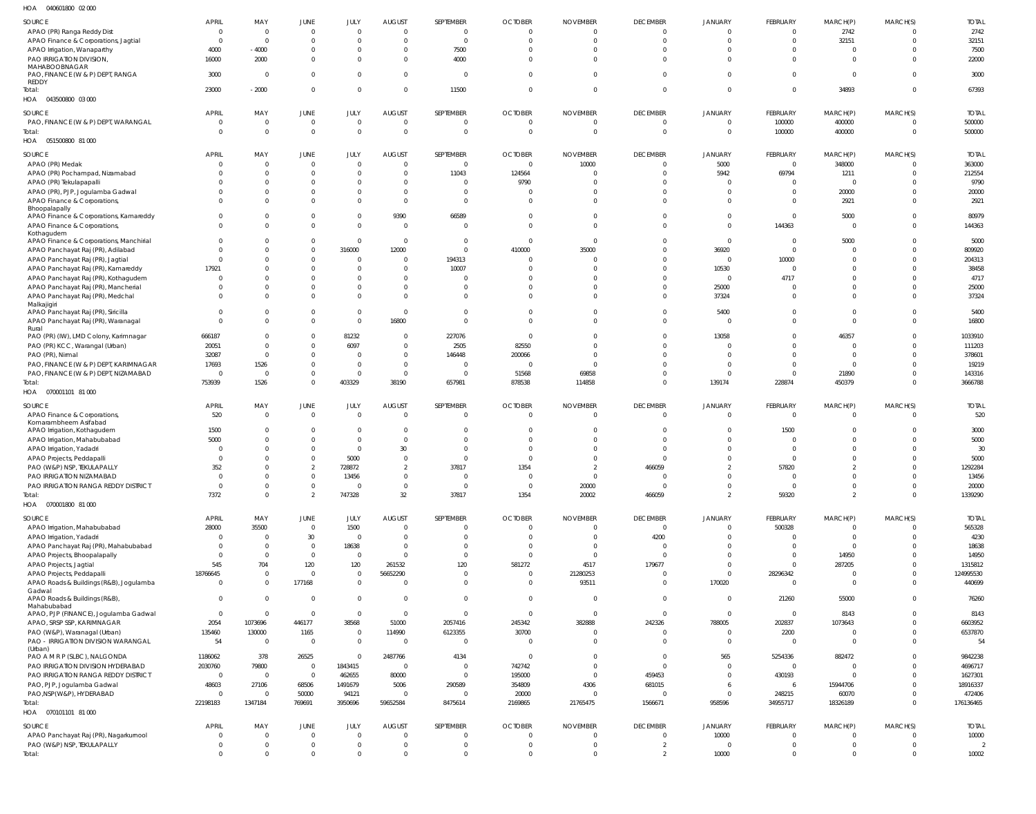HOA 040601800 02 000

| SOURCE | APRIL | MAY | JUNE | JULY | AUGUST | SEPTEMBER | OCTOBER | NOVEMBER | DECEMBER | JANUARY | FEBRUARY | MARCH(P) | MARCH(S) | TOTAL |
|---|---|---|---|---|---|---|---|---|---|---|---|---|---|---|
| APAO (PR) Ranga Reddy Dist | 0 | 0 | 0 | 0 | 0 | 0 | 0 | 0 | 0 | 0 | 0 | 2742 | 0 | 2742 |
| APAO Finance & Corporations, Jagtial | 0 | 0 | 0 | 0 | 0 | 0 | 0 | 0 | 0 | 0 | 0 | 32151 | 0 | 32151 |
| APAO Irrigation, Wanaparthy | 4000 | - 4000 | 0 | 0 | 0 | 7500 | 0 | 0 | 0 | 0 | 0 | 0 | 0 | 7500 |
| PAO IRRIGATION DIVISION, MAHABOOBNAGAR | 16000 | 2000 | 0 | 0 | 0 | 4000 | 0 | 0 | 0 | 0 | 0 | 0 | 0 | 22000 |
| PAO, FINANCE (W & P) DEPT, RANGA REDDY | 3000 | 0 | 0 | 0 | 0 | 0 | 0 | 0 | 0 | 0 | 0 | 0 | 0 | 3000 |
| Total: | 23000 | - 2000 | 0 | 0 | 0 | 11500 | 0 | 0 | 0 | 0 | 0 | 34893 | 0 | 67393 |

HOA 043500800 03 000

| SOURCE | APRIL | MAY | JUNE | JULY | AUGUST | SEPTEMBER | OCTOBER | NOVEMBER | DECEMBER | JANUARY | FEBRUARY | MARCH(P) | MARCH(S) | TOTAL |
|---|---|---|---|---|---|---|---|---|---|---|---|---|---|---|
| PAO, FINANCE (W & P) DEPT, WARANGAL | 0 | 0 | 0 | 0 | 0 | 0 | 0 | 0 | 0 | 0 | 100000 | 400000 | 0 | 500000 |
| Total: | 0 | 0 | 0 | 0 | 0 | 0 | 0 | 0 | 0 | 0 | 100000 | 400000 | 0 | 500000 |

HOA 051500800 81 000

| SOURCE | APRIL | MAY | JUNE | JULY | AUGUST | SEPTEMBER | OCTOBER | NOVEMBER | DECEMBER | JANUARY | FEBRUARY | MARCH(P) | MARCH(S) | TOTAL |
|---|---|---|---|---|---|---|---|---|---|---|---|---|---|---|
| APAO (PR) Medak | 0 | 0 | 0 | 0 | 0 | 0 | 0 | 10000 | 0 | 5000 | 0 | 348000 | 0 | 363000 |
| APAO (PR) Pochampad, Nizamabad | 0 | 0 | 0 | 0 | 0 | 11043 | 124564 | 0 | 0 | 5942 | 69794 | 1211 | 0 | 212554 |
| APAO (PR) Tekulapapalli | 0 | 0 | 0 | 0 | 0 | 0 | 9790 | 0 | 0 | 0 | 0 | 0 | 0 | 9790 |
| APAO (PR), PJP, Jogulamba Gadwal | 0 | 0 | 0 | 0 | 0 | 0 | 0 | 0 | 0 | 0 | 0 | 20000 | 0 | 20000 |
| APAO Finance & Corporations, Bhoopalapally | 0 | 0 | 0 | 0 | 0 | 0 | 0 | 0 | 0 | 0 | 0 | 2921 | 0 | 2921 |
| APAO Finance & Corporations, Kamareddy | 0 | 0 | 0 | 0 | 9390 | 66589 | 0 | 0 | 0 | 0 | 0 | 5000 | 0 | 80979 |
| APAO Finance & Corporations, Kothagudem | 0 | 0 | 0 | 0 | 0 | 0 | 0 | 0 | 0 | 0 | 144363 | 0 | 0 | 144363 |
| APAO Finance & Corporations, Manchirial | 0 | 0 | 0 | 0 | 0 | 0 | 0 | 0 | 0 | 0 | 0 | 5000 | 0 | 5000 |
| APAO Panchayat Raj (PR), Adilabad | 0 | 0 | 0 | 316000 | 12000 | 0 | 410000 | 35000 | 0 | 36920 | 0 | 0 | 0 | 809920 |
| APAO Panchayat Raj (PR), Jagtial | 0 | 0 | 0 | 0 | 0 | 194313 | 0 | 0 | 0 | 0 | 10000 | 0 | 0 | 204313 |
| APAO Panchayat Raj (PR), Kamareddy | 17921 | 0 | 0 | 0 | 0 | 10007 | 0 | 0 | 0 | 10530 | 0 | 0 | 0 | 38458 |
| APAO Panchayat Raj (PR), Kothagudem | 0 | 0 | 0 | 0 | 0 | 0 | 0 | 0 | 0 | 0 | 4717 | 0 | 0 | 4717 |
| APAO Panchayat Raj (PR), Mancherial | 0 | 0 | 0 | 0 | 0 | 0 | 0 | 0 | 0 | 25000 | 0 | 0 | 0 | 25000 |
| APAO Panchayat Raj (PR), Medchal Malkajigiri | 0 | 0 | 0 | 0 | 0 | 0 | 0 | 0 | 0 | 37324 | 0 | 0 | 0 | 37324 |
| APAO Panchayat Raj (PR), Siricilla | 0 | 0 | 0 | 0 | 0 | 0 | 0 | 0 | 0 | 5400 | 0 | 0 | 0 | 5400 |
| APAO Panchayat Raj (PR), Waranagal Rural | 0 | 0 | 0 | 0 | 16800 | 0 | 0 | 0 | 0 | 0 | 0 | 0 | 0 | 16800 |
| PAO (PR) (IW), LMD Colony, Karimnagar | 666187 | 0 | 0 | 81232 | 0 | 227076 | 0 | 0 | 0 | 13058 | 0 | 46357 | 0 | 1033910 |
| PAO (PR) KCC, Warangal (Urban) | 20051 | 0 | 0 | 6097 | 0 | 2505 | 82550 | 0 | 0 | 0 | 0 | 0 | 0 | 111203 |
| PAO (PR), Nirmal | 32087 | 0 | 0 | 0 | 0 | 146448 | 200066 | 0 | 0 | 0 | 0 | 0 | 0 | 378601 |
| PAO, FINANCE (W & P) DEPT, KARIMNAGAR | 17693 | 1526 | 0 | 0 | 0 | 0 | 0 | 0 | 0 | 0 | 0 | 0 | 0 | 19219 |
| PAO, FINANCE (W & P) DEPT, NIZAMABAD | 0 | 0 | 0 | 0 | 0 | 0 | 51568 | 69858 | 0 | 0 | 0 | 21890 | 0 | 143316 |
| Total: | 753939 | 1526 | 0 | 403329 | 38190 | 657981 | 878538 | 114858 | 0 | 139174 | 228874 | 450379 | 0 | 3666788 |

HOA 070001101 81 000

| SOURCE | APRIL | MAY | JUNE | JULY | AUGUST | SEPTEMBER | OCTOBER | NOVEMBER | DECEMBER | JANUARY | FEBRUARY | MARCH(P) | MARCH(S) | TOTAL |
|---|---|---|---|---|---|---|---|---|---|---|---|---|---|---|
| APAO Finance & Corporations, Komarambheem Asifabad | 520 | 0 | 0 | 0 | 0 | 0 | 0 | 0 | 0 | 0 | 0 | 0 | 0 | 520 |
| APAO Irrigation, Kothagudem | 1500 | 0 | 0 | 0 | 0 | 0 | 0 | 0 | 0 | 0 | 1500 | 0 | 0 | 3000 |
| APAO Irrigation, Mahabubabad | 5000 | 0 | 0 | 0 | 0 | 0 | 0 | 0 | 0 | 0 | 0 | 0 | 0 | 5000 |
| APAO Irrigation, Yadadri | 0 | 0 | 0 | 0 | 30 | 0 | 0 | 0 | 0 | 0 | 0 | 0 | 0 | 30 |
| APAO Projects, Peddapalli | 0 | 0 | 0 | 5000 | 0 | 0 | 0 | 0 | 0 | 0 | 0 | 0 | 0 | 5000 |
| PAO (W&P) NSP, TEKULAPALLY | 352 | 0 | 2 | 728872 | 2 | 37817 | 1354 | 2 | 466059 | 2 | 57820 | 2 | 0 | 1292284 |
| PAO IRRIGATION NIZAMABAD | 0 | 0 | 0 | 13456 | 0 | 0 | 0 | 0 | 0 | 0 | 0 | 0 | 0 | 13456 |
| PAO IRRIGATION RANGA REDDY DISTRICT | 0 | 0 | 0 | 0 | 0 | 0 | 0 | 20000 | 0 | 0 | 0 | 0 | 0 | 20000 |
| Total: | 7372 | 0 | 2 | 747328 | 32 | 37817 | 1354 | 20002 | 466059 | 2 | 59320 | 2 | 0 | 1339290 |

HOA 070001800 81 000

| SOURCE | APRIL | MAY | JUNE | JULY | AUGUST | SEPTEMBER | OCTOBER | NOVEMBER | DECEMBER | JANUARY | FEBRUARY | MARCH(P) | MARCH(S) | TOTAL |
|---|---|---|---|---|---|---|---|---|---|---|---|---|---|---|
| APAO Irrigation, Mahabubabad | 28000 | 35500 | 0 | 1500 | 0 | 0 | 0 | 0 | 0 | 0 | 500328 | 0 | 0 | 565328 |
| APAO Irrigation, Yadadri | 0 | 0 | 30 | 0 | 0 | 0 | 0 | 0 | 4200 | 0 | 0 | 0 | 0 | 4230 |
| APAO Panchayat Raj (PR), Mahabubabad | 0 | 0 | 0 | 18638 | 0 | 0 | 0 | 0 | 0 | 0 | 0 | 0 | 0 | 18638 |
| APAO Projects, Bhoopalapally | 0 | 0 | 0 | 0 | 0 | 0 | 0 | 0 | 0 | 0 | 0 | 14950 | 0 | 14950 |
| APAO Projects, Jagtial | 545 | 704 | 120 | 120 | 261532 | 120 | 581272 | 4517 | 179677 | 0 | 0 | 287205 | 0 | 1315812 |
| APAO Projects, Peddapalli | 18766645 | 0 | 0 | 0 | 56652290 | 0 | 0 | 21280253 | 0 | 0 | 28296342 | 0 | 0 | 124995530 |
| APAO Roads & Buildings (R&B), Jogulamba Gadwal | 0 | 0 | 177168 | 0 | 0 | 0 | 0 | 93511 | 0 | 170020 | 0 | 0 | 0 | 440699 |
| APAO Roads & Buildings (R&B), Mahabubabad | 0 | 0 | 0 | 0 | 0 | 0 | 0 | 0 | 0 | 0 | 21260 | 55000 | 0 | 76260 |
| APAO, PJP (FINANCE), Jogulamba Gadwal | 0 | 0 | 0 | 0 | 0 | 0 | 0 | 0 | 0 | 0 | 0 | 8143 | 0 | 8143 |
| APAO, SRSP SSP, KARIMNAGAR | 2054 | 1073696 | 446177 | 38568 | 51000 | 2057416 | 245342 | 382888 | 242326 | 788005 | 202837 | 1073643 | 0 | 6603952 |
| PAO (W&P), Waranagal (Urban) | 135460 | 130000 | 1165 | 0 | 114990 | 6123355 | 30700 | 0 | 0 | 0 | 2200 | 0 | 0 | 6537870 |
| PAO - IRRIGATION DIVISION WARANGAL (Urban) | 54 | 0 | 0 | 0 | 0 | 0 | 0 | 0 | 0 | 0 | 0 | 0 | 0 | 54 |
| PAO A M R P (SLBC), NALGONDA | 1186062 | 378 | 26525 | 0 | 2487766 | 4134 | 0 | 0 | 0 | 565 | 5254336 | 882472 | 0 | 9842238 |
| PAO IRRIGATION DIVISION HYDERABAD | 2030760 | 79800 | 0 | 1843415 | 0 | 0 | 742742 | 0 | 0 | 0 | 0 | 0 | 0 | 4696717 |
| PAO IRRIGATION RANGA REDDY DISTRICT | 0 | 0 | 0 | 462655 | 80000 | 0 | 195000 | 0 | 459453 | 0 | 430193 | 0 | 0 | 1627301 |
| PAO, PJP, Jogulamba Gadwal | 48603 | 27106 | 68506 | 1491679 | 5006 | 290589 | 354809 | 4306 | 681015 | 6 | 6 | 15944706 | 0 | 18916337 |
| PAO,NSP(W&P), HYDERABAD | 0 | 0 | 50000 | 94121 | 0 | 0 | 20000 | 0 | 0 | 0 | 248215 | 60070 | 0 | 472406 |
| Total: | 22198183 | 1347184 | 769691 | 3950696 | 59652584 | 8475614 | 2169865 | 21765475 | 1566671 | 958596 | 34955717 | 18326189 | 0 | 176136465 |

HOA 070101101 81 000

| SOURCE | APRIL | MAY | JUNE | JULY | AUGUST | SEPTEMBER | OCTOBER | NOVEMBER | DECEMBER | JANUARY | FEBRUARY | MARCH(P) | MARCH(S) | TOTAL |
|---|---|---|---|---|---|---|---|---|---|---|---|---|---|---|
| APAO Panchayat Raj (PR), Nagarkurnool | 0 | 0 | 0 | 0 | 0 | 0 | 0 | 0 | 0 | 10000 | 0 | 0 | 0 | 10000 |
| PAO (W&P) NSP, TEKULAPALLY | 0 | 0 | 0 | 0 | 0 | 0 | 0 | 0 | 2 | 0 | 0 | 0 | 0 | 2 |
| Total: | 0 | 0 | 0 | 0 | 0 | 0 | 0 | 0 | 2 | 10000 | 0 | 0 | 0 | 10002 |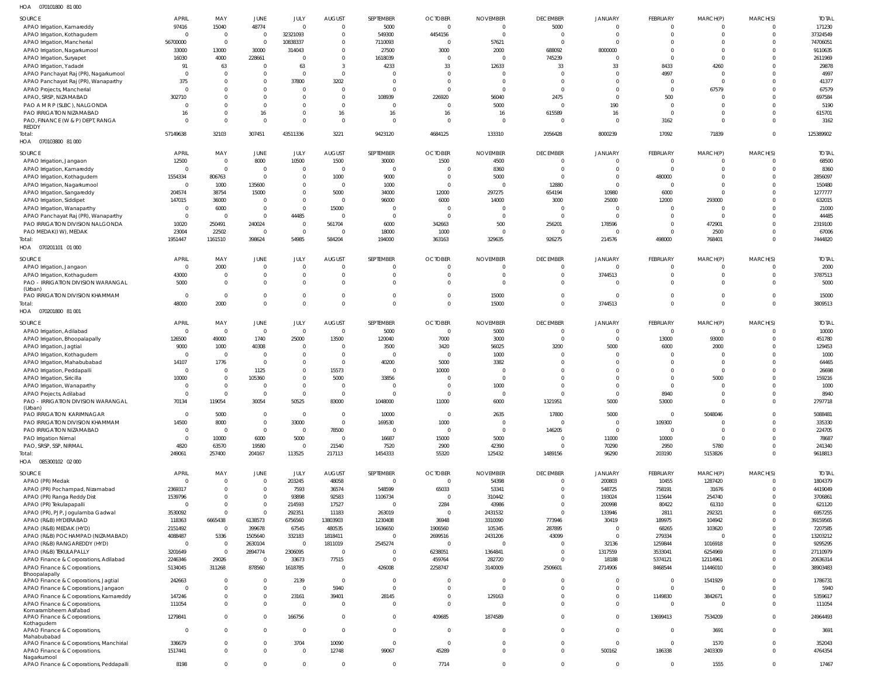HOA 070101800 81 000

| SOURCE | APRIL | MAY | JUNE | JULY | AUGUST | SEPTEMBER | OCTOBER | NOVEMBER | DECEMBER | JANUARY | FEBRUARY | MARCH(P) | MARCH(S) | TOTAL |
|---|---|---|---|---|---|---|---|---|---|---|---|---|---|---|
| APAO Irrigation, Kamareddy | 97416 | 15040 | 48774 | 0 | 0 | 5000 | 0 | 0 | 5000 | 0 | 0 | 0 | 0 | 171230 |
| APAO Irrigation, Kothagudem | 0 | 0 | 0 | 32321093 | 0 | 549300 | 4454156 | 0 | 0 | 0 | 0 | 0 | 0 | 37324549 |
| APAO Irrigation, Mancherial | 56700000 | 0 | 0 | 10838337 | 0 | 7110093 | 0 | 57621 | 0 | 0 | 0 | 0 | 0 | 74706051 |
| APAO Irrigation, Nagarkurnool | 33000 | 13000 | 30000 | 314043 | 0 | 27500 | 3000 | 2000 | 688092 | 8000000 | 0 | 0 | 0 | 9110635 |
| APAO Irrigation, Suryapet | 16030 | 4000 | 228661 | 0 | 0 | 1618039 | 0 | 0 | 745239 | 0 | 0 | 0 | 0 | 2611969 |
| APAO Irrigation, Yadadri | 91 | 63 | 0 | 63 | 3 | 4233 | 33 | 12633 | 33 | 33 | 8433 | 4260 | 0 | 29878 |
| APAO Panchayat Raj (PR), Nagarkurnool | 0 | 0 | 0 | 0 | 0 | 0 | 0 | 0 | 0 | 0 | 4997 | 0 | 0 | 4997 |
| APAO Panchayat Raj (PR), Wanaparthy | 375 | 0 | 0 | 37800 | 3202 | 0 | 0 | 0 | 0 | 0 | 0 | 0 | 0 | 41377 |
| APAO Projects, Mancherial | 0 | 0 | 0 | 0 | 0 | 0 | 0 | 0 | 0 | 0 | 0 | 67579 | 0 | 67579 |
| APAO, SRSP, NIZAMABAD | 302710 | 0 | 0 | 0 | 0 | 108939 | 226920 | 56040 | 2475 | 0 | 500 | 0 | 0 | 697584 |
| PAO A M R P (SLBC), NALGONDA | 0 | 0 | 0 | 0 | 0 | 0 | 0 | 5000 | 0 | 190 | 0 | 0 | 0 | 5190 |
| PAO IRRIGATION NIZAMABAD | 16 | 0 | 16 | 0 | 16 | 16 | 16 | 16 | 615589 | 16 | 0 | 0 | 0 | 615701 |
| PAO, FINANCE (W & P) DEPT, RANGA REDDY | 0 | 0 | 0 | 0 | 0 | 0 | 0 | 0 | 0 | 0 | 3162 | 0 | 0 | 3162 |
| Total: | 57149638 | 32103 | 307451 | 43511336 | 3221 | 9423120 | 4684125 | 133310 | 2056428 | 8000239 | 17092 | 71839 | 0 | 125389902 |

HOA 070103800 81 000

| SOURCE | APRIL | MAY | JUNE | JULY | AUGUST | SEPTEMBER | OCTOBER | NOVEMBER | DECEMBER | JANUARY | FEBRUARY | MARCH(P) | MARCH(S) | TOTAL |
|---|---|---|---|---|---|---|---|---|---|---|---|---|---|---|
| APAO Irrigation, Jangaon | 12500 | 0 | 8000 | 10500 | 1500 | 30000 | 1500 | 4500 | 0 | 0 | 0 | 0 | 0 | 68500 |
| APAO Irrigation, Kamareddy | 0 | 0 | 0 | 0 | 0 | 0 | 0 | 8360 | 0 | 0 | 0 | 0 | 0 | 8360 |
| APAO Irrigation, Kothagudem | 1554334 | 806763 | 0 | 0 | 1000 | 9000 | 0 | 5000 | 0 | 0 | 480000 | 0 | 0 | 2856097 |
| APAO Irrigation, Nagarkurnool | 0 | 1000 | 135600 | 0 | 0 | 1000 | 0 | 0 | 12880 | 0 | 0 | 0 | 0 | 150480 |
| APAO Irrigation, Sangareddy | 204574 | 38754 | 15000 | 0 | 5000 | 34000 | 12000 | 297275 | 654194 | 10980 | 6000 | 0 | 0 | 1277777 |
| APAO Irrigation, Siddipet | 147015 | 36000 | 0 | 0 | 0 | 96000 | 6000 | 14000 | 3000 | 25000 | 12000 | 293000 | 0 | 632015 |
| APAO Irrigation, Wanaparthy | 0 | 6000 | 0 | 0 | 15000 | 0 | 0 | 0 | 0 | 0 | 0 | 0 | 0 | 21000 |
| APAO Panchayat Raj (PR), Wanaparthy | 0 | 0 | 0 | 44485 | 0 | 0 | 0 | 0 | 0 | 0 | 0 | 0 | 0 | 44485 |
| PAO IRRIGATION DIVISION NALGONDA | 10020 | 250491 | 240024 | 0 | 561704 | 6000 | 342663 | 500 | 256201 | 178596 | 0 | 472901 | 0 | 2319100 |
| PAO MEDAK(IW), MEDAK | 23004 | 22502 | 0 | 0 | 0 | 18000 | 1000 | 0 | 0 | 0 | 0 | 2500 | 0 | 67006 |
| Total: | 1951447 | 1161510 | 398624 | 54985 | 584204 | 194000 | 363163 | 329635 | 926275 | 214576 | 498000 | 768401 | 0 | 7444820 |

HOA 070201101 01 000

| SOURCE | APRIL | MAY | JUNE | JULY | AUGUST | SEPTEMBER | OCTOBER | NOVEMBER | DECEMBER | JANUARY | FEBRUARY | MARCH(P) | MARCH(S) | TOTAL |
|---|---|---|---|---|---|---|---|---|---|---|---|---|---|---|
| APAO Irrigation, Jangaon | 0 | 2000 | 0 | 0 | 0 | 0 | 0 | 0 | 0 | 0 | 0 | 0 | 0 | 2000 |
| APAO Irrigation, Kothagudem | 43000 | 0 | 0 | 0 | 0 | 0 | 0 | 0 | 0 | 3744513 | 0 | 0 | 0 | 3787513 |
| PAO - IRRIGATION DIVISION WARANGAL (Urban) | 5000 | 0 | 0 | 0 | 0 | 0 | 0 | 0 | 0 | 0 | 0 | 0 | 0 | 5000 |
| PAO IRRIGATION DIVISION KHAMMAM | 0 | 0 | 0 | 0 | 0 | 0 | 0 | 15000 | 0 | 0 | 0 | 0 | 0 | 15000 |
| Total: | 48000 | 2000 | 0 | 0 | 0 | 0 | 0 | 15000 | 0 | 3744513 | 0 | 0 | 0 | 3809513 |

HOA 070201800 81 001

| SOURCE | APRIL | MAY | JUNE | JULY | AUGUST | SEPTEMBER | OCTOBER | NOVEMBER | DECEMBER | JANUARY | FEBRUARY | MARCH(P) | MARCH(S) | TOTAL |
|---|---|---|---|---|---|---|---|---|---|---|---|---|---|---|
| APAO Irrigation, Adilabad | 0 | 0 | 0 | 0 | 0 | 5000 | 0 | 5000 | 0 | 0 | 0 | 0 | 0 | 10000 |
| APAO Irrigation, Bhoopalapally | 126500 | 49000 | 1740 | 25000 | 13500 | 120040 | 7000 | 3000 | 0 | 0 | 13000 | 93000 | 0 | 451780 |
| APAO Irrigation, Jagtial | 9000 | 1000 | 40308 | 0 | 0 | 3500 | 3420 | 56025 | 3200 | 5000 | 6000 | 2000 | 0 | 129453 |
| APAO Irrigation, Kothagudem | 0 | 0 | 0 | 0 | 0 | 0 | 0 | 1000 | 0 | 0 | 0 | 0 | 0 | 1000 |
| APAO Irrigation, Mahabubabad | 14107 | 1776 | 0 | 0 | 0 | 40200 | 5000 | 3382 | 0 | 0 | 0 | 0 | 0 | 64465 |
| APAO Irrigation, Peddapalli | 0 | 0 | 1125 | 0 | 15573 | 0 | 10000 | 0 | 0 | 0 | 0 | 0 | 0 | 26698 |
| APAO Irrigation, Siricilla | 10000 | 0 | 105360 | 0 | 5000 | 33856 | 0 | 0 | 0 | 0 | 0 | 5000 | 0 | 159216 |
| APAO Irrigation, Wanaparthy | 0 | 0 | 0 | 0 | 0 | 0 | 0 | 1000 | 0 | 0 | 0 | 0 | 0 | 1000 |
| APAO Projects, Adilabad | 0 | 0 | 0 | 0 | 0 | 0 | 0 | 0 | 0 | 0 | 8940 | 0 | 0 | 8940 |
| PAO - IRRIGATION DIVISION WARANGAL (Urban) | 70134 | 119054 | 30054 | 50525 | 83000 | 1048000 | 11000 | 6000 | 1321951 | 5000 | 53000 | 0 | 0 | 2797718 |
| PAO IRRIGATION KARIMNAGAR | 0 | 5000 | 0 | 0 | 0 | 10000 | 0 | 2635 | 17800 | 5000 | 0 | 5048046 | 0 | 5088481 |
| PAO IRRIGATION DIVISION KHAMMAM | 14500 | 8000 | 0 | 33000 | 0 | 169530 | 1000 | 0 | 0 | 0 | 109300 | 0 | 0 | 335330 |
| PAO IRRIGATION NIZAMABAD | 0 | 0 | 0 | 0 | 78500 | 0 | 0 | 0 | 146205 | 0 | 0 | 0 | 0 | 224705 |
| PAO Irrigation Nirmal | 0 | 10000 | 6000 | 5000 | 0 | 16687 | 15000 | 5000 | 0 | 11000 | 10000 | 0 | 0 | 78687 |
| PAO, SRSP, SSP, NIRMAL | 4820 | 63570 | 19580 | 0 | 21540 | 7520 | 2900 | 42390 | 0 | 70290 | 2950 | 5780 | 0 | 241340 |
| Total: | 249061 | 257400 | 204167 | 113525 | 217113 | 1454333 | 55320 | 125432 | 1489156 | 96290 | 203190 | 5153826 | 0 | 9618813 |

HOA 085300102 02 000

| SOURCE | APRIL | MAY | JUNE | JULY | AUGUST | SEPTEMBER | OCTOBER | NOVEMBER | DECEMBER | JANUARY | FEBRUARY | MARCH(P) | MARCH(S) | TOTAL |
|---|---|---|---|---|---|---|---|---|---|---|---|---|---|---|
| APAO (PR) Medak | 0 | 0 | 0 | 203245 | 48058 | 0 | 0 | 54398 | 0 | 200803 | 10455 | 1287420 | 0 | 1804379 |
| APAO (PR) Pochampad, Nizamabad | 2369317 | 0 | 0 | 7593 | 36574 | 548599 | 65033 | 53341 | 0 | 548725 | 758191 | 31676 | 0 | 4419049 |
| APAO (PR) Ranga Reddy Dist | 1539796 | 0 | 0 | 93898 | 92583 | 1106734 | 0 | 310442 | 0 | 193024 | 115644 | 254740 | 0 | 3706861 |
| APAO (PR) Tekulapalli | 0 | 0 | 0 | 214593 | 17527 | 0 | 2284 | 43986 | 0 | 200998 | 80422 | 61310 | 0 | 621120 |
| APAO (PR), PJP, Jogulamba Gadwal | 3530092 | 0 | 0 | 292351 | 11183 | 263019 | 0 | 2431532 | 0 | 133946 | 2811 | 292321 | 0 | 6957255 |
| APAO (R&B) HYDERABAD | 118363 | 6665438 | 6138573 | 6756560 | 13803903 | 1230408 | 36948 | 3310090 | 773946 | 30419 | 189975 | 104942 | 0 | 39159565 |
| APAO (R&B) MEDAK (HYD) | 2151492 | 0 | 399678 | 67545 | 480535 | 1636650 | 1906560 | 105345 | 287895 | 0 | 68265 | 103620 | 0 | 7207585 |
| APAO (R&B) POCHAMPAD (NIZAMABAD) | 4088487 | 5336 | 1505640 | 332183 | 1818411 | 0 | 2699516 | 2431206 | 43099 | 0 | 279334 | 0 | 0 | 13203212 |
| APAO (R&B) RANGAREDDY (HYD) | 0 | 0 | 2630104 | 0 | 1811019 | 2545274 | 0 | 0 | 0 | 32136 | 1259844 | 1016918 | 0 | 9295295 |
| APAO (R&B) TEKULAPALLY | 3201649 | 0 | 2894774 | 2306095 | 0 | 0 | 6238051 | 1364841 | 0 | 1317559 | 3533041 | 6254969 | 0 | 27110979 |
| APAO Finance & Corporations, Adilabad | 2246346 | 29026 | 0 | 33673 | 77515 | 0 | 459764 | 282720 | 0 | 18188 | 5374121 | 12114961 | 0 | 20636314 |
| APAO Finance & Corporations, Bhoopalapally | 5134045 | 311268 | 878560 | 1618785 | 0 | 426008 | 2258747 | 3140009 | 2506601 | 2714906 | 8468544 | 11446010 | 0 | 38903483 |
| APAO Finance & Corporations, Jagtial | 242663 | 0 | 0 | 2139 | 0 | 0 | 0 | 0 | 0 | 0 | 0 | 1541929 | 0 | 1786731 |
| APAO Finance & Corporations, Jangaon | 0 | 0 | 0 | 0 | 5940 | 0 | 0 | 0 | 0 | 0 | 0 | 0 | 0 | 5940 |
| APAO Finance & Corporations, Kamareddy | 147246 | 0 | 0 | 23161 | 39401 | 28145 | 0 | 129163 | 0 | 0 | 1149830 | 3842671 | 0 | 5359617 |
| APAO Finance & Corporations, Komarambheem Asifabad | 111054 | 0 | 0 | 0 | 0 | 0 | 0 | 0 | 0 | 0 | 0 | 0 | 0 | 111054 |
| APAO Finance & Corporations, Kothagudem | 1279841 | 0 | 0 | 166756 | 0 | 0 | 409685 | 1874589 | 0 | 0 | 13699413 | 7534209 | 0 | 24964493 |
| APAO Finance & Corporations, Mahabubabad | 0 | 0 | 0 | 0 | 0 | 0 | 0 | 0 | 0 | 0 | 0 | 3691 | 0 | 3691 |
| APAO Finance & Corporations, Manchirial | 336679 | 0 | 0 | 3704 | 10090 | 0 | 0 | 0 | 0 | 0 | 0 | 1570 | 0 | 352043 |
| APAO Finance & Corporations, Nagarkurnool | 1517441 | 0 | 0 | 0 | 12748 | 99067 | 45289 | 0 | 0 | 500162 | 186338 | 2403309 | 0 | 4764354 |
| APAO Finance & Corporations, Peddapalli | 8198 | 0 | 0 | 0 | 0 | 0 | 7714 | 0 | 0 | 0 | 0 | 1555 | 0 | 17467 |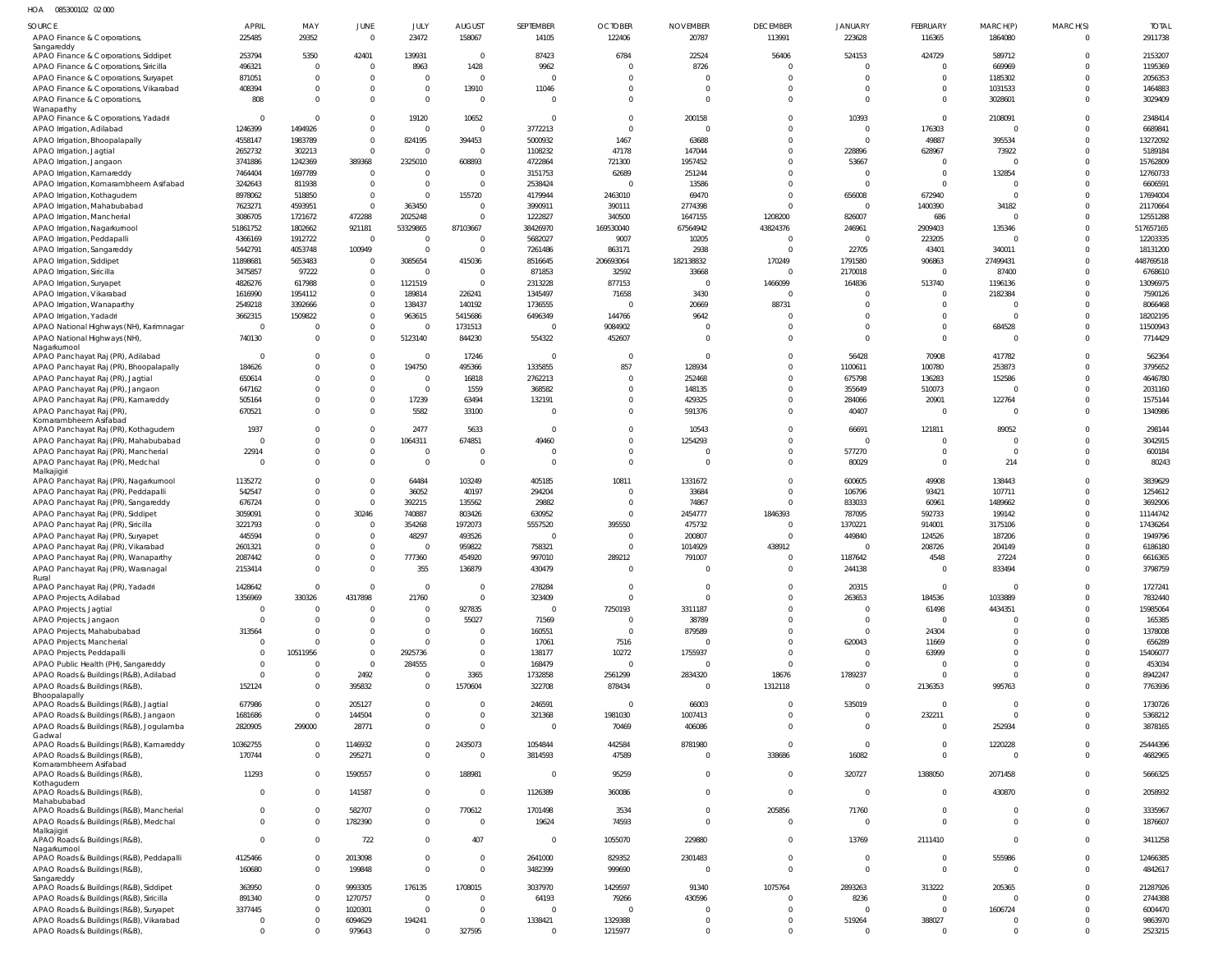HOA 085300102 02 000

| SOURCE | APRIL | MAY | JUNE | JULY | AUGUST | SEPTEMBER | OCTOBER | NOVEMBER | DECEMBER | JANUARY | FEBRUARY | MARCH(P) | MARCH(S) | TOTAL |
|---|---|---|---|---|---|---|---|---|---|---|---|---|---|---|
| APAO Finance & Corporations, Sangareddy | 225485 | 29352 | 0 | 23472 | 158067 | 14105 | 122406 | 20787 | 113991 | 223628 | 116365 | 1864080 | 0 | 2911738 |
| APAO Finance & Corporations, Siddipet | 253794 | 5350 | 42401 | 139931 | 0 | 87423 | 6784 | 22524 | 56406 | 524153 | 424729 | 589712 | 0 | 2153207 |
| APAO Finance & Corporations, Siricilla | 496321 | 0 | 0 | 8963 | 1428 | 9962 | 0 | 8726 | 0 | 0 | 0 | 669969 | 0 | 1195369 |
| APAO Finance & Corporations, Suryapet | 871051 | 0 | 0 | 0 | 0 | 0 | 0 | 0 | 0 | 0 | 0 | 1185302 | 0 | 2056353 |
| APAO Finance & Corporations, Vikarabad | 408394 | 0 | 0 | 0 | 13910 | 11046 | 0 | 0 | 0 | 0 | 0 | 1031533 | 0 | 1464883 |
| APAO Finance & Corporations, Wanaparthy | 808 | 0 | 0 | 0 | 0 | 0 | 0 | 0 | 0 | 0 | 0 | 3028601 | 0 | 3029409 |
| APAO Finance & Corporations, Yadadri | 0 | 0 | 0 | 19120 | 10652 | 0 | 0 | 200158 | 0 | 10393 | 0 | 2108091 | 0 | 2348414 |
| APAO Irrigation, Adilabad | 1246399 | 1494926 | 0 | 0 | 0 | 3772213 | 0 | 0 | 0 | 0 | 176303 | 0 | 0 | 6689841 |
| APAO Irrigation, Bhoopalapally | 4558147 | 1983789 | 0 | 824195 | 394453 | 5000932 | 1467 | 63688 | 0 | 0 | 49887 | 395534 | 0 | 13272092 |
| APAO Irrigation, Jagtial | 2652732 | 302213 | 0 | 0 | 0 | 1108232 | 47178 | 147044 | 0 | 228896 | 628967 | 73922 | 0 | 5189184 |
| APAO Irrigation, Jangaon | 3741886 | 1242369 | 389368 | 2325010 | 608893 | 4722864 | 721300 | 1957452 | 0 | 53667 | 0 | 0 | 0 | 15762809 |
| APAO Irrigation, Kamareddy | 7464404 | 1697789 | 0 | 0 | 0 | 3151753 | 62689 | 251244 | 0 | 0 | 0 | 132854 | 0 | 12760733 |
| APAO Irrigation, Komarambheem Asifabad | 3242643 | 811938 | 0 | 0 | 0 | 2538424 | 0 | 13586 | 0 | 0 | 0 | 0 | 0 | 6606591 |
| APAO Irrigation, Kothagudem | 8978062 | 518850 | 0 | 0 | 155720 | 4179944 | 2463010 | 69470 | 0 | 656008 | 672940 | 0 | 0 | 17694004 |
| APAO Irrigation, Mahabubabad | 7623271 | 4593951 | 0 | 363450 | 0 | 3990911 | 390111 | 2774398 | 0 | 0 | 1400390 | 34182 | 0 | 21170664 |
| APAO Irrigation, Mancherial | 3086705 | 1721672 | 472288 | 2025248 | 0 | 1222827 | 340500 | 1647155 | 1208200 | 826007 | 686 | 0 | 0 | 12551288 |
| APAO Irrigation, Nagarkurnool | 51861752 | 1802662 | 921181 | 53329865 | 87103667 | 38426970 | 169530040 | 67564942 | 43824376 | 246961 | 2909403 | 135346 | 0 | 517657165 |
| APAO Irrigation, Peddapalli | 4366169 | 1912722 | 0 | 0 | 0 | 5682027 | 9007 | 10205 | 0 | 0 | 223205 | 0 | 0 | 12203335 |
| APAO Irrigation, Sangareddy | 5442791 | 4053748 | 100949 | 0 | 0 | 7261486 | 863171 | 2938 | 0 | 22705 | 43401 | 340011 | 0 | 18131200 |
| APAO Irrigation, Siddipet | 11898681 | 5653483 | 0 | 3085654 | 415036 | 8516645 | 206693064 | 182138832 | 170249 | 1791580 | 906863 | 27499431 | 0 | 448769518 |
| APAO Irrigation, Siricilla | 3475857 | 97222 | 0 | 0 | 0 | 871853 | 32592 | 33668 | 0 | 2170018 | 0 | 87400 | 0 | 6768610 |
| APAO Irrigation, Suryapet | 4826276 | 617988 | 0 | 1121519 | 0 | 2313228 | 877153 | 0 | 1466099 | 164836 | 513740 | 1196136 | 0 | 13096975 |
| APAO Irrigation, Vikarabad | 1616990 | 1954112 | 0 | 189814 | 226241 | 1345497 | 71658 | 3430 | 0 | 0 | 0 | 2182384 | 0 | 7590126 |
| APAO Irrigation, Wanaparthy | 2549218 | 3392666 | 0 | 138437 | 140192 | 1736555 | 0 | 20669 | 88731 | 0 | 0 | 0 | 0 | 8066468 |
| APAO Irrigation, Yadadri | 3662315 | 1509822 | 0 | 963615 | 5415686 | 6496349 | 144766 | 9642 | 0 | 0 | 0 | 0 | 0 | 18202195 |
| APAO National Highways (NH), Karimnagar | 0 | 0 | 0 | 0 | 1731513 | 0 | 9084902 | 0 | 0 | 0 | 0 | 684528 | 0 | 11500943 |
| APAO National Highways (NH), Nagarkurnool | 740130 | 0 | 0 | 5123140 | 844230 | 554322 | 452607 | 0 | 0 | 0 | 0 | 0 | 0 | 7714429 |
| APAO Panchayat Raj (PR), Adilabad | 0 | 0 | 0 | 0 | 17246 | 0 | 0 | 0 | 0 | 56428 | 70908 | 417782 | 0 | 562364 |
| APAO Panchayat Raj (PR), Bhoopalapally | 184626 | 0 | 0 | 194750 | 495366 | 1335855 | 857 | 128934 | 0 | 1100611 | 100780 | 253873 | 0 | 3795652 |
| APAO Panchayat Raj (PR), Jagtial | 650614 | 0 | 0 | 0 | 16818 | 2762213 | 0 | 252468 | 0 | 675798 | 136283 | 152586 | 0 | 4646780 |
| APAO Panchayat Raj (PR), Jangaon | 647162 | 0 | 0 | 0 | 1559 | 368582 | 0 | 148135 | 0 | 355649 | 510073 | 0 | 0 | 2031160 |
| APAO Panchayat Raj (PR), Kamareddy | 505164 | 0 | 0 | 17239 | 63494 | 132191 | 0 | 429325 | 0 | 284066 | 20901 | 122764 | 0 | 1575144 |
| APAO Panchayat Raj (PR), Komarambheem Asifabad | 670521 | 0 | 0 | 5582 | 33100 | 0 | 0 | 591376 | 0 | 40407 | 0 | 0 | 0 | 1340986 |
| APAO Panchayat Raj (PR), Kothagudem | 1937 | 0 | 0 | 2477 | 5633 | 0 | 0 | 10543 | 0 | 66691 | 121811 | 89052 | 0 | 298144 |
| APAO Panchayat Raj (PR), Mahabubabad | 0 | 0 | 0 | 1064311 | 674851 | 49460 | 0 | 1254293 | 0 | 0 | 0 | 0 | 0 | 3042915 |
| APAO Panchayat Raj (PR), Mancherial | 22914 | 0 | 0 | 0 | 0 | 0 | 0 | 0 | 0 | 577270 | 0 | 0 | 0 | 600184 |
| APAO Panchayat Raj (PR), Medchal Malkajigiri | 0 | 0 | 0 | 0 | 0 | 0 | 0 | 0 | 0 | 80029 | 0 | 214 | 0 | 80243 |
| APAO Panchayat Raj (PR), Nagarkurnool | 1135272 | 0 | 0 | 64484 | 103249 | 405185 | 10811 | 1331672 | 0 | 600605 | 49908 | 138443 | 0 | 3839629 |
| APAO Panchayat Raj (PR), Peddapalli | 542547 | 0 | 0 | 36052 | 40197 | 294204 | 0 | 33684 | 0 | 106796 | 93421 | 107711 | 0 | 1254612 |
| APAO Panchayat Raj (PR), Sangareddy | 676724 | 0 | 0 | 392215 | 135562 | 29882 | 0 | 74867 | 0 | 833033 | 60961 | 1489662 | 0 | 3692906 |
| APAO Panchayat Raj (PR), Siddipet | 3059091 | 0 | 30246 | 740887 | 803426 | 630952 | 0 | 2454777 | 1846393 | 787095 | 592733 | 199142 | 0 | 11144742 |
| APAO Panchayat Raj (PR), Siricilla | 3221793 | 0 | 0 | 354268 | 1972073 | 5557520 | 395550 | 475732 | 0 | 1370221 | 914001 | 3175106 | 0 | 17436264 |
| APAO Panchayat Raj (PR), Suryapet | 445594 | 0 | 0 | 48297 | 493526 | 0 | 0 | 200807 | 0 | 449840 | 124526 | 187206 | 0 | 1949796 |
| APAO Panchayat Raj (PR), Vikarabad | 2601321 | 0 | 0 | 0 | 959822 | 758321 | 0 | 1014929 | 438912 | 0 | 208726 | 204149 | 0 | 6186180 |
| APAO Panchayat Raj (PR), Wanaparthy | 2087442 | 0 | 0 | 777360 | 454920 | 997010 | 289212 | 791007 | 0 | 1187642 | 4548 | 27224 | 0 | 6616365 |
| APAO Panchayat Raj (PR), Waranagal Rural | 2153414 | 0 | 0 | 355 | 136879 | 430479 | 0 | 0 | 0 | 244138 | 0 | 833494 | 0 | 3798759 |
| APAO Panchayat Raj (PR), Yadadri | 1428642 | 0 | 0 | 0 | 0 | 278284 | 0 | 0 | 0 | 20315 | 0 | 0 | 0 | 1727241 |
| APAO Projects, Adilabad | 1356969 | 330326 | 4317898 | 21760 | 0 | 323409 | 0 | 0 | 0 | 263653 | 184536 | 1033889 | 0 | 7832440 |
| APAO Projects, Jagtial | 0 | 0 | 0 | 0 | 927835 | 0 | 7250193 | 3311187 | 0 | 0 | 61498 | 4434351 | 0 | 15985064 |
| APAO Projects, Jangaon | 0 | 0 | 0 | 0 | 55027 | 71569 | 0 | 38789 | 0 | 0 | 0 | 0 | 0 | 165385 |
| APAO Projects, Mahabubabad | 313564 | 0 | 0 | 0 | 0 | 160551 | 0 | 879589 | 0 | 0 | 24304 | 0 | 0 | 1378008 |
| APAO Projects, Mancherial | 0 | 0 | 0 | 0 | 0 | 17061 | 7516 | 0 | 0 | 620043 | 11669 | 0 | 0 | 656289 |
| APAO Projects, Peddapalli | 0 | 10511956 | 0 | 2925736 | 0 | 138177 | 10272 | 1755937 | 0 | 0 | 63999 | 0 | 0 | 15406077 |
| APAO Public Health (PH), Sangareddy | 0 | 0 | 0 | 284555 | 0 | 168479 | 0 | 0 | 0 | 0 | 0 | 0 | 0 | 453034 |
| APAO Roads & Buildings (R&B), Adilabad | 0 | 0 | 2492 | 0 | 3365 | 1732858 | 2561299 | 2834320 | 18676 | 1789237 | 0 | 0 | 0 | 8942247 |
| APAO Roads & Buildings (R&B), Bhoopalapally | 152124 | 0 | 395832 | 0 | 1570604 | 322708 | 878434 | 0 | 1312118 | 0 | 2136353 | 995763 | 0 | 7763936 |
| APAO Roads & Buildings (R&B), Jagtial | 677986 | 0 | 205127 | 0 | 0 | 246591 | 0 | 66003 | 0 | 535019 | 0 | 0 | 0 | 1730726 |
| APAO Roads & Buildings (R&B), Jangaon | 1681686 | 0 | 144504 | 0 | 0 | 321368 | 1981030 | 1007413 | 0 | 0 | 232211 | 0 | 0 | 5368212 |
| APAO Roads & Buildings (R&B), Jogulamba Gadwal | 2820905 | 299000 | 28771 | 0 | 0 | 0 | 70469 | 406086 | 0 | 0 | 0 | 252934 | 0 | 3878165 |
| APAO Roads & Buildings (R&B), Kamareddy | 10362755 | 0 | 1146932 | 0 | 2435073 | 1054844 | 442584 | 8781980 | 0 | 0 | 0 | 1220228 | 0 | 25444396 |
| APAO Roads & Buildings (R&B), Komarambheem Asifabad | 170744 | 0 | 295271 | 0 | 0 | 3814593 | 47589 | 0 | 338686 | 16082 | 0 | 0 | 0 | 4682965 |
| APAO Roads & Buildings (R&B), Kothagudem | 11293 | 0 | 1590557 | 0 | 188981 | 0 | 95259 | 0 | 0 | 320727 | 1388050 | 2071458 | 0 | 5666325 |
| APAO Roads & Buildings (R&B), Mahabubabad | 0 | 0 | 141587 | 0 | 0 | 1126389 | 360086 | 0 | 0 | 0 | 0 | 430870 | 0 | 2058932 |
| APAO Roads & Buildings (R&B), Mancherial | 0 | 0 | 582707 | 0 | 770612 | 1701498 | 3534 | 0 | 205856 | 71760 | 0 | 0 | 0 | 3335967 |
| APAO Roads & Buildings (R&B), Medchal Malkajigiri | 0 | 0 | 1782390 | 0 | 0 | 19624 | 74593 | 0 | 0 | 0 | 0 | 0 | 0 | 1876607 |
| APAO Roads & Buildings (R&B), Nagarkurnool | 0 | 0 | 722 | 0 | 407 | 0 | 1055070 | 229880 | 0 | 13769 | 2111410 | 0 | 0 | 3411258 |
| APAO Roads & Buildings (R&B), Peddapalli | 4125466 | 0 | 2013098 | 0 | 0 | 2641000 | 829352 | 2301483 | 0 | 0 | 0 | 555986 | 0 | 12466385 |
| APAO Roads & Buildings (R&B), Sangareddy | 160680 | 0 | 199848 | 0 | 0 | 3482399 | 999690 | 0 | 0 | 0 | 0 | 0 | 0 | 4842617 |
| APAO Roads & Buildings (R&B), Siddipet | 363950 | 0 | 9993305 | 176135 | 1708015 | 3037970 | 1429597 | 91340 | 1075764 | 2893263 | 313222 | 205365 | 0 | 21287926 |
| APAO Roads & Buildings (R&B), Siricilla | 891340 | 0 | 1270757 | 0 | 0 | 64193 | 79266 | 430596 | 0 | 8236 | 0 | 0 | 0 | 2744388 |
| APAO Roads & Buildings (R&B), Suryapet | 3377445 | 0 | 1020301 | 0 | 0 | 0 | 0 | 0 | 0 | 0 | 0 | 1606724 | 0 | 6004470 |
| APAO Roads & Buildings (R&B), Vikarabad | 0 | 0 | 6094629 | 194241 | 0 | 1338421 | 1329388 | 0 | 0 | 519264 | 388027 | 0 | 0 | 9863970 |
| APAO Roads & Buildings (R&B), | 0 | 0 | 979643 | 0 | 327595 | 0 | 1215977 | 0 | 0 | 0 | 0 | 0 | 0 | 2523215 |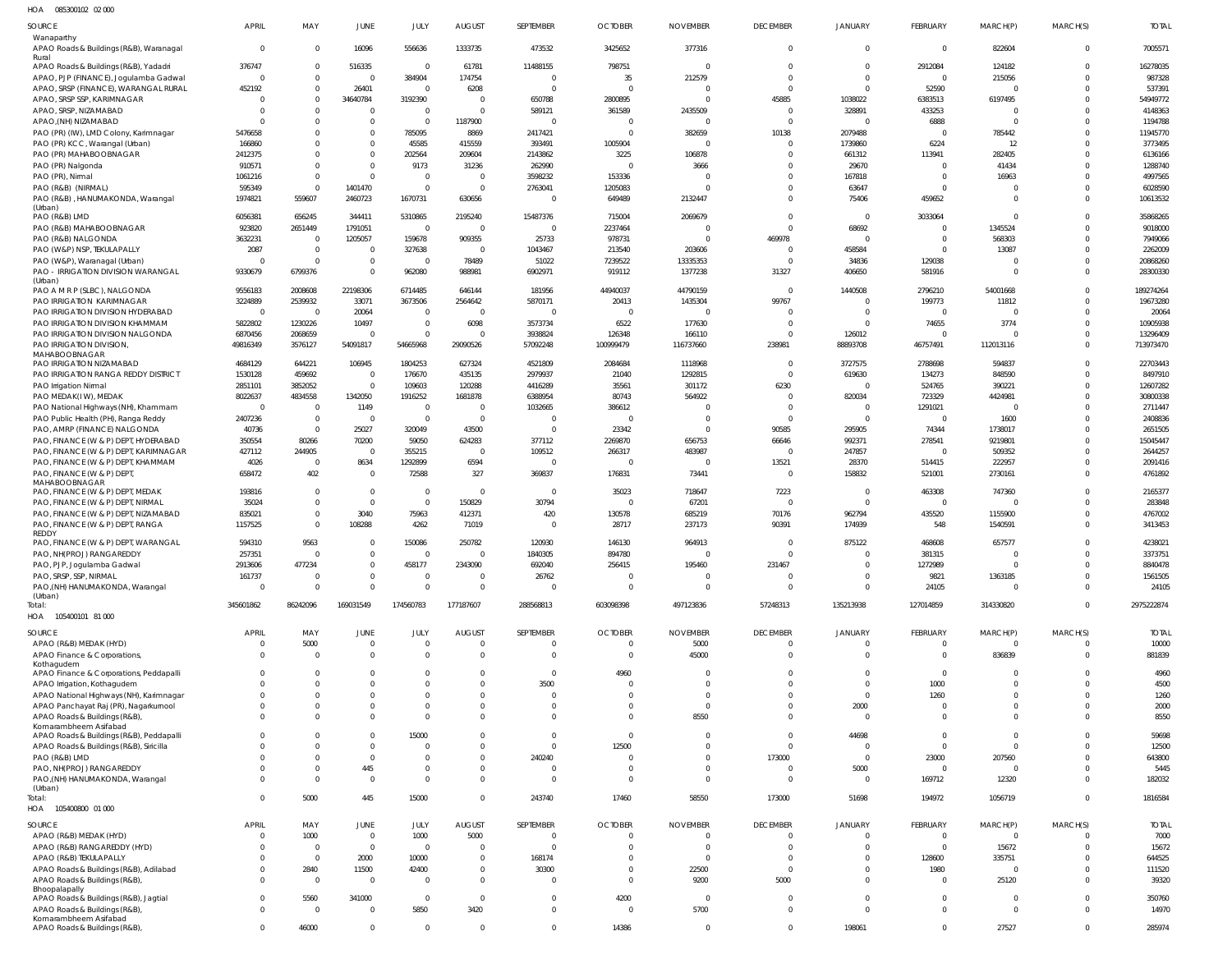HOA 085300102 02 000

| SOURCE | APRIL | MAY | JUNE | JULY | AUGUST | SEPTEMBER | OCTOBER | NOVEMBER | DECEMBER | JANUARY | FEBRUARY | MARCH(P) | MARCH(S) | TOTAL |
|---|---|---|---|---|---|---|---|---|---|---|---|---|---|---|
| Wanaparthy | | | | | | | | | | | | | | |
| APAO Roads & Buildings (R&B), Waranagal Rural | 0 | 0 | 16096 | 556636 | 1333735 | 473532 | 3425652 | 377316 | 0 | 0 | 0 | 822604 | 0 | 7005571 |
| APAO Roads & Buildings (R&B), Yadadri | 376747 | 0 | 516335 | 0 | 61781 | 11488155 | 798751 | 0 | 0 | 0 | 2912084 | 124182 | 0 | 16278035 |
| APAO, PJP (FINANCE), Jogulamba Gadwal | 0 | 0 | 0 | 384904 | 174754 | 0 | 35 | 212579 | 0 | 0 | 0 | 215056 | 0 | 987328 |
| APAO, SRSP (FINANCE), WARANGAL RURAL | 452192 | 0 | 26401 | 0 | 6208 | 0 | 0 | 0 | 0 | 0 | 52590 | 0 | 0 | 537391 |
| APAO, SRSP SSP, KARIMNAGAR | 0 | 0 | 34640784 | 3192390 | 0 | 650788 | 2800895 | 0 | 45885 | 1038022 | 6383513 | 6197495 | 0 | 54949772 |
| APAO, SRSP, NIZAMABAD | 0 | 0 | 0 | 0 | 0 | 589121 | 361589 | 2435509 | 0 | 328891 | 433253 | 0 | 0 | 4148363 |
| APAO,(NH) NIZAMABAD | 0 | 0 | 0 | 0 | 1187900 | 0 | 0 | 0 | 0 | 0 | 6888 | 0 | 0 | 1194788 |
| PAO (PR) (IW), LMD Colony, Karimnagar | 5476658 | 0 | 0 | 785095 | 8869 | 2417421 | 0 | 382659 | 10138 | 2079488 | 0 | 785442 | 0 | 11945770 |
| PAO (PR) KCC, Warangal (Urban) | 166860 | 0 | 0 | 45585 | 415559 | 393491 | 1005904 | 0 | 0 | 1739860 | 6224 | 12 | 0 | 3773495 |
| PAO (PR) MAHABOOBNAGAR | 2412375 | 0 | 0 | 202564 | 209604 | 2143862 | 3225 | 106878 | 0 | 661312 | 113941 | 282405 | 0 | 6136166 |
| PAO (PR) Nalgonda | 910571 | 0 | 0 | 9173 | 31236 | 262990 | 0 | 3666 | 0 | 29670 | 0 | 41434 | 0 | 1288740 |
| PAO (PR), Nirmal | 1061216 | 0 | 0 | 0 | 0 | 3598232 | 153336 | 0 | 0 | 167818 | 0 | 16963 | 0 | 4997565 |
| PAO (R&B) (NIRMAL) | 595349 | 0 | 1401470 | 0 | 0 | 2763041 | 1205083 | 0 | 0 | 63647 | 0 | 0 | 0 | 6028590 |
| PAO (R&B), HANUMAKONDA, Warangal (Urban) | 1974821 | 559607 | 2460723 | 1670731 | 630656 | 0 | 649489 | 2132447 | 0 | 75406 | 459652 | 0 | 0 | 10613532 |
| PAO (R&B) LMD | 6056381 | 656245 | 344411 | 5310865 | 2195240 | 15487376 | 715004 | 2069679 | 0 | 0 | 3033064 | 0 | 0 | 35868265 |
| PAO (R&B) MAHABOOBNAGAR | 923820 | 2651449 | 1791051 | 0 | 0 | 0 | 2237464 | 0 | 0 | 68692 | 0 | 1345524 | 0 | 9018000 |
| PAO (R&B) NALGONDA | 3632231 | 0 | 1205057 | 159678 | 909355 | 25733 | 978731 | 0 | 469978 | 0 | 0 | 568303 | 0 | 7949066 |
| PAO (W&P) NSP, TEKULAPALLY | 2087 | 0 | 0 | 327638 | 0 | 1043467 | 213540 | 203606 | 0 | 458584 | 0 | 13087 | 0 | 2262009 |
| PAO (W&P), Waranagal (Urban) | 0 | 0 | 0 | 0 | 78489 | 51022 | 7239522 | 13335353 | 0 | 34836 | 129038 | 0 | 0 | 20868260 |
| PAO - IRRIGATION DIVISION WARANGAL (Urban) | 9330679 | 6799376 | 0 | 962080 | 988981 | 6902971 | 919112 | 1377238 | 31327 | 406650 | 581916 | 0 | 0 | 28300330 |
| PAO A M R P (SLBC), NALGONDA | 9556183 | 2008608 | 22198306 | 6714485 | 646144 | 181956 | 44940037 | 44790159 | 0 | 1440508 | 2796210 | 54001668 | 0 | 189274264 |
| PAO IRRIGATION KARIMNAGAR | 3224889 | 2539932 | 33071 | 3673506 | 2564642 | 5870171 | 20413 | 1435304 | 99767 | 0 | 199773 | 11812 | 0 | 19673280 |
| PAO IRRIGATION DIVISION HYDERABAD | 0 | 0 | 20064 | 0 | 0 | 0 | 0 | 0 | 0 | 0 | 0 | 0 | 0 | 20064 |
| PAO IRRIGATION DIVISION KHAMMAM | 5822802 | 1230226 | 10497 | 0 | 6098 | 3573734 | 6522 | 177630 | 0 | 0 | 74655 | 3774 | 0 | 10905938 |
| PAO IRRIGATION DIVISION NALGONDA | 6870456 | 2068659 | 0 | 0 | 0 | 3938824 | 126348 | 166110 | 0 | 126012 | 0 | 0 | 0 | 13296409 |
| PAO IRRIGATION DIVISION, MAHABOOBNAGAR | 49816349 | 3576127 | 54091817 | 54665968 | 29090526 | 57092248 | 100999479 | 116737660 | 238981 | 88893708 | 46757491 | 112013116 | 0 | 713973470 |
| PAO IRRIGATION NIZAMABAD | 4684129 | 644221 | 106945 | 1804253 | 627324 | 4521809 | 2084684 | 1118968 | 0 | 3727575 | 2788698 | 594837 | 0 | 22703443 |
| PAO IRRIGATION RANGA REDDY DISTRICT | 1530128 | 459692 | 0 | 176670 | 435135 | 2979937 | 21040 | 1292815 | 0 | 619630 | 134273 | 848590 | 0 | 8497910 |
| PAO Irrigation Nirmal | 2851101 | 3852052 | 0 | 109603 | 120288 | 4416289 | 35561 | 301172 | 6230 | 0 | 524765 | 390221 | 0 | 12607282 |
| PAO MEDAK(IW), MEDAK | 8022637 | 4834558 | 1342050 | 1916252 | 1681878 | 6388954 | 80743 | 564922 | 0 | 820034 | 723329 | 4424981 | 0 | 30800338 |
| PAO National Highways (NH), Khammam | 0 | 0 | 1149 | 0 | 0 | 1032665 | 386612 | 0 | 0 | 0 | 1291021 | 0 | 0 | 2711447 |
| PAO Public Health (PH), Ranga Reddy | 2407236 | 0 | 0 | 0 | 0 | 0 | 0 | 0 | 0 | 0 | 0 | 1600 | 0 | 2408836 |
| PAO, AMRP (FINANCE) NALGONDA | 40736 | 0 | 25027 | 320049 | 43500 | 0 | 23342 | 0 | 90585 | 295905 | 74344 | 1738017 | 0 | 2651505 |
| PAO, FINANCE (W & P) DEPT, HYDERABAD | 350554 | 80266 | 70200 | 59050 | 624283 | 377112 | 2269870 | 656753 | 66646 | 992371 | 278541 | 9219801 | 0 | 15045447 |
| PAO, FINANCE (W & P) DEPT, KARIMNAGAR | 427112 | 244905 | 0 | 355215 | 0 | 109512 | 266317 | 483987 | 0 | 247857 | 0 | 509352 | 0 | 2644257 |
| PAO, FINANCE (W & P) DEPT, KHAMMAM | 4026 | 0 | 8634 | 1292899 | 6594 | 0 | 0 | 0 | 13521 | 28370 | 514415 | 222957 | 0 | 2091416 |
| PAO, FINANCE (W & P) DEPT, MAHABOOBNAGAR | 658472 | 402 | 0 | 72588 | 327 | 369837 | 176831 | 73441 | 0 | 158832 | 521001 | 2730161 | 0 | 4761892 |
| PAO, FINANCE (W & P) DEPT, MEDAK | 193816 | 0 | 0 | 0 | 0 | 0 | 35023 | 718647 | 7223 | 0 | 463308 | 747360 | 0 | 2165377 |
| PAO, FINANCE (W & P) DEPT, NIRMAL | 35024 | 0 | 0 | 0 | 150829 | 30794 | 0 | 67201 | 0 | 0 | 0 | 0 | 0 | 283848 |
| PAO, FINANCE (W & P) DEPT, NIZAMABAD | 835021 | 0 | 3040 | 75963 | 412371 | 420 | 130578 | 685219 | 70176 | 962794 | 435520 | 1155900 | 0 | 4767002 |
| PAO, FINANCE (W & P) DEPT, RANGA REDDY | 1157525 | 0 | 108288 | 4262 | 71019 | 0 | 28717 | 237173 | 90391 | 174939 | 548 | 1540591 | 0 | 3413453 |
| PAO, FINANCE (W & P) DEPT, WARANGAL | 594310 | 9563 | 0 | 150086 | 250782 | 120930 | 146130 | 964913 | 0 | 875122 | 468608 | 657577 | 0 | 4238021 |
| PAO, NH(PROJ) RANGAREDDY | 257351 | 0 | 0 | 0 | 0 | 1840305 | 894780 | 0 | 0 | 0 | 381315 | 0 | 0 | 3373751 |
| PAO, PJP, Jogulamba Gadwal | 2913606 | 477234 | 0 | 458177 | 2343090 | 692040 | 256415 | 195460 | 231467 | 0 | 1272989 | 0 | 0 | 8840478 |
| PAO, SRSP, SSP, NIRMAL | 161737 | 0 | 0 | 0 | 0 | 26762 | 0 | 0 | 0 | 0 | 9821 | 1363185 | 0 | 1561505 |
| PAO,(NH) HANUMAKONDA, Warangal (Urban) | 0 | 0 | 0 | 0 | 0 | 0 | 0 | 0 | 0 | 0 | 24105 | 0 | 0 | 24105 |
| Total: | 345601862 | 86242096 | 169031549 | 174560783 | 177187607 | 288568813 | 603098398 | 497123836 | 57248313 | 135213938 | 127014859 | 314330820 | 0 | 2975222874 |

HOA 105400101 81 000

| SOURCE | APRIL | MAY | JUNE | JULY | AUGUST | SEPTEMBER | OCTOBER | NOVEMBER | DECEMBER | JANUARY | FEBRUARY | MARCH(P) | MARCH(S) | TOTAL |
|---|---|---|---|---|---|---|---|---|---|---|---|---|---|---|
| APAO (R&B) MEDAK (HYD) | 0 | 5000 | 0 | 0 | 0 | 0 | 0 | 5000 | 0 | 0 | 0 | 0 | 0 | 10000 |
| APAO Finance & Corporations, Kothagudem | 0 | 0 | 0 | 0 | 0 | 0 | 0 | 45000 | 0 | 0 | 0 | 836839 | 0 | 881839 |
| APAO Finance & Corporations, Peddapalli | 0 | 0 | 0 | 0 | 0 | 0 | 4960 | 0 | 0 | 0 | 0 | 0 | 0 | 4960 |
| APAO Irrigation, Kothagudem | 0 | 0 | 0 | 0 | 0 | 3500 | 0 | 0 | 0 | 0 | 1000 | 0 | 0 | 4500 |
| APAO National Highways (NH), Karimnagar | 0 | 0 | 0 | 0 | 0 | 0 | 0 | 0 | 0 | 0 | 1260 | 0 | 0 | 1260 |
| APAO Panchayat Raj (PR), Nagarkurnool | 0 | 0 | 0 | 0 | 0 | 0 | 0 | 0 | 0 | 2000 | 0 | 0 | 0 | 2000 |
| APAO Roads & Buildings (R&B), Komarambheem Asifabad | 0 | 0 | 0 | 0 | 0 | 0 | 0 | 8550 | 0 | 0 | 0 | 0 | 0 | 8550 |
| APAO Roads & Buildings (R&B), Peddapalli | 0 | 0 | 0 | 15000 | 0 | 0 | 0 | 0 | 0 | 44698 | 0 | 0 | 0 | 59698 |
| APAO Roads & Buildings (R&B), Siricilla | 0 | 0 | 0 | 0 | 0 | 0 | 12500 | 0 | 0 | 0 | 0 | 0 | 0 | 12500 |
| PAO (R&B) LMD | 0 | 0 | 0 | 0 | 0 | 240240 | 0 | 0 | 173000 | 0 | 23000 | 207560 | 0 | 643800 |
| PAO, NH(PROJ) RANGAREDDY | 0 | 0 | 445 | 0 | 0 | 0 | 0 | 0 | 0 | 5000 | 0 | 0 | 0 | 5445 |
| PAO,(NH) HANUMAKONDA, Warangal (Urban) | 0 | 0 | 0 | 0 | 0 | 0 | 0 | 0 | 0 | 0 | 169712 | 12320 | 0 | 182032 |
| Total: | 0 | 5000 | 445 | 15000 | 0 | 243740 | 17460 | 58550 | 173000 | 51698 | 194972 | 1056719 | 0 | 1816584 |

HOA 105400800 01 000

| SOURCE | APRIL | MAY | JUNE | JULY | AUGUST | SEPTEMBER | OCTOBER | NOVEMBER | DECEMBER | JANUARY | FEBRUARY | MARCH(P) | MARCH(S) | TOTAL |
|---|---|---|---|---|---|---|---|---|---|---|---|---|---|---|
| APAO (R&B) MEDAK (HYD) | 0 | 1000 | 0 | 1000 | 5000 | 0 | 0 | 0 | 0 | 0 | 0 | 0 | 0 | 7000 |
| APAO (R&B) RANGAREDDY (HYD) | 0 | 0 | 0 | 0 | 0 | 0 | 0 | 0 | 0 | 0 | 0 | 15672 | 0 | 15672 |
| APAO (R&B) TEKULAPALLY | 0 | 0 | 2000 | 10000 | 0 | 168174 | 0 | 0 | 0 | 0 | 128600 | 335751 | 0 | 644525 |
| APAO Roads & Buildings (R&B), Adilabad | 0 | 2840 | 11500 | 42400 | 0 | 30300 | 0 | 22500 | 0 | 0 | 1980 | 0 | 0 | 111520 |
| APAO Roads & Buildings (R&B), Bhoopalapally | 0 | 0 | 0 | 0 | 0 | 0 | 0 | 9200 | 5000 | 0 | 0 | 25120 | 0 | 39320 |
| APAO Roads & Buildings (R&B), Jagtial | 0 | 5560 | 341000 | 0 | 0 | 0 | 4200 | 0 | 0 | 0 | 0 | 0 | 0 | 350760 |
| APAO Roads & Buildings (R&B), Komarambheem Asifabad | 0 | 0 | 0 | 5850 | 3420 | 0 | 0 | 5700 | 0 | 0 | 0 | 0 | 0 | 14970 |
| APAO Roads & Buildings (R&B), | 0 | 46000 | 0 | 0 | 0 | 0 | 14386 | 0 | 0 | 198061 | 0 | 27527 | 0 | 285974 |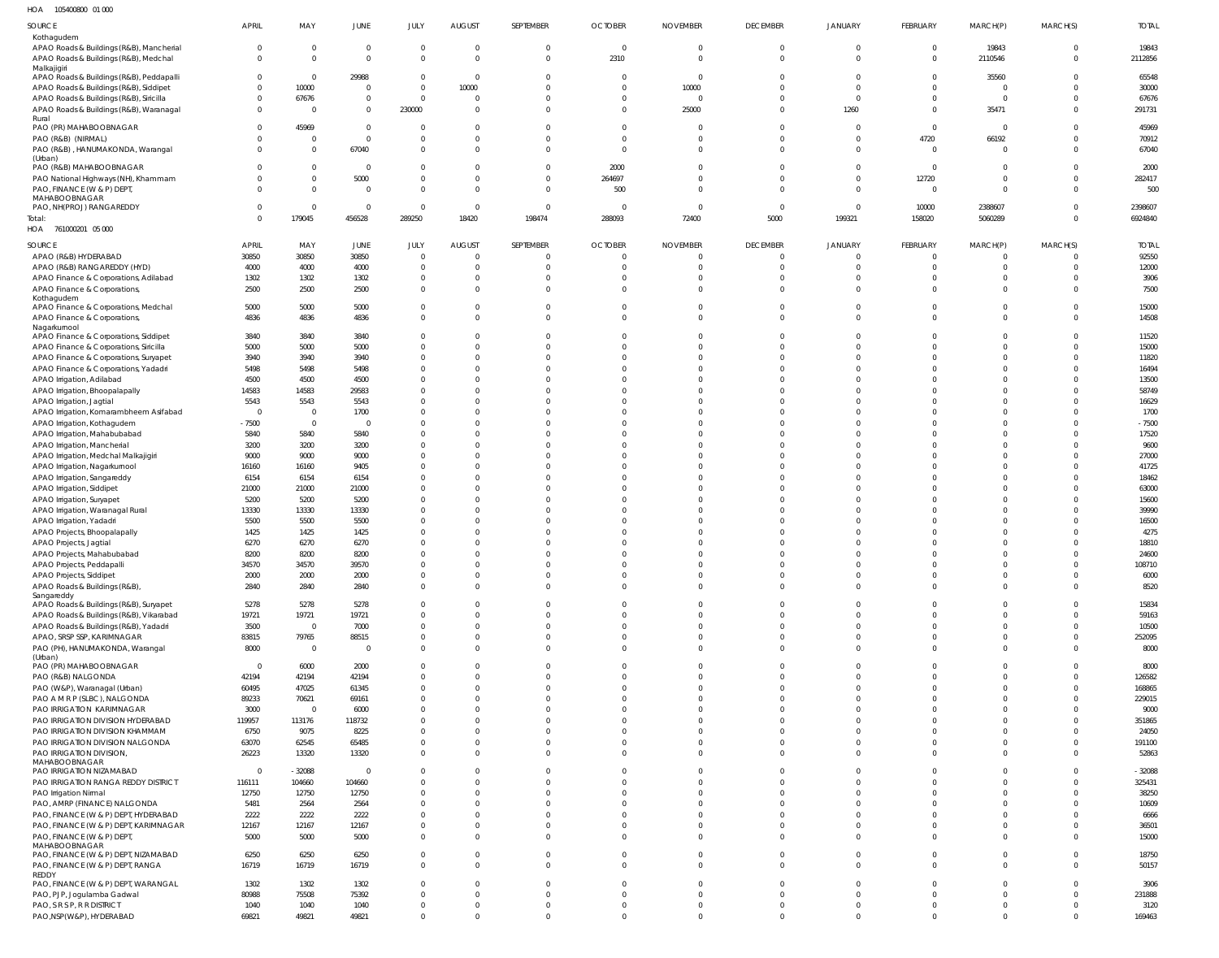HOA 105400800 01 000

| SOURCE | APRIL | MAY | JUNE | JULY | AUGUST | SEPTEMBER | OCTOBER | NOVEMBER | DECEMBER | JANUARY | FEBRUARY | MARCH(P) | MARCH(S) | TOTAL |
|---|---|---|---|---|---|---|---|---|---|---|---|---|---|---|
| Kothagudem | | | | | | | | | | | | | | |
| APAO Roads & Buildings (R&B), Mancherial | 0 | 0 | 0 | 0 | 0 | 0 | 0 | 0 | 0 | 0 | 0 | 19843 | 0 | 19843 |
| APAO Roads & Buildings (R&B), Medchal Malkajigiri | 0 | 0 | 0 | 0 | 0 | 0 | 2310 | 0 | 0 | 0 | 0 | 2110546 | 0 | 2112856 |
| APAO Roads & Buildings (R&B), Peddapalli | 0 | 0 | 29988 | 0 | 0 | 0 | 0 | 0 | 0 | 0 | 0 | 35560 | 0 | 65548 |
| APAO Roads & Buildings (R&B), Siddipet | 0 | 10000 | 0 | 0 | 10000 | 0 | 0 | 10000 | 0 | 0 | 0 | 0 | 0 | 30000 |
| APAO Roads & Buildings (R&B), Siricilla | 0 | 67676 | 0 | 0 | 0 | 0 | 0 | 0 | 0 | 0 | 0 | 0 | 0 | 67676 |
| APAO Roads & Buildings (R&B), Waranagal Rural | 0 | 0 | 0 | 230000 | 0 | 0 | 0 | 25000 | 0 | 1260 | 0 | 35471 | 0 | 291731 |
| PAO (PR) MAHABOOBNAGAR | 0 | 45969 | 0 | 0 | 0 | 0 | 0 | 0 | 0 | 0 | 0 | 0 | 0 | 45969 |
| PAO (R&B) (NIRMAL) | 0 | 0 | 0 | 0 | 0 | 0 | 0 | 0 | 0 | 0 | 4720 | 66192 | 0 | 70912 |
| PAO (R&B), HANUMAKONDA, Warangal (Urban) | 0 | 0 | 67040 | 0 | 0 | 0 | 0 | 0 | 0 | 0 | 0 | 0 | 0 | 67040 |
| PAO (R&B) MAHABOOBNAGAR | 0 | 0 | 0 | 0 | 0 | 0 | 2000 | 0 | 0 | 0 | 0 | 0 | 0 | 2000 |
| PAO National Highways (NH), Khammam | 0 | 0 | 5000 | 0 | 0 | 0 | 264697 | 0 | 0 | 0 | 12720 | 0 | 0 | 282417 |
| PAO, FINANCE (W & P) DEPT, MAHABOOBNAGAR | 0 | 0 | 0 | 0 | 0 | 0 | 500 | 0 | 0 | 0 | 0 | 0 | 0 | 500 |
| PAO, NH(PROJ) RANGAREDDY | 0 | 0 | 0 | 0 | 0 | 0 | 0 | 0 | 0 | 0 | 10000 | 2388607 | 0 | 2398607 |
| Total: | 0 | 179045 | 456528 | 289250 | 18420 | 198474 | 288093 | 72400 | 5000 | 199321 | 158020 | 5060289 | 0 | 6924840 |

HOA 761000201 05 000

| SOURCE | APRIL | MAY | JUNE | JULY | AUGUST | SEPTEMBER | OCTOBER | NOVEMBER | DECEMBER | JANUARY | FEBRUARY | MARCH(P) | MARCH(S) | TOTAL |
|---|---|---|---|---|---|---|---|---|---|---|---|---|---|---|
| APAO (R&B) HYDERABAD | 30850 | 30850 | 30850 | 0 | 0 | 0 | 0 | 0 | 0 | 0 | 0 | 0 | 0 | 92550 |
| APAO (R&B) RANGAREDDY (HYD) | 4000 | 4000 | 4000 | 0 | 0 | 0 | 0 | 0 | 0 | 0 | 0 | 0 | 0 | 12000 |
| APAO Finance & Corporations, Adilabad | 1302 | 1302 | 1302 | 0 | 0 | 0 | 0 | 0 | 0 | 0 | 0 | 0 | 0 | 3906 |
| APAO Finance & Corporations, Kothagudem | 2500 | 2500 | 2500 | 0 | 0 | 0 | 0 | 0 | 0 | 0 | 0 | 0 | 0 | 7500 |
| APAO Finance & Corporations, Medchal | 5000 | 5000 | 5000 | 0 | 0 | 0 | 0 | 0 | 0 | 0 | 0 | 0 | 0 | 15000 |
| APAO Finance & Corporations, Nagarkurnool | 4836 | 4836 | 4836 | 0 | 0 | 0 | 0 | 0 | 0 | 0 | 0 | 0 | 0 | 14508 |
| APAO Finance & Corporations, Siddipet | 3840 | 3840 | 3840 | 0 | 0 | 0 | 0 | 0 | 0 | 0 | 0 | 0 | 0 | 11520 |
| APAO Finance & Corporations, Siricilla | 5000 | 5000 | 5000 | 0 | 0 | 0 | 0 | 0 | 0 | 0 | 0 | 0 | 0 | 15000 |
| APAO Finance & Corporations, Suryapet | 3940 | 3940 | 3940 | 0 | 0 | 0 | 0 | 0 | 0 | 0 | 0 | 0 | 0 | 11820 |
| APAO Finance & Corporations, Yadadri | 5498 | 5498 | 5498 | 0 | 0 | 0 | 0 | 0 | 0 | 0 | 0 | 0 | 0 | 16494 |
| APAO Irrigation, Adilabad | 4500 | 4500 | 4500 | 0 | 0 | 0 | 0 | 0 | 0 | 0 | 0 | 0 | 0 | 13500 |
| APAO Irrigation, Bhoopalapally | 14583 | 14583 | 29583 | 0 | 0 | 0 | 0 | 0 | 0 | 0 | 0 | 0 | 0 | 58749 |
| APAO Irrigation, Jagtial | 5543 | 5543 | 5543 | 0 | 0 | 0 | 0 | 0 | 0 | 0 | 0 | 0 | 0 | 16629 |
| APAO Irrigation, Komarambheem Asifabad | 0 | 0 | 1700 | 0 | 0 | 0 | 0 | 0 | 0 | 0 | 0 | 0 | 0 | 1700 |
| APAO Irrigation, Kothagudem | -7500 | 0 | 0 | 0 | 0 | 0 | 0 | 0 | 0 | 0 | 0 | 0 | 0 | -7500 |
| APAO Irrigation, Mahabubabad | 5840 | 5840 | 5840 | 0 | 0 | 0 | 0 | 0 | 0 | 0 | 0 | 0 | 0 | 17520 |
| APAO Irrigation, Mancherial | 3200 | 3200 | 3200 | 0 | 0 | 0 | 0 | 0 | 0 | 0 | 0 | 0 | 0 | 9600 |
| APAO Irrigation, Medchal Malkajigiri | 9000 | 9000 | 9000 | 0 | 0 | 0 | 0 | 0 | 0 | 0 | 0 | 0 | 0 | 27000 |
| APAO Irrigation, Nagarkurnool | 16160 | 16160 | 9405 | 0 | 0 | 0 | 0 | 0 | 0 | 0 | 0 | 0 | 0 | 41725 |
| APAO Irrigation, Sangareddy | 6154 | 6154 | 6154 | 0 | 0 | 0 | 0 | 0 | 0 | 0 | 0 | 0 | 0 | 18462 |
| APAO Irrigation, Siddipet | 21000 | 21000 | 21000 | 0 | 0 | 0 | 0 | 0 | 0 | 0 | 0 | 0 | 0 | 63000 |
| APAO Irrigation, Suryapet | 5200 | 5200 | 5200 | 0 | 0 | 0 | 0 | 0 | 0 | 0 | 0 | 0 | 0 | 15600 |
| APAO Irrigation, Waranagal Rural | 13330 | 13330 | 13330 | 0 | 0 | 0 | 0 | 0 | 0 | 0 | 0 | 0 | 0 | 39990 |
| APAO Irrigation, Yadadri | 5500 | 5500 | 5500 | 0 | 0 | 0 | 0 | 0 | 0 | 0 | 0 | 0 | 0 | 16500 |
| APAO Projects, Bhoopalapally | 1425 | 1425 | 1425 | 0 | 0 | 0 | 0 | 0 | 0 | 0 | 0 | 0 | 0 | 4275 |
| APAO Projects, Jagtial | 6270 | 6270 | 6270 | 0 | 0 | 0 | 0 | 0 | 0 | 0 | 0 | 0 | 0 | 18810 |
| APAO Projects, Mahabubabad | 8200 | 8200 | 8200 | 0 | 0 | 0 | 0 | 0 | 0 | 0 | 0 | 0 | 0 | 24600 |
| APAO Projects, Peddapalli | 34570 | 34570 | 39570 | 0 | 0 | 0 | 0 | 0 | 0 | 0 | 0 | 0 | 0 | 108710 |
| APAO Projects, Siddipet | 2000 | 2000 | 2000 | 0 | 0 | 0 | 0 | 0 | 0 | 0 | 0 | 0 | 0 | 6000 |
| APAO Roads & Buildings (R&B), Sangareddy | 2840 | 2840 | 2840 | 0 | 0 | 0 | 0 | 0 | 0 | 0 | 0 | 0 | 0 | 8520 |
| APAO Roads & Buildings (R&B), Suryapet | 5278 | 5278 | 5278 | 0 | 0 | 0 | 0 | 0 | 0 | 0 | 0 | 0 | 0 | 15834 |
| APAO Roads & Buildings (R&B), Vikarabad | 19721 | 19721 | 19721 | 0 | 0 | 0 | 0 | 0 | 0 | 0 | 0 | 0 | 0 | 59163 |
| APAO Roads & Buildings (R&B), Yadadri | 3500 | 0 | 7000 | 0 | 0 | 0 | 0 | 0 | 0 | 0 | 0 | 0 | 0 | 10500 |
| APAO, SRSP SSP, KARIMNAGAR | 83815 | 79765 | 88515 | 0 | 0 | 0 | 0 | 0 | 0 | 0 | 0 | 0 | 0 | 252095 |
| PAO (PH), HANUMAKONDA, Warangal (Urban) | 8000 | 0 | 0 | 0 | 0 | 0 | 0 | 0 | 0 | 0 | 0 | 0 | 0 | 8000 |
| PAO (PR) MAHABOOBNAGAR | 0 | 6000 | 2000 | 0 | 0 | 0 | 0 | 0 | 0 | 0 | 0 | 0 | 0 | 8000 |
| PAO (R&B) NALGONDA | 42194 | 42194 | 42194 | 0 | 0 | 0 | 0 | 0 | 0 | 0 | 0 | 0 | 0 | 126582 |
| PAO (W&P), Waranagal (Urban) | 60495 | 47025 | 61345 | 0 | 0 | 0 | 0 | 0 | 0 | 0 | 0 | 0 | 0 | 168865 |
| PAO A M R P (SLBC), NALGONDA | 89233 | 70621 | 69161 | 0 | 0 | 0 | 0 | 0 | 0 | 0 | 0 | 0 | 0 | 229015 |
| PAO IRRIGATION KARIMNAGAR | 3000 | 0 | 6000 | 0 | 0 | 0 | 0 | 0 | 0 | 0 | 0 | 0 | 0 | 9000 |
| PAO IRRIGATION DIVISION HYDERABAD | 119957 | 113176 | 118732 | 0 | 0 | 0 | 0 | 0 | 0 | 0 | 0 | 0 | 0 | 351865 |
| PAO IRRIGATION DIVISION KHAMMAM | 6750 | 9075 | 8225 | 0 | 0 | 0 | 0 | 0 | 0 | 0 | 0 | 0 | 0 | 24050 |
| PAO IRRIGATION DIVISION NALGONDA | 63070 | 62545 | 65485 | 0 | 0 | 0 | 0 | 0 | 0 | 0 | 0 | 0 | 0 | 191100 |
| PAO IRRIGATION DIVISION, MAHABOOBNAGAR | 26223 | 13320 | 13320 | 0 | 0 | 0 | 0 | 0 | 0 | 0 | 0 | 0 | 0 | 52863 |
| PAO IRRIGATION NIZAMABAD | 0 | -32088 | 0 | 0 | 0 | 0 | 0 | 0 | 0 | 0 | 0 | 0 | 0 | -32088 |
| PAO IRRIGATION RANGA REDDY DISTRICT | 116111 | 104660 | 104660 | 0 | 0 | 0 | 0 | 0 | 0 | 0 | 0 | 0 | 0 | 325431 |
| PAO Irrigation Nirmal | 12750 | 12750 | 12750 | 0 | 0 | 0 | 0 | 0 | 0 | 0 | 0 | 0 | 0 | 38250 |
| PAO, AMRP (FINANCE) NALGONDA | 5481 | 2564 | 2564 | 0 | 0 | 0 | 0 | 0 | 0 | 0 | 0 | 0 | 0 | 10609 |
| PAO, FINANCE (W & P) DEPT, HYDERABAD | 2222 | 2222 | 2222 | 0 | 0 | 0 | 0 | 0 | 0 | 0 | 0 | 0 | 0 | 6666 |
| PAO, FINANCE (W & P) DEPT, KARIMNAGAR | 12167 | 12167 | 12167 | 0 | 0 | 0 | 0 | 0 | 0 | 0 | 0 | 0 | 0 | 36501 |
| PAO, FINANCE (W & P) DEPT, MAHABOOBNAGAR | 5000 | 5000 | 5000 | 0 | 0 | 0 | 0 | 0 | 0 | 0 | 0 | 0 | 0 | 15000 |
| PAO, FINANCE (W & P) DEPT, NIZAMABAD | 6250 | 6250 | 6250 | 0 | 0 | 0 | 0 | 0 | 0 | 0 | 0 | 0 | 0 | 18750 |
| PAO, FINANCE (W & P) DEPT, RANGA REDDY | 16719 | 16719 | 16719 | 0 | 0 | 0 | 0 | 0 | 0 | 0 | 0 | 0 | 0 | 50157 |
| PAO, FINANCE (W & P) DEPT, WARANGAL | 1302 | 1302 | 1302 | 0 | 0 | 0 | 0 | 0 | 0 | 0 | 0 | 0 | 0 | 3906 |
| PAO, PJP, Jogulamba Gadwal | 80988 | 75508 | 75392 | 0 | 0 | 0 | 0 | 0 | 0 | 0 | 0 | 0 | 0 | 231888 |
| PAO, S R S P, R R DISTRICT | 1040 | 1040 | 1040 | 0 | 0 | 0 | 0 | 0 | 0 | 0 | 0 | 0 | 0 | 3120 |
| PAO,NSP(W&P), HYDERABAD | 69821 | 49821 | 49821 | 0 | 0 | 0 | 0 | 0 | 0 | 0 | 0 | 0 | 0 | 169463 |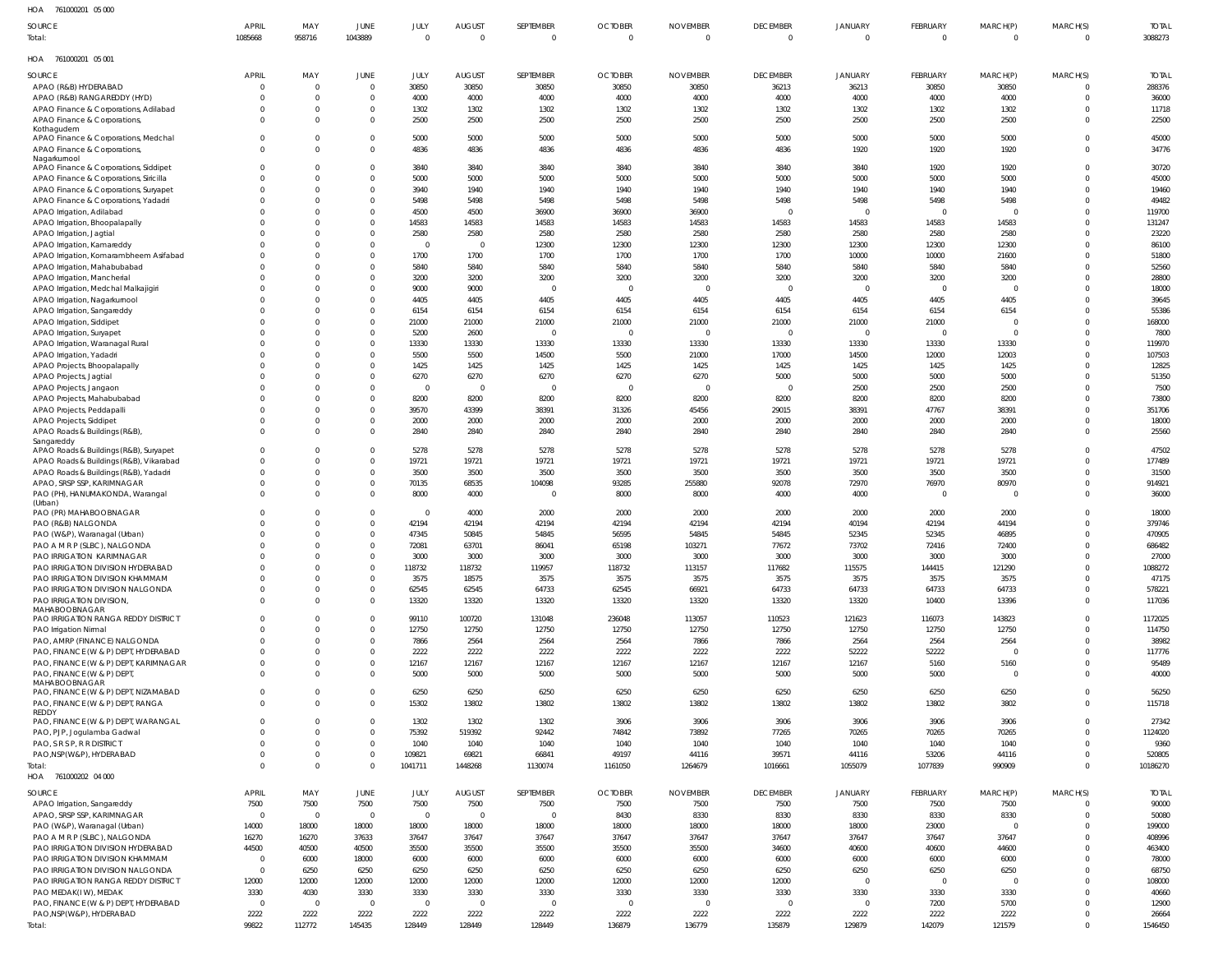HOA 761000201 05 000

| SOURCE | APRIL | MAY | JUNE | JULY | AUGUST | SEPTEMBER | OCTOBER | NOVEMBER | DECEMBER | JANUARY | FEBRUARY | MARCH(P) | MARCH(S) | TOTAL |
|---|---|---|---|---|---|---|---|---|---|---|---|---|---|---|
| Total: | 1085668 | 958716 | 1043889 | 0 | 0 | 0 | 0 | 0 | 0 | 0 | 0 | 0 | 0 | 3088273 |

HOA 761000201 05 001

| SOURCE | APRIL | MAY | JUNE | JULY | AUGUST | SEPTEMBER | OCTOBER | NOVEMBER | DECEMBER | JANUARY | FEBRUARY | MARCH(P) | MARCH(S) | TOTAL |
|---|---|---|---|---|---|---|---|---|---|---|---|---|---|---|
| APAO (R&B) HYDERABAD | 0 | 0 | 0 | 30850 | 30850 | 30850 | 30850 | 30850 | 36213 | 36213 | 30850 | 30850 | 0 | 288376 |
| APAO (R&B) RANGAREDDY (HYD) | 0 | 0 | 0 | 4000 | 4000 | 4000 | 4000 | 4000 | 4000 | 4000 | 4000 | 4000 | 0 | 36000 |
| APAO Finance & Corporations, Adilabad | 0 | 0 | 0 | 1302 | 1302 | 1302 | 1302 | 1302 | 1302 | 1302 | 1302 | 1302 | 0 | 11718 |
| APAO Finance & Corporations, Kothagudem | 0 | 0 | 0 | 2500 | 2500 | 2500 | 2500 | 2500 | 2500 | 2500 | 2500 | 2500 | 0 | 22500 |
| APAO Finance & Corporations, Medchal | 0 | 0 | 0 | 5000 | 5000 | 5000 | 5000 | 5000 | 5000 | 5000 | 5000 | 5000 | 0 | 45000 |
| APAO Finance & Corporations, Nagarkurnool | 0 | 0 | 0 | 4836 | 4836 | 4836 | 4836 | 4836 | 4836 | 1920 | 1920 | 1920 | 0 | 34776 |
| APAO Finance & Corporations, Siddipet | 0 | 0 | 0 | 3840 | 3840 | 3840 | 3840 | 3840 | 3840 | 3840 | 1920 | 1920 | 0 | 30720 |
| APAO Finance & Corporations, Siricilla | 0 | 0 | 0 | 5000 | 5000 | 5000 | 5000 | 5000 | 5000 | 5000 | 5000 | 5000 | 0 | 45000 |
| APAO Finance & Corporations, Suryapet | 0 | 0 | 0 | 3940 | 1940 | 1940 | 1940 | 1940 | 1940 | 1940 | 1940 | 1940 | 0 | 19460 |
| APAO Finance & Corporations, Yadadri | 0 | 0 | 0 | 5498 | 5498 | 5498 | 5498 | 5498 | 5498 | 5498 | 5498 | 5498 | 0 | 49482 |
| APAO Irrigation, Adilabad | 0 | 0 | 0 | 4500 | 4500 | 36900 | 36900 | 36900 | 0 | 0 | 0 | 0 | 0 | 119700 |
| APAO Irrigation, Bhoopalapally | 0 | 0 | 0 | 14583 | 14583 | 14583 | 14583 | 14583 | 14583 | 14583 | 14583 | 14583 | 0 | 131247 |
| APAO Irrigation, Jagtial | 0 | 0 | 0 | 2580 | 2580 | 2580 | 2580 | 2580 | 2580 | 2580 | 2580 | 2580 | 0 | 23220 |
| APAO Irrigation, Kamareddy | 0 | 0 | 0 | 0 | 0 | 12300 | 12300 | 12300 | 12300 | 12300 | 12300 | 12300 | 0 | 86100 |
| APAO Irrigation, Komarambheem Asifabad | 0 | 0 | 0 | 1700 | 1700 | 1700 | 1700 | 1700 | 1700 | 10000 | 10000 | 21600 | 0 | 51800 |
| APAO Irrigation, Mahabubabad | 0 | 0 | 0 | 5840 | 5840 | 5840 | 5840 | 5840 | 5840 | 5840 | 5840 | 5840 | 0 | 52560 |
| APAO Irrigation, Mancherial | 0 | 0 | 0 | 3200 | 3200 | 3200 | 3200 | 3200 | 3200 | 3200 | 3200 | 3200 | 0 | 28800 |
| APAO Irrigation, Medchal Malkajigiri | 0 | 0 | 0 | 9000 | 9000 | 0 | 0 | 0 | 0 | 0 | 0 | 0 | 0 | 18000 |
| APAO Irrigation, Nagarkurnool | 0 | 0 | 0 | 4405 | 4405 | 4405 | 4405 | 4405 | 4405 | 4405 | 4405 | 4405 | 0 | 39645 |
| APAO Irrigation, Sangareddy | 0 | 0 | 0 | 6154 | 6154 | 6154 | 6154 | 6154 | 6154 | 6154 | 6154 | 6154 | 0 | 55386 |
| APAO Irrigation, Siddipet | 0 | 0 | 0 | 21000 | 21000 | 21000 | 21000 | 21000 | 21000 | 21000 | 21000 | 0 | 0 | 168000 |
| APAO Irrigation, Suryapet | 0 | 0 | 0 | 5200 | 2600 | 0 | 0 | 0 | 0 | 0 | 0 | 0 | 0 | 7800 |
| APAO Irrigation, Waranagal Rural | 0 | 0 | 0 | 13330 | 13330 | 13330 | 13330 | 13330 | 13330 | 13330 | 13330 | 13330 | 0 | 119970 |
| APAO Irrigation, Yadadri | 0 | 0 | 0 | 5500 | 5500 | 14500 | 5500 | 21000 | 17000 | 14500 | 12000 | 12003 | 0 | 107503 |
| APAO Projects, Bhoopalapally | 0 | 0 | 0 | 1425 | 1425 | 1425 | 1425 | 1425 | 1425 | 1425 | 1425 | 1425 | 0 | 12825 |
| APAO Projects, Jagtial | 0 | 0 | 0 | 6270 | 6270 | 6270 | 6270 | 6270 | 5000 | 5000 | 5000 | 5000 | 0 | 51350 |
| APAO Projects, Jangaon | 0 | 0 | 0 | 0 | 0 | 0 | 0 | 0 | 0 | 2500 | 2500 | 2500 | 0 | 7500 |
| APAO Projects, Mahabubabad | 0 | 0 | 0 | 8200 | 8200 | 8200 | 8200 | 8200 | 8200 | 8200 | 8200 | 8200 | 0 | 73800 |
| APAO Projects, Peddapalli | 0 | 0 | 0 | 39570 | 43399 | 38391 | 31326 | 45456 | 29015 | 38391 | 47767 | 38391 | 0 | 351706 |
| APAO Projects, Siddipet | 0 | 0 | 0 | 2000 | 2000 | 2000 | 2000 | 2000 | 2000 | 2000 | 2000 | 2000 | 0 | 18000 |
| APAO Roads & Buildings (R&B), Sangareddy | 0 | 0 | 0 | 2840 | 2840 | 2840 | 2840 | 2840 | 2840 | 2840 | 2840 | 2840 | 0 | 25560 |
| APAO Roads & Buildings (R&B), Suryapet | 0 | 0 | 0 | 5278 | 5278 | 5278 | 5278 | 5278 | 5278 | 5278 | 5278 | 5278 | 0 | 47502 |
| APAO Roads & Buildings (R&B), Vikarabad | 0 | 0 | 0 | 19721 | 19721 | 19721 | 19721 | 19721 | 19721 | 19721 | 19721 | 19721 | 0 | 177489 |
| APAO Roads & Buildings (R&B), Yadadri | 0 | 0 | 0 | 3500 | 3500 | 3500 | 3500 | 3500 | 3500 | 3500 | 3500 | 3500 | 0 | 31500 |
| APAO, SRSP SSP, KARIMNAGAR | 0 | 0 | 0 | 70135 | 68535 | 104098 | 93285 | 255880 | 92078 | 72970 | 76970 | 80970 | 0 | 914921 |
| PAO (PH), HANUMAKONDA, Warangal (Urban) | 0 | 0 | 0 | 8000 | 4000 | 0 | 8000 | 8000 | 4000 | 4000 | 0 | 0 | 0 | 36000 |
| PAO (PR) MAHABOOBNAGAR | 0 | 0 | 0 | 0 | 4000 | 2000 | 2000 | 2000 | 2000 | 2000 | 2000 | 2000 | 0 | 18000 |
| PAO (R&B) NALGONDA | 0 | 0 | 0 | 42194 | 42194 | 42194 | 42194 | 42194 | 42194 | 40194 | 42194 | 44194 | 0 | 379746 |
| PAO (W&P), Waranagal (Urban) | 0 | 0 | 0 | 47345 | 50845 | 54845 | 56595 | 54845 | 54845 | 52345 | 52345 | 46895 | 0 | 470905 |
| PAO A M R P (SLBC), NALGONDA | 0 | 0 | 0 | 72081 | 63701 | 86041 | 65198 | 103271 | 77672 | 73702 | 72416 | 72400 | 0 | 686482 |
| PAO IRRIGATION KARIMNAGAR | 0 | 0 | 0 | 3000 | 3000 | 3000 | 3000 | 3000 | 3000 | 3000 | 3000 | 3000 | 0 | 27000 |
| PAO IRRIGATION DIVISION HYDERABAD | 0 | 0 | 0 | 118732 | 118732 | 119957 | 118732 | 113157 | 117682 | 115575 | 144415 | 121290 | 0 | 1088272 |
| PAO IRRIGATION DIVISION KHAMMAM | 0 | 0 | 0 | 3575 | 18575 | 3575 | 3575 | 3575 | 3575 | 3575 | 3575 | 3575 | 0 | 47175 |
| PAO IRRIGATION DIVISION NALGONDA | 0 | 0 | 0 | 62545 | 62545 | 64733 | 62545 | 66921 | 64733 | 64733 | 64733 | 64733 | 0 | 578221 |
| PAO IRRIGATION DIVISION, MAHABOOBNAGAR | 0 | 0 | 0 | 13320 | 13320 | 13320 | 13320 | 13320 | 13320 | 13320 | 10400 | 13396 | 0 | 117036 |
| PAO IRRIGATION RANGA REDDY DISTRICT | 0 | 0 | 0 | 99110 | 100720 | 131048 | 236048 | 113057 | 110523 | 121623 | 116073 | 143823 | 0 | 1172025 |
| PAO Irrigation Nirmal | 0 | 0 | 0 | 12750 | 12750 | 12750 | 12750 | 12750 | 12750 | 12750 | 12750 | 12750 | 0 | 114750 |
| PAO, AMRP (FINANCE) NALGONDA | 0 | 0 | 0 | 7866 | 2564 | 2564 | 2564 | 7866 | 7866 | 2564 | 2564 | 2564 | 0 | 38982 |
| PAO, FINANCE (W & P) DEPT, HYDERABAD | 0 | 0 | 0 | 2222 | 2222 | 2222 | 2222 | 2222 | 2222 | 52222 | 52222 | 0 | 0 | 117776 |
| PAO, FINANCE (W & P) DEPT, KARIMNAGAR | 0 | 0 | 0 | 12167 | 12167 | 12167 | 12167 | 12167 | 12167 | 12167 | 5160 | 5160 | 0 | 95489 |
| PAO, FINANCE (W & P) DEPT, MAHABOOBNAGAR | 0 | 0 | 0 | 5000 | 5000 | 5000 | 5000 | 5000 | 5000 | 5000 | 5000 | 0 | 0 | 40000 |
| PAO, FINANCE (W & P) DEPT, NIZAMABAD | 0 | 0 | 0 | 6250 | 6250 | 6250 | 6250 | 6250 | 6250 | 6250 | 6250 | 6250 | 0 | 56250 |
| PAO, FINANCE (W & P) DEPT, RANGA REDDY | 0 | 0 | 0 | 15302 | 13802 | 13802 | 13802 | 13802 | 13802 | 13802 | 13802 | 3802 | 0 | 115718 |
| PAO, FINANCE (W & P) DEPT, WARANGAL | 0 | 0 | 0 | 1302 | 1302 | 1302 | 3906 | 3906 | 3906 | 3906 | 3906 | 3906 | 0 | 27342 |
| PAO, PJP, Jogulamba Gadwal | 0 | 0 | 0 | 75392 | 519392 | 92442 | 74842 | 73892 | 77265 | 70265 | 70265 | 70265 | 0 | 1124020 |
| PAO, S R S P, R R DISTRICT | 0 | 0 | 0 | 1040 | 1040 | 1040 | 1040 | 1040 | 1040 | 1040 | 1040 | 1040 | 0 | 9360 |
| PAO,NSP(W&P), HYDERABAD | 0 | 0 | 0 | 109821 | 69821 | 66841 | 49197 | 44116 | 39571 | 44116 | 53206 | 44116 | 0 | 520805 |
| Total: | 0 | 0 | 0 | 1041711 | 1448268 | 1130074 | 1161050 | 1264679 | 1016661 | 1055079 | 1077839 | 990909 | 0 | 10186270 |

HOA 761000202 04 000

| SOURCE | APRIL | MAY | JUNE | JULY | AUGUST | SEPTEMBER | OCTOBER | NOVEMBER | DECEMBER | JANUARY | FEBRUARY | MARCH(P) | MARCH(S) | TOTAL |
|---|---|---|---|---|---|---|---|---|---|---|---|---|---|---|
| APAO Irrigation, Sangareddy | 7500 | 7500 | 7500 | 7500 | 7500 | 7500 | 7500 | 7500 | 7500 | 7500 | 7500 | 7500 | 0 | 90000 |
| APAO, SRSP SSP, KARIMNAGAR | 0 | 0 | 0 | 0 | 0 | 0 | 8430 | 8330 | 8330 | 8330 | 8330 | 8330 | 0 | 50080 |
| PAO (W&P), Waranagal (Urban) | 14000 | 18000 | 18000 | 18000 | 18000 | 18000 | 18000 | 18000 | 18000 | 18000 | 23000 | 0 | 0 | 199000 |
| PAO A M R P (SLBC), NALGONDA | 16270 | 16270 | 37633 | 37647 | 37647 | 37647 | 37647 | 37647 | 37647 | 37647 | 37647 | 37647 | 0 | 408996 |
| PAO IRRIGATION DIVISION HYDERABAD | 44500 | 40500 | 40500 | 35500 | 35500 | 35500 | 35500 | 35500 | 34600 | 40600 | 40600 | 44600 | 0 | 463400 |
| PAO IRRIGATION DIVISION KHAMMAM | 0 | 6000 | 18000 | 6000 | 6000 | 6000 | 6000 | 6000 | 6000 | 6000 | 6000 | 6000 | 0 | 78000 |
| PAO IRRIGATION DIVISION NALGONDA | 0 | 6250 | 6250 | 6250 | 6250 | 6250 | 6250 | 6250 | 6250 | 6250 | 6250 | 6250 | 0 | 68750 |
| PAO IRRIGATION RANGA REDDY DISTRICT | 12000 | 12000 | 12000 | 12000 | 12000 | 12000 | 12000 | 12000 | 12000 | 0 | 0 | 0 | 0 | 108000 |
| PAO MEDAK(IW), MEDAK | 3330 | 4030 | 3330 | 3330 | 3330 | 3330 | 3330 | 3330 | 3330 | 3330 | 3330 | 3330 | 0 | 40660 |
| PAO, FINANCE (W & P) DEPT, HYDERABAD | 0 | 0 | 0 | 0 | 0 | 0 | 0 | 0 | 0 | 0 | 7200 | 5700 | 0 | 12900 |
| PAO,NSP(W&P), HYDERABAD | 2222 | 2222 | 2222 | 2222 | 2222 | 2222 | 2222 | 2222 | 2222 | 2222 | 2222 | 2222 | 0 | 26664 |
| Total: | 99822 | 112772 | 145435 | 128449 | 128449 | 128449 | 136879 | 136779 | 135879 | 129879 | 142079 | 121579 | 0 | 1546450 |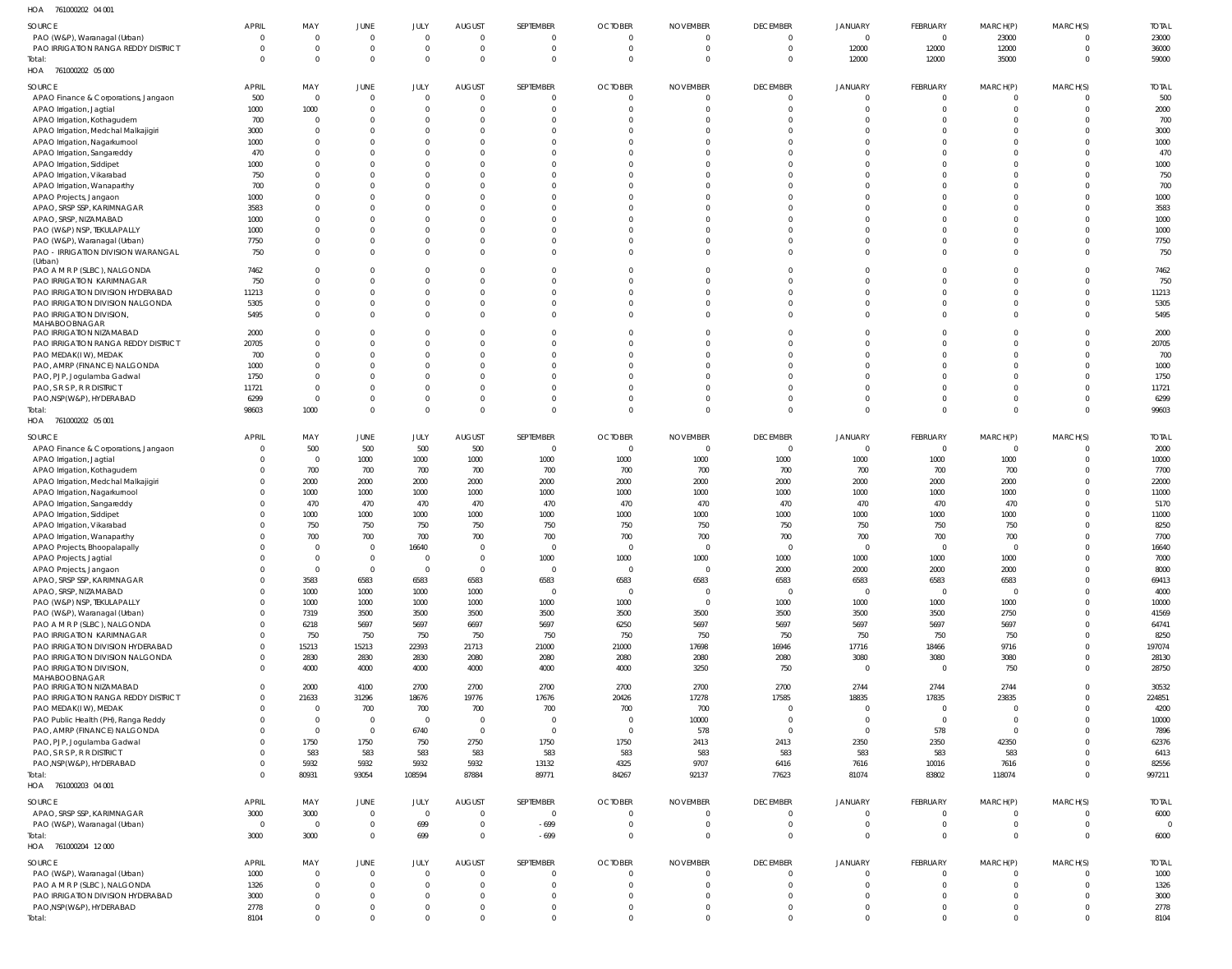HOA 761000202 04 001

| SOURCE | APRIL | MAY | JUNE | JULY | AUGUST | SEPTEMBER | OCTOBER | NOVEMBER | DECEMBER | JANUARY | FEBRUARY | MARCH(P) | MARCH(S) | TOTAL |
|---|---|---|---|---|---|---|---|---|---|---|---|---|---|---|
| PAO (W&P), Waranagal (Urban) | 0 | 0 | 0 | 0 | 0 | 0 | 0 | 0 | 0 | 0 | 0 | 23000 | 0 | 23000 |
| PAO IRRIGATION RANGA REDDY DISTRICT | 0 | 0 | 0 | 0 | 0 | 0 | 0 | 0 | 0 | 12000 | 12000 | 12000 | 0 | 36000 |
| Total: | 0 | 0 | 0 | 0 | 0 | 0 | 0 | 0 | 0 | 12000 | 12000 | 35000 | 0 | 59000 |

HOA 761000202 05 000

| SOURCE | APRIL | MAY | JUNE | JULY | AUGUST | SEPTEMBER | OCTOBER | NOVEMBER | DECEMBER | JANUARY | FEBRUARY | MARCH(P) | MARCH(S) | TOTAL |
|---|---|---|---|---|---|---|---|---|---|---|---|---|---|---|
| APAO Finance & Corporations, Jangaon | 500 | 0 | 0 | 0 | 0 | 0 | 0 | 0 | 0 | 0 | 0 | 0 | 0 | 500 |
| APAO Irrigation, Jagtial | 1000 | 1000 | 0 | 0 | 0 | 0 | 0 | 0 | 0 | 0 | 0 | 0 | 0 | 2000 |
| APAO Irrigation, Kothagudem | 700 | 0 | 0 | 0 | 0 | 0 | 0 | 0 | 0 | 0 | 0 | 0 | 0 | 700 |
| APAO Irrigation, Medchal Malkajigiri | 3000 | 0 | 0 | 0 | 0 | 0 | 0 | 0 | 0 | 0 | 0 | 0 | 0 | 3000 |
| APAO Irrigation, Nagarkurnool | 1000 | 0 | 0 | 0 | 0 | 0 | 0 | 0 | 0 | 0 | 0 | 0 | 0 | 1000 |
| APAO Irrigation, Sangareddy | 470 | 0 | 0 | 0 | 0 | 0 | 0 | 0 | 0 | 0 | 0 | 0 | 0 | 470 |
| APAO Irrigation, Siddipet | 1000 | 0 | 0 | 0 | 0 | 0 | 0 | 0 | 0 | 0 | 0 | 0 | 0 | 1000 |
| APAO Irrigation, Vikarabad | 750 | 0 | 0 | 0 | 0 | 0 | 0 | 0 | 0 | 0 | 0 | 0 | 0 | 750 |
| APAO Irrigation, Wanaparthy | 700 | 0 | 0 | 0 | 0 | 0 | 0 | 0 | 0 | 0 | 0 | 0 | 0 | 700 |
| APAO Projects, Jangaon | 1000 | 0 | 0 | 0 | 0 | 0 | 0 | 0 | 0 | 0 | 0 | 0 | 0 | 1000 |
| APAO, SRSP SSP, KARIMNAGAR | 3583 | 0 | 0 | 0 | 0 | 0 | 0 | 0 | 0 | 0 | 0 | 0 | 0 | 3583 |
| APAO, SRSP, NIZAMABAD | 1000 | 0 | 0 | 0 | 0 | 0 | 0 | 0 | 0 | 0 | 0 | 0 | 0 | 1000 |
| PAO (W&P) NSP, TEKULAPALLY | 1000 | 0 | 0 | 0 | 0 | 0 | 0 | 0 | 0 | 0 | 0 | 0 | 0 | 1000 |
| PAO (W&P), Waranagal (Urban) | 7750 | 0 | 0 | 0 | 0 | 0 | 0 | 0 | 0 | 0 | 0 | 0 | 0 | 7750 |
| PAO - IRRIGATION DIVISION WARANGAL (Urban) | 750 | 0 | 0 | 0 | 0 | 0 | 0 | 0 | 0 | 0 | 0 | 0 | 0 | 750 |
| PAO A M R P (SLBC), NALGONDA | 7462 | 0 | 0 | 0 | 0 | 0 | 0 | 0 | 0 | 0 | 0 | 0 | 0 | 7462 |
| PAO IRRIGATION KARIMNAGAR | 750 | 0 | 0 | 0 | 0 | 0 | 0 | 0 | 0 | 0 | 0 | 0 | 0 | 750 |
| PAO IRRIGATION DIVISION HYDERABAD | 11213 | 0 | 0 | 0 | 0 | 0 | 0 | 0 | 0 | 0 | 0 | 0 | 0 | 11213 |
| PAO IRRIGATION DIVISION NALGONDA | 5305 | 0 | 0 | 0 | 0 | 0 | 0 | 0 | 0 | 0 | 0 | 0 | 0 | 5305 |
| PAO IRRIGATION DIVISION, MAHABOOBNAGAR | 5495 | 0 | 0 | 0 | 0 | 0 | 0 | 0 | 0 | 0 | 0 | 0 | 0 | 5495 |
| PAO IRRIGATION NIZAMABAD | 2000 | 0 | 0 | 0 | 0 | 0 | 0 | 0 | 0 | 0 | 0 | 0 | 0 | 2000 |
| PAO IRRIGATION RANGA REDDY DISTRICT | 20705 | 0 | 0 | 0 | 0 | 0 | 0 | 0 | 0 | 0 | 0 | 0 | 0 | 20705 |
| PAO MEDAK(IW), MEDAK | 700 | 0 | 0 | 0 | 0 | 0 | 0 | 0 | 0 | 0 | 0 | 0 | 0 | 700 |
| PAO, AMRP (FINANCE) NALGONDA | 1000 | 0 | 0 | 0 | 0 | 0 | 0 | 0 | 0 | 0 | 0 | 0 | 0 | 1000 |
| PAO, PJP, Jogulamba Gadwal | 1750 | 0 | 0 | 0 | 0 | 0 | 0 | 0 | 0 | 0 | 0 | 0 | 0 | 1750 |
| PAO, S R S P, R R DISTRICT | 11721 | 0 | 0 | 0 | 0 | 0 | 0 | 0 | 0 | 0 | 0 | 0 | 0 | 11721 |
| PAO,NSP(W&P), HYDERABAD | 6299 | 0 | 0 | 0 | 0 | 0 | 0 | 0 | 0 | 0 | 0 | 0 | 0 | 6299 |
| Total: | 98603 | 1000 | 0 | 0 | 0 | 0 | 0 | 0 | 0 | 0 | 0 | 0 | 0 | 99603 |

HOA 761000202 05 001

| SOURCE | APRIL | MAY | JUNE | JULY | AUGUST | SEPTEMBER | OCTOBER | NOVEMBER | DECEMBER | JANUARY | FEBRUARY | MARCH(P) | MARCH(S) | TOTAL |
|---|---|---|---|---|---|---|---|---|---|---|---|---|---|---|
| APAO Finance & Corporations, Jangaon | 0 | 500 | 500 | 500 | 500 | 0 | 0 | 0 | 0 | 0 | 0 | 0 | 0 | 2000 |
| APAO Irrigation, Jagtial | 0 | 0 | 1000 | 1000 | 1000 | 1000 | 1000 | 1000 | 1000 | 1000 | 1000 | 1000 | 0 | 10000 |
| APAO Irrigation, Kothagudem | 0 | 700 | 700 | 700 | 700 | 700 | 700 | 700 | 700 | 700 | 700 | 700 | 0 | 7700 |
| APAO Irrigation, Medchal Malkajigiri | 0 | 2000 | 2000 | 2000 | 2000 | 2000 | 2000 | 2000 | 2000 | 2000 | 2000 | 2000 | 0 | 22000 |
| APAO Irrigation, Nagarkurnool | 0 | 1000 | 1000 | 1000 | 1000 | 1000 | 1000 | 1000 | 1000 | 1000 | 1000 | 1000 | 0 | 11000 |
| APAO Irrigation, Sangareddy | 0 | 470 | 470 | 470 | 470 | 470 | 470 | 470 | 470 | 470 | 470 | 470 | 0 | 5170 |
| APAO Irrigation, Siddipet | 0 | 1000 | 1000 | 1000 | 1000 | 1000 | 1000 | 1000 | 1000 | 1000 | 1000 | 1000 | 0 | 11000 |
| APAO Irrigation, Vikarabad | 0 | 750 | 750 | 750 | 750 | 750 | 750 | 750 | 750 | 750 | 750 | 750 | 0 | 8250 |
| APAO Irrigation, Wanaparthy | 0 | 700 | 700 | 700 | 700 | 700 | 700 | 700 | 700 | 700 | 700 | 700 | 0 | 7700 |
| APAO Projects, Bhoopalapally | 0 | 0 | 0 | 16640 | 0 | 0 | 0 | 0 | 0 | 0 | 0 | 0 | 0 | 16640 |
| APAO Projects, Jagtial | 0 | 0 | 0 | 0 | 0 | 1000 | 1000 | 1000 | 1000 | 1000 | 1000 | 1000 | 0 | 7000 |
| APAO Projects, Jangaon | 0 | 0 | 0 | 0 | 0 | 0 | 0 | 0 | 2000 | 2000 | 2000 | 2000 | 0 | 8000 |
| APAO, SRSP SSP, KARIMNAGAR | 0 | 3583 | 6583 | 6583 | 6583 | 6583 | 6583 | 6583 | 6583 | 6583 | 6583 | 6583 | 0 | 69413 |
| APAO, SRSP, NIZAMABAD | 0 | 1000 | 1000 | 1000 | 1000 | 0 | 0 | 0 | 0 | 0 | 0 | 0 | 0 | 4000 |
| PAO (W&P) NSP, TEKULAPALLY | 0 | 1000 | 1000 | 1000 | 1000 | 1000 | 1000 | 0 | 1000 | 1000 | 1000 | 1000 | 0 | 10000 |
| PAO (W&P), Waranagal (Urban) | 0 | 7319 | 3500 | 3500 | 3500 | 3500 | 3500 | 3500 | 3500 | 3500 | 3500 | 2750 | 0 | 41569 |
| PAO A M R P (SLBC), NALGONDA | 0 | 6218 | 5697 | 5697 | 6697 | 5697 | 6250 | 5697 | 5697 | 5697 | 5697 | 5697 | 0 | 64741 |
| PAO IRRIGATION KARIMNAGAR | 0 | 750 | 750 | 750 | 750 | 750 | 750 | 750 | 750 | 750 | 750 | 750 | 0 | 8250 |
| PAO IRRIGATION DIVISION HYDERABAD | 0 | 15213 | 15213 | 22393 | 21713 | 21000 | 21000 | 17698 | 16946 | 17716 | 18466 | 9716 | 0 | 197074 |
| PAO IRRIGATION DIVISION NALGONDA | 0 | 2830 | 2830 | 2830 | 2080 | 2080 | 2080 | 2080 | 2080 | 3080 | 3080 | 3080 | 0 | 28130 |
| PAO IRRIGATION DIVISION, MAHABOOBNAGAR | 0 | 4000 | 4000 | 4000 | 4000 | 4000 | 4000 | 3250 | 750 | 0 | 0 | 750 | 0 | 28750 |
| PAO IRRIGATION NIZAMABAD | 0 | 2000 | 4100 | 2700 | 2700 | 2700 | 2700 | 2700 | 2700 | 2744 | 2744 | 2744 | 0 | 30532 |
| PAO IRRIGATION RANGA REDDY DISTRICT | 0 | 21633 | 31296 | 18676 | 19776 | 17676 | 20426 | 17278 | 17585 | 18835 | 17835 | 23835 | 0 | 224851 |
| PAO MEDAK(IW), MEDAK | 0 | 0 | 700 | 700 | 700 | 700 | 700 | 700 | 0 | 0 | 0 | 0 | 0 | 4200 |
| PAO Public Health (PH), Ranga Reddy | 0 | 0 | 0 | 0 | 0 | 0 | 0 | 10000 | 0 | 0 | 0 | 0 | 0 | 10000 |
| PAO, AMRP (FINANCE) NALGONDA | 0 | 0 | 0 | 6740 | 0 | 0 | 0 | 578 | 0 | 0 | 578 | 0 | 0 | 7896 |
| PAO, PJP, Jogulamba Gadwal | 0 | 1750 | 1750 | 750 | 2750 | 1750 | 1750 | 2413 | 2413 | 2350 | 2350 | 42350 | 0 | 62376 |
| PAO, S R S P, R R DISTRICT | 0 | 583 | 583 | 583 | 583 | 583 | 583 | 583 | 583 | 583 | 583 | 583 | 0 | 6413 |
| PAO,NSP(W&P), HYDERABAD | 0 | 5932 | 5932 | 5932 | 5932 | 13132 | 4325 | 9707 | 6416 | 7616 | 10016 | 7616 | 0 | 82556 |
| Total: | 0 | 80931 | 93054 | 108594 | 87884 | 89771 | 84267 | 92137 | 77623 | 81074 | 83802 | 118074 | 0 | 997211 |

HOA 761000203 04 001

| SOURCE | APRIL | MAY | JUNE | JULY | AUGUST | SEPTEMBER | OCTOBER | NOVEMBER | DECEMBER | JANUARY | FEBRUARY | MARCH(P) | MARCH(S) | TOTAL |
|---|---|---|---|---|---|---|---|---|---|---|---|---|---|---|
| APAO, SRSP SSP, KARIMNAGAR | 3000 | 3000 | 0 | 0 | 0 | 0 | 0 | 0 | 0 | 0 | 0 | 0 | 0 | 6000 |
| PAO (W&P), Waranagal (Urban) | 0 | 0 | 0 | 699 | 0 | -699 | 0 | 0 | 0 | 0 | 0 | 0 | 0 | 0 |
| Total: | 3000 | 3000 | 0 | 699 | 0 | -699 | 0 | 0 | 0 | 0 | 0 | 0 | 0 | 6000 |

HOA 761000204 12 000

| SOURCE | APRIL | MAY | JUNE | JULY | AUGUST | SEPTEMBER | OCTOBER | NOVEMBER | DECEMBER | JANUARY | FEBRUARY | MARCH(P) | MARCH(S) | TOTAL |
|---|---|---|---|---|---|---|---|---|---|---|---|---|---|---|
| PAO (W&P), Waranagal (Urban) | 1000 | 0 | 0 | 0 | 0 | 0 | 0 | 0 | 0 | 0 | 0 | 0 | 0 | 1000 |
| PAO A M R P (SLBC), NALGONDA | 1326 | 0 | 0 | 0 | 0 | 0 | 0 | 0 | 0 | 0 | 0 | 0 | 0 | 1326 |
| PAO IRRIGATION DIVISION HYDERABAD | 3000 | 0 | 0 | 0 | 0 | 0 | 0 | 0 | 0 | 0 | 0 | 0 | 0 | 3000 |
| PAO,NSP(W&P), HYDERABAD | 2778 | 0 | 0 | 0 | 0 | 0 | 0 | 0 | 0 | 0 | 0 | 0 | 0 | 2778 |
| Total: | 8104 | 0 | 0 | 0 | 0 | 0 | 0 | 0 | 0 | 0 | 0 | 0 | 0 | 8104 |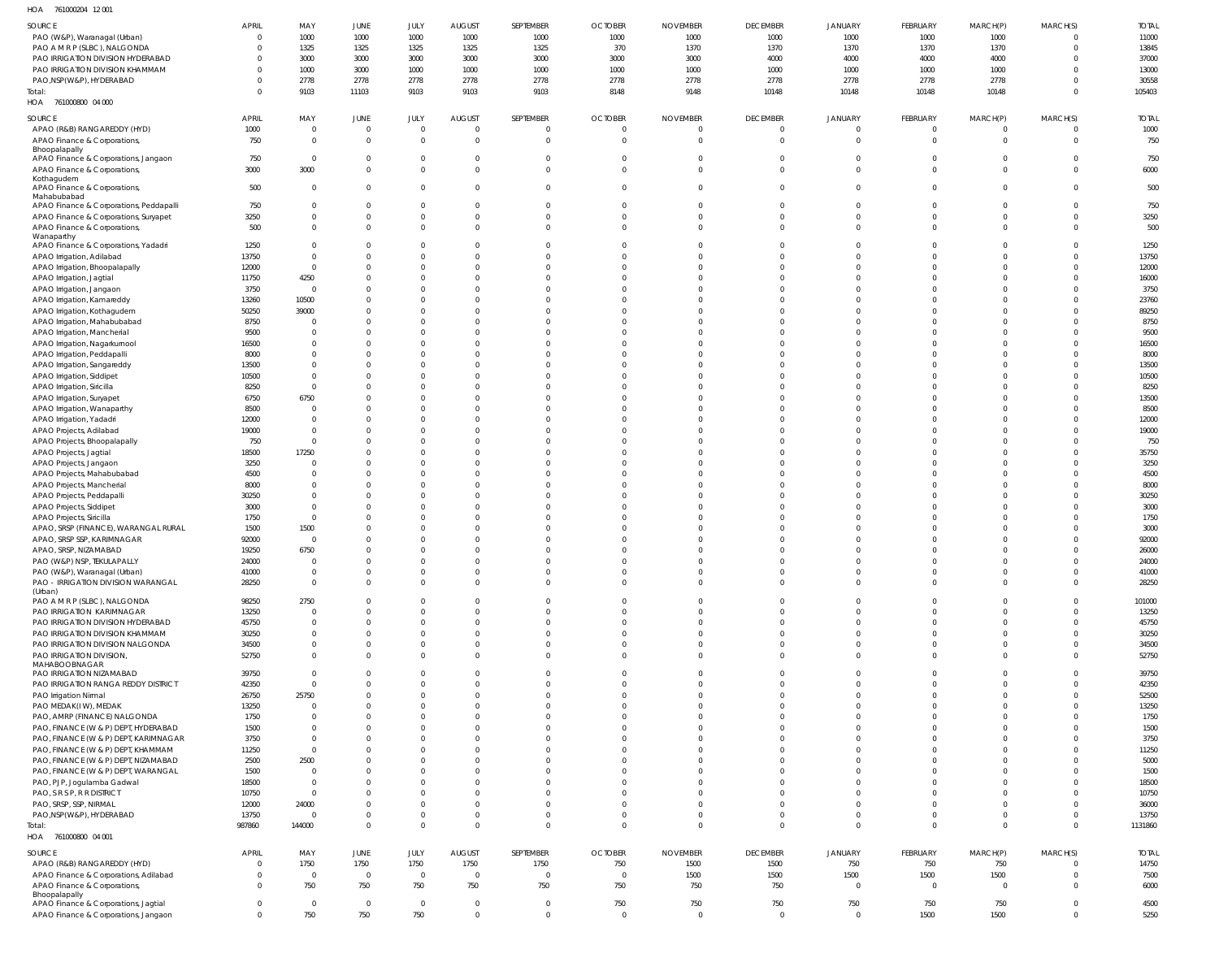HOA 761000204 12 001

| SOURCE | APRIL | MAY | JUNE | JULY | AUGUST | SEPTEMBER | OCTOBER | NOVEMBER | DECEMBER | JANUARY | FEBRUARY | MARCH(P) | MARCH(S) | TOTAL |
|---|---|---|---|---|---|---|---|---|---|---|---|---|---|---|
| PAO (W&P), Waranagal (Urban) | 0 | 1000 | 1000 | 1000 | 1000 | 1000 | 1000 | 1000 | 1000 | 1000 | 1000 | 1000 | 0 | 11000 |
| PAO A M R P (SLBC), NALGONDA | 0 | 1325 | 1325 | 1325 | 1325 | 1325 | 370 | 1370 | 1370 | 1370 | 1370 | 1370 | 0 | 13845 |
| PAO IRRIGATION DIVISION HYDERABAD | 0 | 3000 | 3000 | 3000 | 3000 | 3000 | 3000 | 3000 | 4000 | 4000 | 4000 | 4000 | 0 | 37000 |
| PAO IRRIGATION DIVISION KHAMMAM | 0 | 1000 | 3000 | 1000 | 1000 | 1000 | 1000 | 1000 | 1000 | 1000 | 1000 | 1000 | 0 | 13000 |
| PAO,NSP(W&P), HYDERABAD | 0 | 2778 | 2778 | 2778 | 2778 | 2778 | 2778 | 2778 | 2778 | 2778 | 2778 | 2778 | 0 | 30558 |
| Total: | 0 | 9103 | 11103 | 9103 | 9103 | 9103 | 8148 | 9148 | 10148 | 10148 | 10148 | 10148 | 0 | 105403 |

HOA 761000800 04 000

| SOURCE | APRIL | MAY | JUNE | JULY | AUGUST | SEPTEMBER | OCTOBER | NOVEMBER | DECEMBER | JANUARY | FEBRUARY | MARCH(P) | MARCH(S) | TOTAL |
|---|---|---|---|---|---|---|---|---|---|---|---|---|---|---|
| APAO (R&B) RANGAREDDY (HYD) | 1000 | 0 | 0 | 0 | 0 | 0 | 0 | 0 | 0 | 0 | 0 | 0 | 0 | 1000 |
| APAO Finance & Corporations, Bhoopalapally | 750 | 0 | 0 | 0 | 0 | 0 | 0 | 0 | 0 | 0 | 0 | 0 | 0 | 750 |
| APAO Finance & Corporations, Jangaon | 750 | 0 | 0 | 0 | 0 | 0 | 0 | 0 | 0 | 0 | 0 | 0 | 0 | 750 |
| APAO Finance & Corporations, Kothagudem | 3000 | 3000 | 0 | 0 | 0 | 0 | 0 | 0 | 0 | 0 | 0 | 0 | 0 | 6000 |
| APAO Finance & Corporations, Mahabubabad | 500 | 0 | 0 | 0 | 0 | 0 | 0 | 0 | 0 | 0 | 0 | 0 | 0 | 500 |
| APAO Finance & Corporations, Peddapalli | 750 | 0 | 0 | 0 | 0 | 0 | 0 | 0 | 0 | 0 | 0 | 0 | 0 | 750 |
| APAO Finance & Corporations, Suryapet | 3250 | 0 | 0 | 0 | 0 | 0 | 0 | 0 | 0 | 0 | 0 | 0 | 0 | 3250 |
| APAO Finance & Corporations, Wanaparthy | 500 | 0 | 0 | 0 | 0 | 0 | 0 | 0 | 0 | 0 | 0 | 0 | 0 | 500 |
| APAO Finance & Corporations, Yadadri | 1250 | 0 | 0 | 0 | 0 | 0 | 0 | 0 | 0 | 0 | 0 | 0 | 0 | 1250 |
| APAO Irrigation, Adilabad | 13750 | 0 | 0 | 0 | 0 | 0 | 0 | 0 | 0 | 0 | 0 | 0 | 0 | 13750 |
| APAO Irrigation, Bhoopalapally | 12000 | 0 | 0 | 0 | 0 | 0 | 0 | 0 | 0 | 0 | 0 | 0 | 0 | 12000 |
| APAO Irrigation, Jagtial | 11750 | 4250 | 0 | 0 | 0 | 0 | 0 | 0 | 0 | 0 | 0 | 0 | 0 | 16000 |
| APAO Irrigation, Jangaon | 3750 | 0 | 0 | 0 | 0 | 0 | 0 | 0 | 0 | 0 | 0 | 0 | 0 | 3750 |
| APAO Irrigation, Kamareddy | 13260 | 10500 | 0 | 0 | 0 | 0 | 0 | 0 | 0 | 0 | 0 | 0 | 0 | 23760 |
| APAO Irrigation, Kothagudem | 50250 | 39000 | 0 | 0 | 0 | 0 | 0 | 0 | 0 | 0 | 0 | 0 | 0 | 89250 |
| APAO Irrigation, Mahabubabad | 8750 | 0 | 0 | 0 | 0 | 0 | 0 | 0 | 0 | 0 | 0 | 0 | 0 | 8750 |
| APAO Irrigation, Mancherial | 9500 | 0 | 0 | 0 | 0 | 0 | 0 | 0 | 0 | 0 | 0 | 0 | 0 | 9500 |
| APAO Irrigation, Nagarkurnool | 16500 | 0 | 0 | 0 | 0 | 0 | 0 | 0 | 0 | 0 | 0 | 0 | 0 | 16500 |
| APAO Irrigation, Peddapalli | 8000 | 0 | 0 | 0 | 0 | 0 | 0 | 0 | 0 | 0 | 0 | 0 | 0 | 8000 |
| APAO Irrigation, Sangareddy | 13500 | 0 | 0 | 0 | 0 | 0 | 0 | 0 | 0 | 0 | 0 | 0 | 0 | 13500 |
| APAO Irrigation, Siddipet | 10500 | 0 | 0 | 0 | 0 | 0 | 0 | 0 | 0 | 0 | 0 | 0 | 0 | 10500 |
| APAO Irrigation, Siricilla | 8250 | 0 | 0 | 0 | 0 | 0 | 0 | 0 | 0 | 0 | 0 | 0 | 0 | 8250 |
| APAO Irrigation, Suryapet | 6750 | 6750 | 0 | 0 | 0 | 0 | 0 | 0 | 0 | 0 | 0 | 0 | 0 | 13500 |
| APAO Irrigation, Wanaparthy | 8500 | 0 | 0 | 0 | 0 | 0 | 0 | 0 | 0 | 0 | 0 | 0 | 0 | 8500 |
| APAO Irrigation, Yadadri | 12000 | 0 | 0 | 0 | 0 | 0 | 0 | 0 | 0 | 0 | 0 | 0 | 0 | 12000 |
| APAO Projects, Adilabad | 19000 | 0 | 0 | 0 | 0 | 0 | 0 | 0 | 0 | 0 | 0 | 0 | 0 | 19000 |
| APAO Projects, Bhoopalapally | 750 | 0 | 0 | 0 | 0 | 0 | 0 | 0 | 0 | 0 | 0 | 0 | 0 | 750 |
| APAO Projects, Jagtial | 18500 | 17250 | 0 | 0 | 0 | 0 | 0 | 0 | 0 | 0 | 0 | 0 | 0 | 35750 |
| APAO Projects, Jangaon | 3250 | 0 | 0 | 0 | 0 | 0 | 0 | 0 | 0 | 0 | 0 | 0 | 0 | 3250 |
| APAO Projects, Mahabubabad | 4500 | 0 | 0 | 0 | 0 | 0 | 0 | 0 | 0 | 0 | 0 | 0 | 0 | 4500 |
| APAO Projects, Mancherial | 8000 | 0 | 0 | 0 | 0 | 0 | 0 | 0 | 0 | 0 | 0 | 0 | 0 | 8000 |
| APAO Projects, Peddapalli | 30250 | 0 | 0 | 0 | 0 | 0 | 0 | 0 | 0 | 0 | 0 | 0 | 0 | 30250 |
| APAO Projects, Siddipet | 3000 | 0 | 0 | 0 | 0 | 0 | 0 | 0 | 0 | 0 | 0 | 0 | 0 | 3000 |
| APAO Projects, Siricilla | 1750 | 0 | 0 | 0 | 0 | 0 | 0 | 0 | 0 | 0 | 0 | 0 | 0 | 1750 |
| APAO, SRSP (FINANCE), WARANGAL RURAL | 1500 | 1500 | 0 | 0 | 0 | 0 | 0 | 0 | 0 | 0 | 0 | 0 | 0 | 3000 |
| APAO, SRSP SSP, KARIMNAGAR | 92000 | 0 | 0 | 0 | 0 | 0 | 0 | 0 | 0 | 0 | 0 | 0 | 0 | 92000 |
| APAO, SRSP, NIZAMABAD | 19250 | 6750 | 0 | 0 | 0 | 0 | 0 | 0 | 0 | 0 | 0 | 0 | 0 | 26000 |
| PAO (W&P) NSP, TEKULAPALLY | 24000 | 0 | 0 | 0 | 0 | 0 | 0 | 0 | 0 | 0 | 0 | 0 | 0 | 24000 |
| PAO (W&P), Waranagal (Urban) | 41000 | 0 | 0 | 0 | 0 | 0 | 0 | 0 | 0 | 0 | 0 | 0 | 0 | 41000 |
| PAO - IRRIGATION DIVISION WARANGAL (Urban) | 28250 | 0 | 0 | 0 | 0 | 0 | 0 | 0 | 0 | 0 | 0 | 0 | 0 | 28250 |
| PAO A M R P (SLBC), NALGONDA | 98250 | 2750 | 0 | 0 | 0 | 0 | 0 | 0 | 0 | 0 | 0 | 0 | 0 | 101000 |
| PAO IRRIGATION KARIMNAGAR | 13250 | 0 | 0 | 0 | 0 | 0 | 0 | 0 | 0 | 0 | 0 | 0 | 0 | 13250 |
| PAO IRRIGATION DIVISION HYDERABAD | 45750 | 0 | 0 | 0 | 0 | 0 | 0 | 0 | 0 | 0 | 0 | 0 | 0 | 45750 |
| PAO IRRIGATION DIVISION KHAMMAM | 30250 | 0 | 0 | 0 | 0 | 0 | 0 | 0 | 0 | 0 | 0 | 0 | 0 | 30250 |
| PAO IRRIGATION DIVISION NALGONDA | 34500 | 0 | 0 | 0 | 0 | 0 | 0 | 0 | 0 | 0 | 0 | 0 | 0 | 34500 |
| PAO IRRIGATION DIVISION, MAHABOOBNAGAR | 52750 | 0 | 0 | 0 | 0 | 0 | 0 | 0 | 0 | 0 | 0 | 0 | 0 | 52750 |
| PAO IRRIGATION NIZAMABAD | 39750 | 0 | 0 | 0 | 0 | 0 | 0 | 0 | 0 | 0 | 0 | 0 | 0 | 39750 |
| PAO IRRIGATION RANGA REDDY DISTRICT | 42350 | 0 | 0 | 0 | 0 | 0 | 0 | 0 | 0 | 0 | 0 | 0 | 0 | 42350 |
| PAO Irrigation Nirmal | 26750 | 25750 | 0 | 0 | 0 | 0 | 0 | 0 | 0 | 0 | 0 | 0 | 0 | 52500 |
| PAO MEDAK(IW), MEDAK | 13250 | 0 | 0 | 0 | 0 | 0 | 0 | 0 | 0 | 0 | 0 | 0 | 0 | 13250 |
| PAO, AMRP (FINANCE) NALGONDA | 1750 | 0 | 0 | 0 | 0 | 0 | 0 | 0 | 0 | 0 | 0 | 0 | 0 | 1750 |
| PAO, FINANCE (W & P) DEPT, HYDERABAD | 1500 | 0 | 0 | 0 | 0 | 0 | 0 | 0 | 0 | 0 | 0 | 0 | 0 | 1500 |
| PAO, FINANCE (W & P) DEPT, KARIMNAGAR | 3750 | 0 | 0 | 0 | 0 | 0 | 0 | 0 | 0 | 0 | 0 | 0 | 0 | 3750 |
| PAO, FINANCE (W & P) DEPT, KHAMMAM | 11250 | 0 | 0 | 0 | 0 | 0 | 0 | 0 | 0 | 0 | 0 | 0 | 0 | 11250 |
| PAO, FINANCE (W & P) DEPT, NIZAMABAD | 2500 | 2500 | 0 | 0 | 0 | 0 | 0 | 0 | 0 | 0 | 0 | 0 | 0 | 5000 |
| PAO, FINANCE (W & P) DEPT, WARANGAL | 1500 | 0 | 0 | 0 | 0 | 0 | 0 | 0 | 0 | 0 | 0 | 0 | 0 | 1500 |
| PAO, PJP, Jogulamba Gadwal | 18500 | 0 | 0 | 0 | 0 | 0 | 0 | 0 | 0 | 0 | 0 | 0 | 0 | 18500 |
| PAO, S R S P, R R DISTRICT | 10750 | 0 | 0 | 0 | 0 | 0 | 0 | 0 | 0 | 0 | 0 | 0 | 0 | 10750 |
| PAO, SRSP, SSP, NIRMAL | 12000 | 24000 | 0 | 0 | 0 | 0 | 0 | 0 | 0 | 0 | 0 | 0 | 0 | 36000 |
| PAO,NSP(W&P), HYDERABAD | 13750 | 0 | 0 | 0 | 0 | 0 | 0 | 0 | 0 | 0 | 0 | 0 | 0 | 13750 |
| Total: | 987860 | 144000 | 0 | 0 | 0 | 0 | 0 | 0 | 0 | 0 | 0 | 0 | 0 | 1131860 |

HOA 761000800 04 001

| SOURCE | APRIL | MAY | JUNE | JULY | AUGUST | SEPTEMBER | OCTOBER | NOVEMBER | DECEMBER | JANUARY | FEBRUARY | MARCH(P) | MARCH(S) | TOTAL |
|---|---|---|---|---|---|---|---|---|---|---|---|---|---|---|
| APAO (R&B) RANGAREDDY (HYD) | 0 | 1750 | 1750 | 1750 | 1750 | 1750 | 750 | 1500 | 1500 | 750 | 750 | 750 | 0 | 14750 |
| APAO Finance & Corporations, Adilabad | 0 | 0 | 0 | 0 | 0 | 0 | 0 | 1500 | 1500 | 1500 | 1500 | 1500 | 0 | 7500 |
| APAO Finance & Corporations, Bhoopalapally | 0 | 750 | 750 | 750 | 750 | 750 | 750 | 750 | 750 | 0 | 0 | 0 | 0 | 6000 |
| APAO Finance & Corporations, Jagtial | 0 | 0 | 0 | 0 | 0 | 0 | 750 | 750 | 750 | 750 | 750 | 750 | 0 | 4500 |
| APAO Finance & Corporations, Jangaon | 0 | 750 | 750 | 750 | 0 | 0 | 0 | 0 | 0 | 0 | 1500 | 1500 | 0 | 5250 |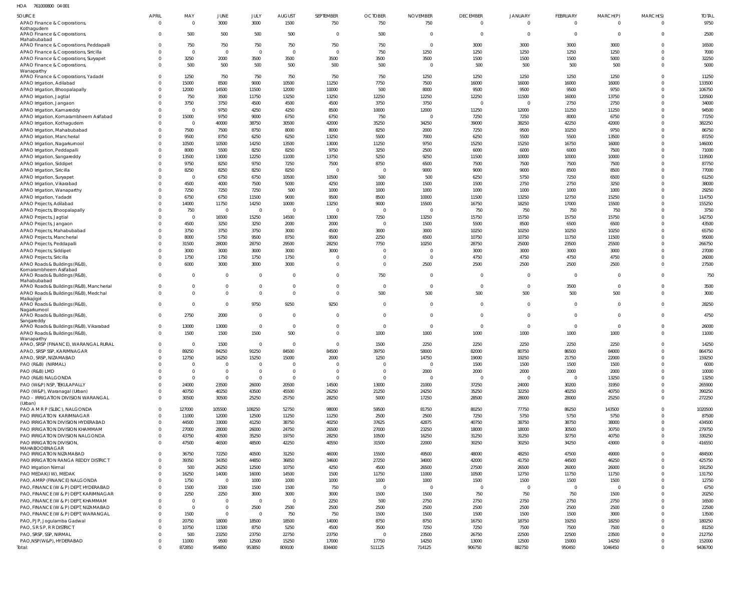HOA 761000800 04 001

| SOURCE | APRIL | MAY | JUNE | JULY | AUGUST | SEPTEMBER | OCTOBER | NOVEMBER | DECEMBER | JANUARY | FEBRUARY | MARCH(P) | MARCH(S) | TOTAL |
|---|---|---|---|---|---|---|---|---|---|---|---|---|---|---|
| APAO Finance & Corporations, Kothagudem | 0 | 0 | 3000 | 3000 | 1500 | 750 | 750 | 750 | 0 | 0 | 0 | 0 | 0 | 9750 |
| APAO Finance & Corporations, Mahabubabad | 0 | 500 | 500 | 500 | 500 | 0 | 500 | 0 | 0 | 0 | 0 | 0 | 0 | 2500 |
| APAO Finance & Corporations, Peddapalli | 0 | 750 | 750 | 750 | 750 | 750 | 750 | 0 | 3000 | 3000 | 3000 | 3000 | 0 | 16500 |
| APAO Finance & Corporations, Siricilla | 0 | 0 | 0 | 0 | 0 | 0 | 750 | 1250 | 1250 | 1250 | 1250 | 1250 | 0 | 7000 |
| APAO Finance & Corporations, Suryapet | 0 | 3250 | 2000 | 3500 | 3500 | 3500 | 3500 | 3500 | 1500 | 1500 | 1500 | 5000 | 0 | 32250 |
| APAO Finance & Corporations, Wanaparthy | 0 | 500 | 500 | 500 | 500 | 500 | 500 | 0 | 500 | 500 | 500 | 500 | 0 | 5000 |
| APAO Finance & Corporations, Yadadri | 0 | 1250 | 750 | 750 | 750 | 750 | 750 | 1250 | 1250 | 1250 | 1250 | 1250 | 0 | 11250 |
| APAO Irrigation, Adilabad | 0 | 15000 | 8500 | 9000 | 10500 | 11250 | 7750 | 7500 | 16000 | 16000 | 16000 | 16000 | 0 | 133500 |
| APAO Irrigation, Bhoopalapally | 0 | 12000 | 14500 | 11500 | 12000 | 10000 | 500 | 8000 | 9500 | 9500 | 9500 | 9750 | 0 | 106750 |
| APAO Irrigation, Jagtial | 0 | 750 | 3500 | 11750 | 13250 | 13250 | 12250 | 12250 | 12250 | 11500 | 16000 | 13750 | 0 | 120500 |
| APAO Irrigation, Jangaon | 0 | 3750 | 3750 | 4500 | 4500 | 4500 | 3750 | 3750 | 0 | 0 | 2750 | 2750 | 0 | 34000 |
| APAO Irrigation, Kamareddy | 0 | 0 | 9750 | 4250 | 4250 | 8500 | 10000 | 12000 | 11250 | 12000 | 11250 | 11250 | 0 | 94500 |
| APAO Irrigation, Komarambheem Asifabad | 0 | 15000 | 9750 | 9000 | 6750 | 6750 | 750 | 0 | 7250 | 7250 | 8000 | 6750 | 0 | 77250 |
| APAO Irrigation, Kothagudem | 0 | 0 | 40000 | 38750 | 30500 | 42000 | 35250 | 34250 | 39000 | 38250 | 42250 | 42000 | 0 | 382250 |
| APAO Irrigation, Mahabubabad | 0 | 7500 | 7500 | 8750 | 8000 | 8000 | 8250 | 2000 | 7250 | 9500 | 10250 | 9750 | 0 | 86750 |
| APAO Irrigation, Mancherial | 0 | 9500 | 8750 | 6250 | 6250 | 13250 | 5500 | 7000 | 6250 | 5500 | 5500 | 13500 | 0 | 87250 |
| APAO Irrigation, Nagarkurnool | 0 | 10500 | 10500 | 14250 | 13500 | 13000 | 11250 | 9750 | 15250 | 15250 | 16750 | 16000 | 0 | 146000 |
| APAO Irrigation, Peddapalli | 0 | 8000 | 5500 | 8250 | 8250 | 9750 | 3250 | 2500 | 6000 | 6000 | 6000 | 7500 | 0 | 71000 |
| APAO Irrigation, Sangareddy | 0 | 13500 | 13000 | 12250 | 11000 | 13750 | 5250 | 9250 | 11500 | 10000 | 10000 | 10000 | 0 | 119500 |
| APAO Irrigation, Siddipet | 0 | 9750 | 8250 | 9750 | 7250 | 7500 | 8750 | 6500 | 7500 | 7500 | 7500 | 7500 | 0 | 87750 |
| APAO Irrigation, Siricilla | 0 | 8250 | 8250 | 8250 | 8250 | 0 | 0 | 9000 | 9000 | 9000 | 8500 | 8500 | 0 | 77000 |
| APAO Irrigation, Suryapet | 0 | 0 | 6750 | 6750 | 10500 | 10500 | 500 | 500 | 6250 | 5750 | 7250 | 6500 | 0 | 61250 |
| APAO Irrigation, Vikarabad | 0 | 4500 | 4000 | 7500 | 5000 | 4250 | 1000 | 1500 | 1500 | 2750 | 2750 | 3250 | 0 | 38000 |
| APAO Irrigation, Wanaparthy | 0 | 7250 | 7250 | 7250 | 500 | 1000 | 1000 | 1000 | 1000 | 1000 | 1000 | 1000 | 0 | 29250 |
| APAO Irrigation, Yadadri | 0 | 6750 | 6750 | 11500 | 9000 | 9500 | 8500 | 10000 | 11500 | 13250 | 12750 | 15250 | 0 | 114750 |
| APAO Projects, Adilabad | 0 | 14000 | 11750 | 14250 | 10000 | 13250 | 9000 | 15500 | 16750 | 18250 | 17000 | 15500 | 0 | 155250 |
| APAO Projects, Bhoopalapally | 0 | 750 | 0 | 0 | 0 | 0 | 0 | 0 | 750 | 750 | 750 | 750 | 0 | 3750 |
| APAO Projects, Jagtial | 0 | 0 | 16500 | 15250 | 14500 | 13000 | 7250 | 13250 | 15750 | 15750 | 15750 | 15750 | 0 | 142750 |
| APAO Projects, Jangaon | 0 | 4500 | 3250 | 3250 | 2000 | 2000 | 0 | 1500 | 5500 | 8500 | 6500 | 6500 | 0 | 43500 |
| APAO Projects, Mahabubabad | 0 | 3750 | 3750 | 3750 | 3000 | 4500 | 3000 | 3000 | 10250 | 10250 | 10250 | 10250 | 0 | 65750 |
| APAO Projects, Mancherial | 0 | 8000 | 5750 | 9500 | 8750 | 9500 | 2250 | 6500 | 10750 | 10750 | 11750 | 11500 | 0 | 95000 |
| APAO Projects, Peddapalli | 0 | 31500 | 28000 | 28750 | 29500 | 28250 | 7750 | 10250 | 28750 | 25000 | 23500 | 25500 | 0 | 266750 |
| APAO Projects, Siddipet | 0 | 3000 | 3000 | 3000 | 3000 | 3000 | 0 | 0 | 3000 | 3000 | 3000 | 3000 | 0 | 27000 |
| APAO Projects, Siricilla | 0 | 1750 | 1750 | 1750 | 1750 | 0 | 0 | 0 | 4750 | 4750 | 4750 | 4750 | 0 | 26000 |
| APAO Roads & Buildings (R&B), Komarambheem Asifabad | 0 | 6000 | 3000 | 3000 | 3000 | 0 | 0 | 2500 | 2500 | 2500 | 2500 | 2500 | 0 | 27500 |
| APAO Roads & Buildings (R&B), Mahabubabad | 0 | 0 | 0 | 0 | 0 | 0 | 750 | 0 | 0 | 0 | 0 | 0 | 0 | 750 |
| APAO Roads & Buildings (R&B), Mancherial | 0 | 0 | 0 | 0 | 0 | 0 | 0 | 0 | 0 | 0 | 3500 | 0 | 0 | 3500 |
| APAO Roads & Buildings (R&B), Medchal Malkajigiri | 0 | 0 | 0 | 0 | 0 | 0 | 500 | 500 | 500 | 500 | 500 | 500 | 0 | 3000 |
| APAO Roads & Buildings (R&B), Nagarkurnool | 0 | 0 | 0 | 9750 | 9250 | 9250 | 0 | 0 | 0 | 0 | 0 | 0 | 0 | 28250 |
| APAO Roads & Buildings (R&B), Sangareddy | 0 | 2750 | 2000 | 0 | 0 | 0 | 0 | 0 | 0 | 0 | 0 | 0 | 0 | 4750 |
| APAO Roads & Buildings (R&B), Vikarabad | 0 | 13000 | 13000 | 0 | 0 | 0 | 0 | 0 | 0 | 0 | 0 | 0 | 0 | 26000 |
| APAO Roads & Buildings (R&B), Wanaparthy | 0 | 1500 | 1500 | 1500 | 500 | 0 | 1000 | 1000 | 1000 | 1000 | 1000 | 1000 | 0 | 11000 |
| APAO, SRSP (FINANCE), WARANGAL RURAL | 0 | 0 | 1500 | 0 | 0 | 0 | 1500 | 2250 | 2250 | 2250 | 2250 | 2250 | 0 | 14250 |
| APAO, SRSP SSP, KARIMNAGAR | 0 | 89250 | 84250 | 91250 | 84500 | 84500 | 39750 | 58000 | 82000 | 80750 | 86500 | 84000 | 0 | 864750 |
| APAO, SRSP, NIZAMABAD | 0 | 12750 | 16250 | 15250 | 15000 | 2000 | 1250 | 14750 | 19000 | 19250 | 21750 | 22000 | 0 | 159250 |
| PAO (R&B) (NIRMAL) | 0 | 0 | 0 | 0 | 0 | 0 | 0 | 0 | 1500 | 1500 | 1500 | 1500 | 0 | 6000 |
| PAO (R&B) LMD | 0 | 0 | 0 | 0 | 0 | 0 | 0 | 2000 | 2000 | 2000 | 2000 | 2000 | 0 | 10000 |
| PAO (R&B) NALGONDA | 0 | 0 | 0 | 0 | 0 | 0 | 0 | 0 | 0 | 0 | 0 | 13250 | 0 | 13250 |
| PAO (W&P) NSP, TEKULAPALLY | 0 | 24000 | 23500 | 26000 | 20500 | 14500 | 13000 | 21000 | 37250 | 24000 | 30200 | 31950 | 0 | 265900 |
| PAO (W&P), Waranagal (Urban) | 0 | 40750 | 40250 | 43500 | 45500 | 26250 | 21250 | 24250 | 35250 | 32250 | 40250 | 40750 | 0 | 390250 |
| PAO - IRRIGATION DIVISION WARANGAL (Urban) | 0 | 30500 | 30500 | 25250 | 25750 | 28250 | 5000 | 17250 | 28500 | 28000 | 28000 | 25250 | 0 | 272250 |
| PAO A M R P (SLBC), NALGONDA | 0 | 127000 | 105500 | 108250 | 52750 | 98000 | 59500 | 81750 | 80250 | 77750 | 86250 | 143500 | 0 | 1020500 |
| PAO IRRIGATION KARIMNAGAR | 0 | 11000 | 12000 | 12500 | 11250 | 11250 | 2500 | 2500 | 7250 | 5750 | 5750 | 5750 | 0 | 87500 |
| PAO IRRIGATION DIVISION HYDERABAD | 0 | 44500 | 33000 | 41250 | 38750 | 40250 | 37625 | 42875 | 40750 | 38750 | 38750 | 38000 | 0 | 434500 |
| PAO IRRIGATION DIVISION KHAMMAM | 0 | 27000 | 28000 | 26000 | 24750 | 26500 | 27000 | 23250 | 18000 | 18000 | 30500 | 30750 | 0 | 279750 |
| PAO IRRIGATION DIVISION NALGONDA | 0 | 43750 | 40500 | 35250 | 19750 | 28250 | 10500 | 16250 | 31250 | 31250 | 32750 | 40750 | 0 | 330250 |
| PAO IRRIGATION DIVISION, MAHABOOBNAGAR | 0 | 47500 | 46500 | 48500 | 42250 | 40550 | 31500 | 22000 | 30250 | 30250 | 34250 | 43000 | 0 | 416550 |
| PAO IRRIGATION NIZAMABAD | 0 | 36750 | 72250 | 40500 | 31250 | 46000 | 15500 | 49500 | 48000 | 48250 | 47500 | 49000 | 0 | 484500 |
| PAO IRRIGATION RANGA REDDY DISTRICT | 0 | 39350 | 34350 | 44850 | 36850 | 34600 | 27250 | 34000 | 42000 | 41750 | 44500 | 46250 | 0 | 425750 |
| PAO Irrigation Nirmal | 0 | 500 | 26250 | 12500 | 10750 | 4250 | 4500 | 26500 | 27500 | 26500 | 26000 | 26000 | 0 | 191250 |
| PAO MEDAK(IW), MEDAK | 0 | 16250 | 14000 | 16000 | 14500 | 1500 | 11750 | 11000 | 10500 | 12750 | 11750 | 11750 | 0 | 131750 |
| PAO, AMRP (FINANCE) NALGONDA | 0 | 1750 | 0 | 1000 | 1000 | 1000 | 1000 | 1000 | 1500 | 1500 | 1500 | 1500 | 0 | 12750 |
| PAO, FINANCE (W & P) DEPT, HYDERABAD | 0 | 1500 | 1500 | 1500 | 1500 | 750 | 0 | 0 | 0 | 0 | 0 | 0 | 0 | 6750 |
| PAO, FINANCE (W & P) DEPT, KARIMNAGAR | 0 | 2250 | 2250 | 3000 | 3000 | 3000 | 1500 | 1500 | 750 | 750 | 750 | 1500 | 0 | 20250 |
| PAO, FINANCE (W & P) DEPT, KHAMMAM | 0 | 0 | 0 | 0 | 0 | 2250 | 500 | 2750 | 2750 | 2750 | 2750 | 2750 | 0 | 16500 |
| PAO, FINANCE (W & P) DEPT, NIZAMABAD | 0 | 0 | 0 | 2500 | 2500 | 2500 | 2500 | 2500 | 2500 | 2500 | 2500 | 2500 | 0 | 22500 |
| PAO, FINANCE (W & P) DEPT, WARANGAL | 0 | 1500 | 0 | 0 | 750 | 750 | 1500 | 1500 | 1500 | 1500 | 1500 | 3000 | 0 | 13500 |
| PAO, PJP, Jogulamba Gadwal | 0 | 20750 | 18000 | 18500 | 18500 | 14000 | 8750 | 8750 | 16750 | 18750 | 19250 | 18250 | 0 | 180250 |
| PAO, S R S P, R R DISTRICT | 0 | 10750 | 11500 | 8750 | 5250 | 4500 | 3500 | 7250 | 7250 | 7500 | 7500 | 7500 | 0 | 81250 |
| PAO, SRSP, SSP, NIRMAL | 0 | 500 | 23250 | 23750 | 22750 | 23750 | 0 | 23500 | 26750 | 22500 | 22500 | 23500 | 0 | 212750 |
| PAO,NSP(W&P), HYDERABAD | 0 | 11000 | 9500 | 12500 | 15250 | 17000 | 17750 | 14250 | 13000 | 12500 | 15000 | 14250 | 0 | 152000 |
| Total: | 0 | 872850 | 954850 | 953850 | 809100 | 834400 | 511125 | 714125 | 906750 | 882750 | 950450 | 1046450 | 0 | 9436700 |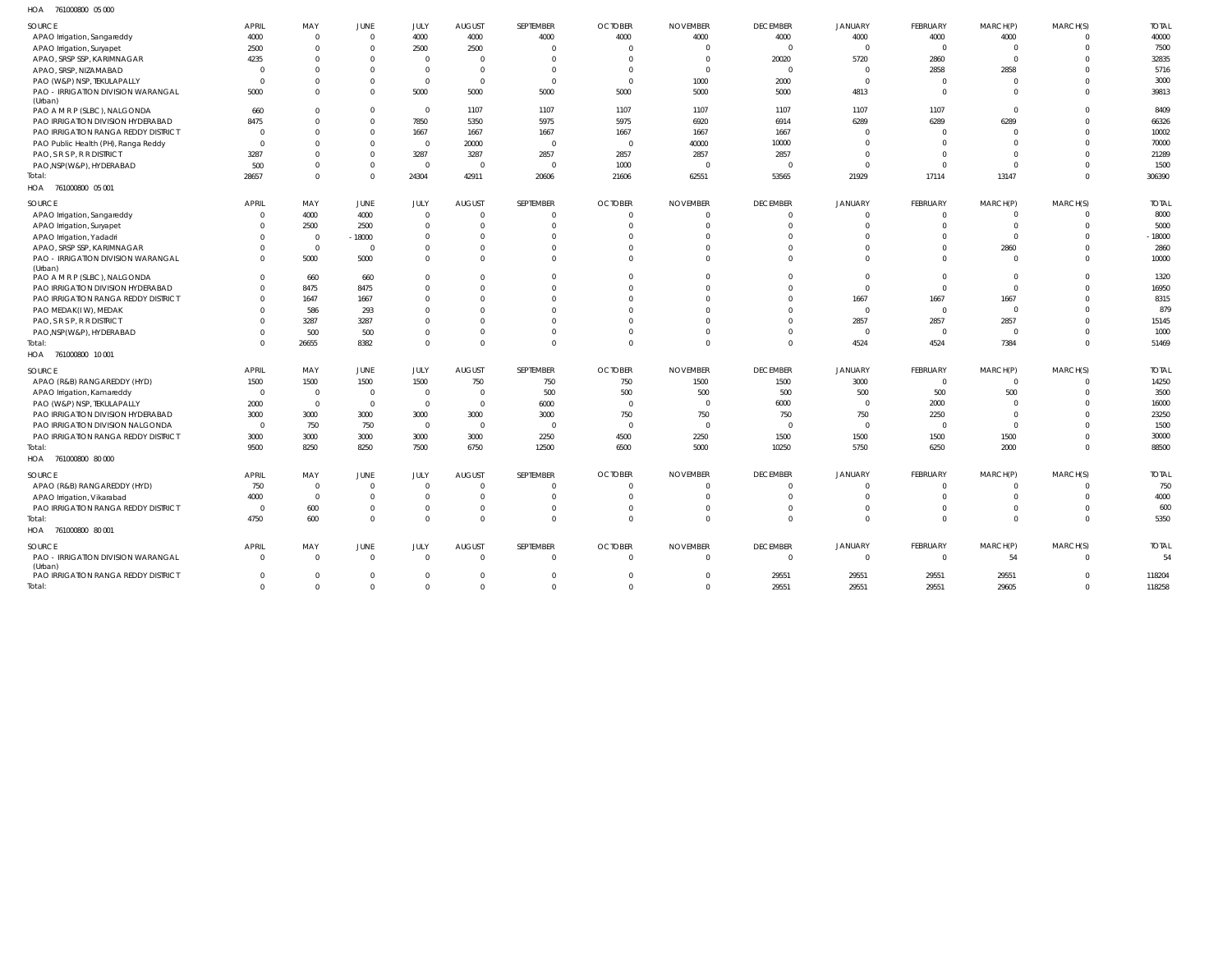HOA 761000800 05 000

| SOURCE | APRIL | MAY | JUNE | JULY | AUGUST | SEPTEMBER | OCTOBER | NOVEMBER | DECEMBER | JANUARY | FEBRUARY | MARCH(P) | MARCH(S) | TOTAL |
|---|---|---|---|---|---|---|---|---|---|---|---|---|---|---|
| APAO Irrigation, Sangareddy | 4000 | 0 | 0 | 4000 | 4000 | 4000 | 4000 | 4000 | 4000 | 4000 | 4000 | 4000 | 0 | 40000 |
| APAO Irrigation, Suryapet | 2500 | 0 | 0 | 2500 | 2500 | 0 | 0 | 0 | 0 | 0 | 0 | 0 | 0 | 7500 |
| APAO, SRSP SSP, KARIMNAGAR | 4235 | 0 | 0 | 0 | 0 | 0 | 0 | 0 | 20020 | 5720 | 2860 | 0 | 0 | 32835 |
| APAO, SRSP, NIZAMABAD | 0 | 0 | 0 | 0 | 0 | 0 | 0 | 0 | 0 | 0 | 2858 | 2858 | 0 | 5716 |
| PAO (W&P) NSP, TEKULAPALLY | 0 | 0 | 0 | 0 | 0 | 0 | 0 | 1000 | 2000 | 0 | 0 | 0 | 0 | 3000 |
| PAO - IRRIGATION DIVISION WARANGAL (Urban) | 5000 | 0 | 0 | 5000 | 5000 | 5000 | 5000 | 5000 | 5000 | 4813 | 0 | 0 | 0 | 39813 |
| PAO A M R P (SLBC), NALGONDA | 660 | 0 | 0 | 0 | 1107 | 1107 | 1107 | 1107 | 1107 | 1107 | 1107 | 0 | 0 | 8409 |
| PAO IRRIGATION DIVISION HYDERABAD | 8475 | 0 | 0 | 7850 | 5350 | 5975 | 5975 | 6920 | 6914 | 6289 | 6289 | 6289 | 0 | 66326 |
| PAO IRRIGATION RANGA REDDY DISTRICT | 0 | 0 | 0 | 1667 | 1667 | 1667 | 1667 | 1667 | 1667 | 0 | 0 | 0 | 0 | 10002 |
| PAO Public Health (PH), Ranga Reddy | 0 | 0 | 0 | 0 | 20000 | 0 | 0 | 40000 | 10000 | 0 | 0 | 0 | 0 | 70000 |
| PAO, S R S P, R R DISTRICT | 3287 | 0 | 0 | 3287 | 3287 | 2857 | 2857 | 2857 | 2857 | 0 | 0 | 0 | 0 | 21289 |
| PAO,NSP(W&P), HYDERABAD | 500 | 0 | 0 | 0 | 0 | 0 | 1000 | 0 | 0 | 0 | 0 | 0 | 0 | 1500 |
| Total: | 28657 | 0 | 0 | 24304 | 42911 | 20606 | 21606 | 62551 | 53565 | 21929 | 17114 | 13147 | 0 | 306390 |

HOA 761000800 05 001

| SOURCE | APRIL | MAY | JUNE | JULY | AUGUST | SEPTEMBER | OCTOBER | NOVEMBER | DECEMBER | JANUARY | FEBRUARY | MARCH(P) | MARCH(S) | TOTAL |
|---|---|---|---|---|---|---|---|---|---|---|---|---|---|---|
| APAO Irrigation, Sangareddy | 0 | 4000 | 4000 | 0 | 0 | 0 | 0 | 0 | 0 | 0 | 0 | 0 | 0 | 8000 |
| APAO Irrigation, Suryapet | 0 | 2500 | 2500 | 0 | 0 | 0 | 0 | 0 | 0 | 0 | 0 | 0 | 0 | 5000 |
| APAO Irrigation, Yadadri | 0 | 0 | -18000 | 0 | 0 | 0 | 0 | 0 | 0 | 0 | 0 | 0 | 0 | -18000 |
| APAO, SRSP SSP, KARIMNAGAR | 0 | 0 | 0 | 0 | 0 | 0 | 0 | 0 | 0 | 0 | 0 | 2860 | 0 | 2860 |
| PAO - IRRIGATION DIVISION WARANGAL (Urban) | 0 | 5000 | 5000 | 0 | 0 | 0 | 0 | 0 | 0 | 0 | 0 | 0 | 0 | 10000 |
| PAO A M R P (SLBC), NALGONDA | 0 | 660 | 660 | 0 | 0 | 0 | 0 | 0 | 0 | 0 | 0 | 0 | 0 | 1320 |
| PAO IRRIGATION DIVISION HYDERABAD | 0 | 8475 | 8475 | 0 | 0 | 0 | 0 | 0 | 0 | 0 | 0 | 0 | 0 | 16950 |
| PAO IRRIGATION RANGA REDDY DISTRICT | 0 | 1647 | 1667 | 0 | 0 | 0 | 0 | 0 | 0 | 1667 | 1667 | 1667 | 0 | 8315 |
| PAO MEDAK(IW), MEDAK | 0 | 586 | 293 | 0 | 0 | 0 | 0 | 0 | 0 | 0 | 0 | 0 | 0 | 879 |
| PAO, S R S P, R R DISTRICT | 0 | 3287 | 3287 | 0 | 0 | 0 | 0 | 0 | 0 | 2857 | 2857 | 2857 | 0 | 15145 |
| PAO,NSP(W&P), HYDERABAD | 0 | 500 | 500 | 0 | 0 | 0 | 0 | 0 | 0 | 0 | 0 | 0 | 0 | 1000 |
| Total: | 0 | 26655 | 8382 | 0 | 0 | 0 | 0 | 0 | 0 | 4524 | 4524 | 7384 | 0 | 51469 |

HOA 761000800 10 001

| SOURCE | APRIL | MAY | JUNE | JULY | AUGUST | SEPTEMBER | OCTOBER | NOVEMBER | DECEMBER | JANUARY | FEBRUARY | MARCH(P) | MARCH(S) | TOTAL |
|---|---|---|---|---|---|---|---|---|---|---|---|---|---|---|
| APAO (R&B) RANGAREDDY (HYD) | 1500 | 1500 | 1500 | 1500 | 750 | 750 | 750 | 1500 | 1500 | 3000 | 0 | 0 | 0 | 14250 |
| APAO Irrigation, Kamareddy | 0 | 0 | 0 | 0 | 0 | 500 | 500 | 500 | 500 | 500 | 500 | 500 | 0 | 3500 |
| PAO (W&P) NSP, TEKULAPALLY | 2000 | 0 | 0 | 0 | 0 | 6000 | 0 | 0 | 6000 | 0 | 2000 | 0 | 0 | 16000 |
| PAO IRRIGATION DIVISION HYDERABAD | 3000 | 3000 | 3000 | 3000 | 3000 | 3000 | 750 | 750 | 750 | 750 | 2250 | 0 | 0 | 23250 |
| PAO IRRIGATION DIVISION NALGONDA | 0 | 750 | 750 | 0 | 0 | 0 | 0 | 0 | 0 | 0 | 0 | 0 | 0 | 1500 |
| PAO IRRIGATION RANGA REDDY DISTRICT | 3000 | 3000 | 3000 | 3000 | 3000 | 2250 | 4500 | 2250 | 1500 | 1500 | 1500 | 1500 | 0 | 30000 |
| Total: | 9500 | 8250 | 8250 | 7500 | 6750 | 12500 | 6500 | 5000 | 10250 | 5750 | 6250 | 2000 | 0 | 88500 |

HOA 761000800 80 000

| SOURCE | APRIL | MAY | JUNE | JULY | AUGUST | SEPTEMBER | OCTOBER | NOVEMBER | DECEMBER | JANUARY | FEBRUARY | MARCH(P) | MARCH(S) | TOTAL |
|---|---|---|---|---|---|---|---|---|---|---|---|---|---|---|
| APAO (R&B) RANGAREDDY (HYD) | 750 | 0 | 0 | 0 | 0 | 0 | 0 | 0 | 0 | 0 | 0 | 0 | 0 | 750 |
| APAO Irrigation, Vikarabad | 4000 | 0 | 0 | 0 | 0 | 0 | 0 | 0 | 0 | 0 | 0 | 0 | 0 | 4000 |
| PAO IRRIGATION RANGA REDDY DISTRICT | 0 | 600 | 0 | 0 | 0 | 0 | 0 | 0 | 0 | 0 | 0 | 0 | 0 | 600 |
| Total: | 4750 | 600 | 0 | 0 | 0 | 0 | 0 | 0 | 0 | 0 | 0 | 0 | 0 | 5350 |

HOA 761000800 80 001

| SOURCE | APRIL | MAY | JUNE | JULY | AUGUST | SEPTEMBER | OCTOBER | NOVEMBER | DECEMBER | JANUARY | FEBRUARY | MARCH(P) | MARCH(S) | TOTAL |
|---|---|---|---|---|---|---|---|---|---|---|---|---|---|---|
| PAO - IRRIGATION DIVISION WARANGAL (Urban) | 0 | 0 | 0 | 0 | 0 | 0 | 0 | 0 | 0 | 0 | 0 | 54 | 0 | 54 |
| PAO IRRIGATION RANGA REDDY DISTRICT | 0 | 0 | 0 | 0 | 0 | 0 | 0 | 0 | 29551 | 29551 | 29551 | 29551 | 0 | 118204 |
| Total: | 0 | 0 | 0 | 0 | 0 | 0 | 0 | 0 | 29551 | 29551 | 29551 | 29605 | 0 | 118258 |